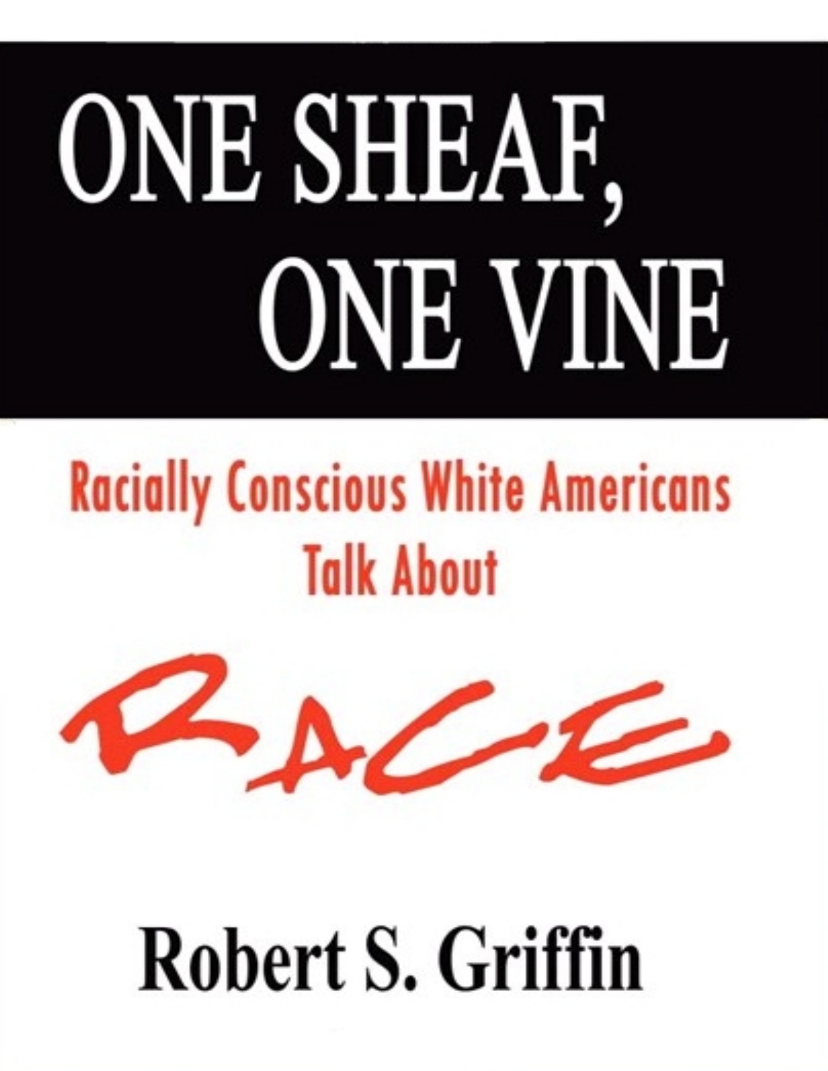# ONE SHEAF, ONE VINE

## Racially Conscious White Americans Talk About

# RACE

**Robert S. Griffin**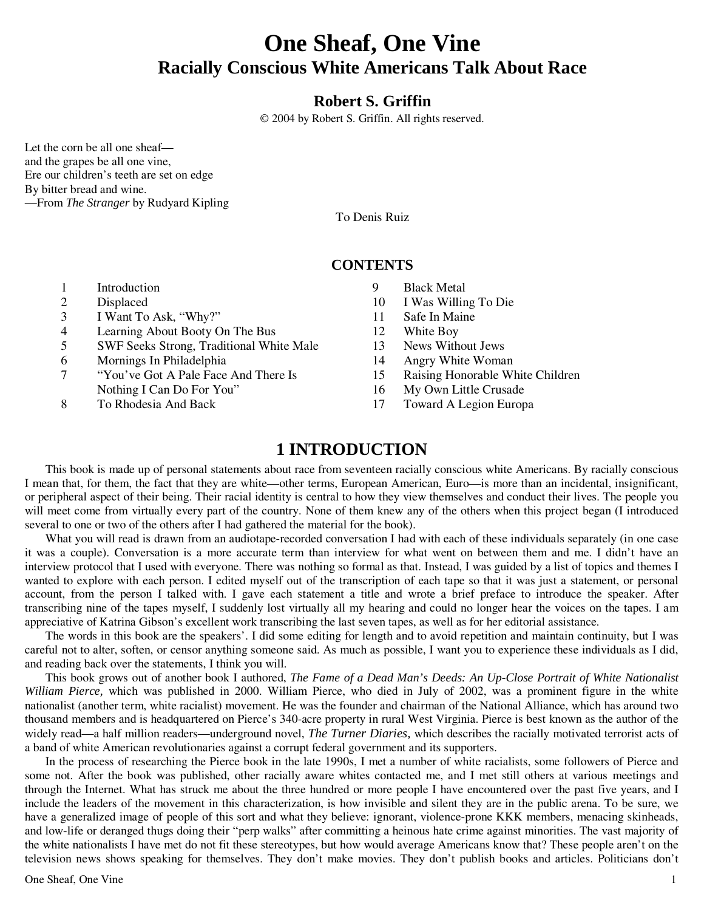# One Sheaf, One Vine

## Racially Conscious White Americans Talk About Race

**Robert S. Griffin**

© 2004 by Robert S. Griffin. All rights reserved.

Let the corn be all one sheaf—
and the grapes be all one vine,
Ere our children's teeth are set on edge
By bitter bread and wine.
—From *The Stranger* by Rudyard Kipling

To Denis Ruiz

### CONTENTS

1. Introduction
2. Displaced
3. I Want To Ask, "Why?"
4. Learning About Booty On The Bus
5. SWF Seeks Strong, Traditional White Male
6. Mornings In Philadelphia
7. "You've Got A Pale Face And There Is Nothing I Can Do For You"
8. To Rhodesia And Back
9. Black Metal
10. I Was Willing To Die
11. Safe In Maine
12. White Boy
13. News Without Jews
14. Angry White Woman
15. Raising Honorable White Children
16. My Own Little Crusade
17. Toward A Legion Europa

## 1 INTRODUCTION

This book is made up of personal statements about race from seventeen racially conscious white Americans. By racially conscious I mean that, for them, the fact that they are white—other terms, European American, Euro—is more than an incidental, insignificant, or peripheral aspect of their being. Their racial identity is central to how they view themselves and conduct their lives. The people you will meet come from virtually every part of the country. None of them knew any of the others when this project began (I introduced several to one or two of the others after I had gathered the material for the book).

What you will read is drawn from an audiotape-recorded conversation I had with each of these individuals separately (in one case it was a couple). Conversation is a more accurate term than interview for what went on between them and me. I didn't have an interview protocol that I used with everyone. There was nothing so formal as that. Instead, I was guided by a list of topics and themes I wanted to explore with each person. I edited myself out of the transcription of each tape so that it was just a statement, or personal account, from the person I talked with. I gave each statement a title and wrote a brief preface to introduce the speaker. After transcribing nine of the tapes myself, I suddenly lost virtually all my hearing and could no longer hear the voices on the tapes. I am appreciative of Katrina Gibson's excellent work transcribing the last seven tapes, as well as for her editorial assistance.

The words in this book are the speakers'. I did some editing for length and to avoid repetition and maintain continuity, but I was careful not to alter, soften, or censor anything someone said. As much as possible, I want you to experience these individuals as I did, and reading back over the statements, I think you will.

This book grows out of another book I authored, *The Fame of a Dead Man's Deeds: An Up-Close Portrait of White Nationalist William Pierce,* which was published in 2000. William Pierce, who died in July of 2002, was a prominent figure in the white nationalist (another term, white racialist) movement. He was the founder and chairman of the National Alliance, which has around two thousand members and is headquartered on Pierce's 340-acre property in rural West Virginia. Pierce is best known as the author of the widely read—a half million readers—underground novel, *The Turner Diaries,* which describes the racially motivated terrorist acts of a band of white American revolutionaries against a corrupt federal government and its supporters.

In the process of researching the Pierce book in the late 1990s, I met a number of white racialists, some followers of Pierce and some not. After the book was published, other racially aware whites contacted me, and I met still others at various meetings and through the Internet. What has struck me about the three hundred or more people I have encountered over the past five years, and I include the leaders of the movement in this characterization, is how invisible and silent they are in the public arena. To be sure, we have a generalized image of people of this sort and what they believe: ignorant, violence-prone KKK members, menacing skinheads, and low-life or deranged thugs doing their "perp walks" after committing a heinous hate crime against minorities. The vast majority of the white nationalists I have met do not fit these stereotypes, but how would average Americans know that? These people aren't on the television news shows speaking for themselves. They don't make movies. They don't publish books and articles. Politicians don't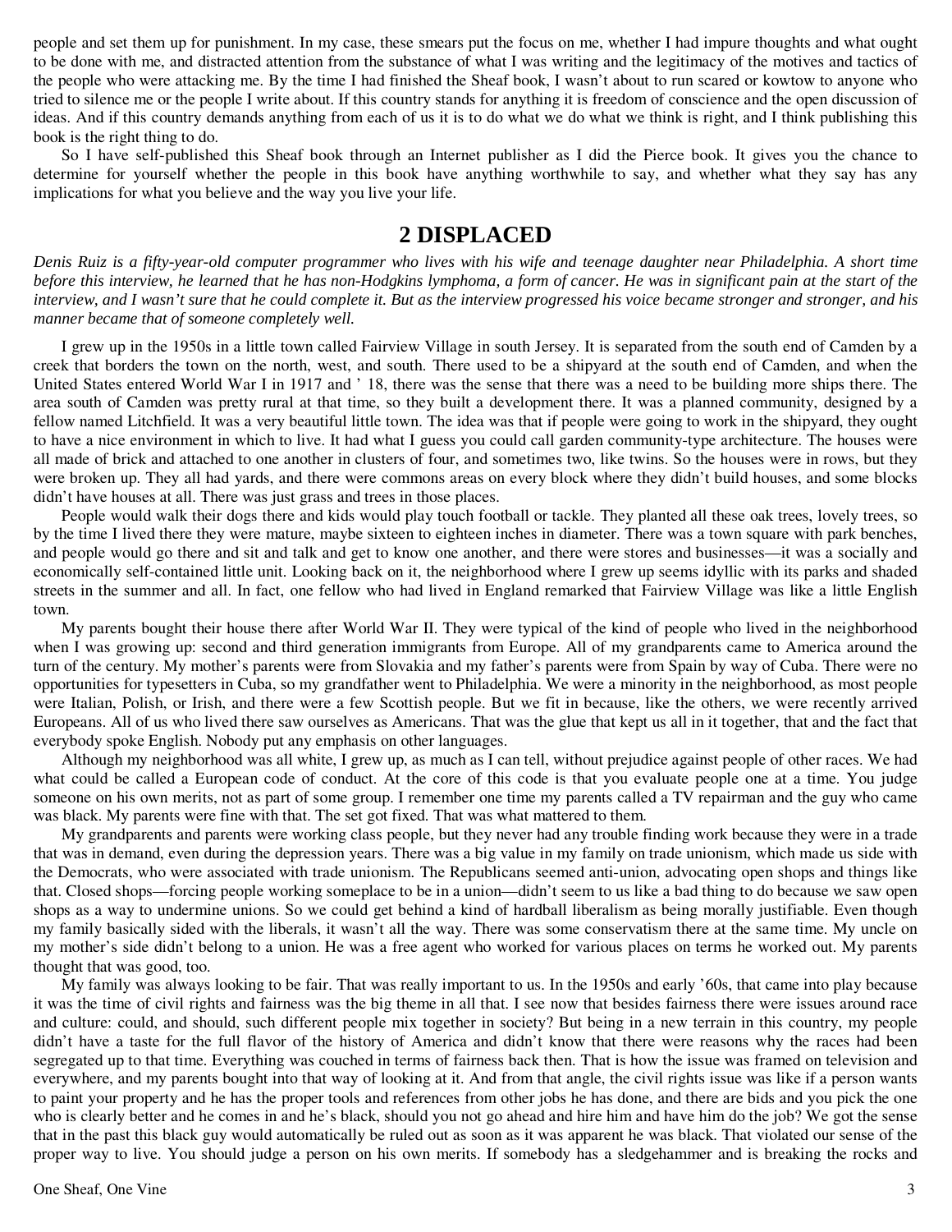people and set them up for punishment. In my case, these smears put the focus on me, whether I had impure thoughts and what ought to be done with me, and distracted attention from the substance of what I was writing and the legitimacy of the motives and tactics of the people who were attacking me. By the time I had finished the Sheaf book, I wasn't about to run scared or kowtow to anyone who tried to silence me or the people I write about. If this country stands for anything it is freedom of conscience and the open discussion of ideas. And if this country demands anything from each of us it is to do what we do what we think is right, and I think publishing this book is the right thing to do.

So I have self-published this Sheaf book through an Internet publisher as I did the Pierce book. It gives you the chance to determine for yourself whether the people in this book have anything worthwhile to say, and whether what they say has any implications for what you believe and the way you live your life.

## 2 DISPLACED

*Denis Ruiz is a fifty-year-old computer programmer who lives with his wife and teenage daughter near Philadelphia. A short time before this interview, he learned that he has non-Hodgkins lymphoma, a form of cancer. He was in significant pain at the start of the interview, and I wasn't sure that he could complete it. But as the interview progressed his voice became stronger and stronger, and his manner became that of someone completely well.*

I grew up in the 1950s in a little town called Fairview Village in south Jersey. It is separated from the south end of Camden by a creek that borders the town on the north, west, and south. There used to be a shipyard at the south end of Camden, and when the United States entered World War I in 1917 and ' 18, there was the sense that there was a need to be building more ships there. The area south of Camden was pretty rural at that time, so they built a development there. It was a planned community, designed by a fellow named Litchfield. It was a very beautiful little town. The idea was that if people were going to work in the shipyard, they ought to have a nice environment in which to live. It had what I guess you could call garden community-type architecture. The houses were all made of brick and attached to one another in clusters of four, and sometimes two, like twins. So the houses were in rows, but they were broken up. They all had yards, and there were commons areas on every block where they didn't build houses, and some blocks didn't have houses at all. There was just grass and trees in those places.

People would walk their dogs there and kids would play touch football or tackle. They planted all these oak trees, lovely trees, so by the time I lived there they were mature, maybe sixteen to eighteen inches in diameter. There was a town square with park benches, and people would go there and sit and talk and get to know one another, and there were stores and businesses—it was a socially and economically self-contained little unit. Looking back on it, the neighborhood where I grew up seems idyllic with its parks and shaded streets in the summer and all. In fact, one fellow who had lived in England remarked that Fairview Village was like a little English town.

My parents bought their house there after World War II. They were typical of the kind of people who lived in the neighborhood when I was growing up: second and third generation immigrants from Europe. All of my grandparents came to America around the turn of the century. My mother's parents were from Slovakia and my father's parents were from Spain by way of Cuba. There were no opportunities for typesetters in Cuba, so my grandfather went to Philadelphia. We were a minority in the neighborhood, as most people were Italian, Polish, or Irish, and there were a few Scottish people. But we fit in because, like the others, we were recently arrived Europeans. All of us who lived there saw ourselves as Americans. That was the glue that kept us all in it together, that and the fact that everybody spoke English. Nobody put any emphasis on other languages.

Although my neighborhood was all white, I grew up, as much as I can tell, without prejudice against people of other races. We had what could be called a European code of conduct. At the core of this code is that you evaluate people one at a time. You judge someone on his own merits, not as part of some group. I remember one time my parents called a TV repairman and the guy who came was black. My parents were fine with that. The set got fixed. That was what mattered to them.

My grandparents and parents were working class people, but they never had any trouble finding work because they were in a trade that was in demand, even during the depression years. There was a big value in my family on trade unionism, which made us side with the Democrats, who were associated with trade unionism. The Republicans seemed anti-union, advocating open shops and things like that. Closed shops—forcing people working someplace to be in a union—didn't seem to us like a bad thing to do because we saw open shops as a way to undermine unions. So we could get behind a kind of hardball liberalism as being morally justifiable. Even though my family basically sided with the liberals, it wasn't all the way. There was some conservatism there at the same time. My uncle on my mother's side didn't belong to a union. He was a free agent who worked for various places on terms he worked out. My parents thought that was good, too.

My family was always looking to be fair. That was really important to us. In the 1950s and early '60s, that came into play because it was the time of civil rights and fairness was the big theme in all that. I see now that besides fairness there were issues around race and culture: could, and should, such different people mix together in society? But being in a new terrain in this country, my people didn't have a taste for the full flavor of the history of America and didn't know that there were reasons why the races had been segregated up to that time. Everything was couched in terms of fairness back then. That is how the issue was framed on television and everywhere, and my parents bought into that way of looking at it. And from that angle, the civil rights issue was like if a person wants to paint your property and he has the proper tools and references from other jobs he has done, and there are bids and you pick the one who is clearly better and he comes in and he's black, should you not go ahead and hire him and have him do the job? We got the sense that in the past this black guy would automatically be ruled out as soon as it was apparent he was black. That violated our sense of the proper way to live. You should judge a person on his own merits. If somebody has a sledgehammer and is breaking the rocks and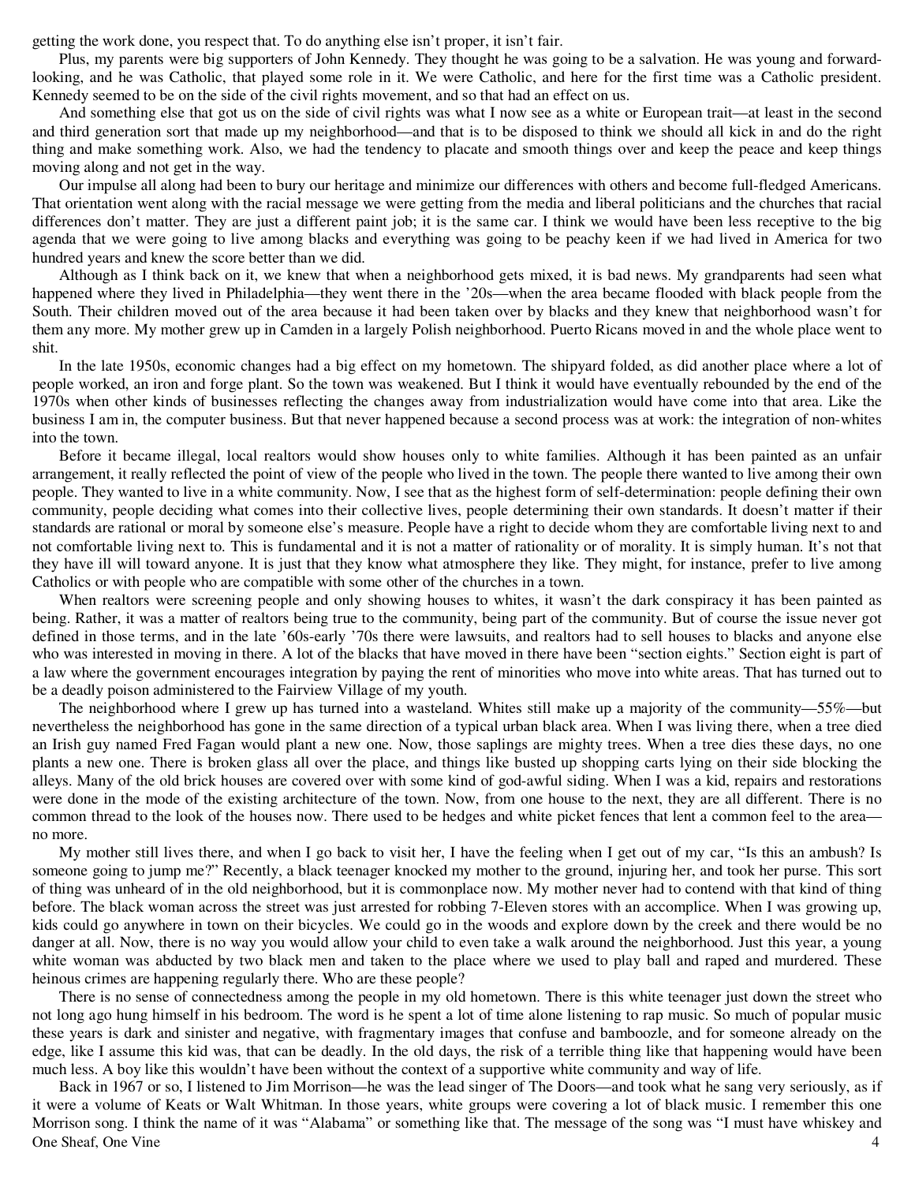getting the work done, you respect that. To do anything else isn't proper, it isn't fair.

Plus, my parents were big supporters of John Kennedy. They thought he was going to be a salvation. He was young and forward-looking, and he was Catholic, that played some role in it. We were Catholic, and here for the first time was a Catholic president. Kennedy seemed to be on the side of the civil rights movement, and so that had an effect on us.

And something else that got us on the side of civil rights was what I now see as a white or European trait—at least in the second and third generation sort that made up my neighborhood—and that is to be disposed to think we should all kick in and do the right thing and make something work. Also, we had the tendency to placate and smooth things over and keep the peace and keep things moving along and not get in the way.

Our impulse all along had been to bury our heritage and minimize our differences with others and become full-fledged Americans. That orientation went along with the racial message we were getting from the media and liberal politicians and the churches that racial differences don't matter. They are just a different paint job; it is the same car. I think we would have been less receptive to the big agenda that we were going to live among blacks and everything was going to be peachy keen if we had lived in America for two hundred years and knew the score better than we did.

Although as I think back on it, we knew that when a neighborhood gets mixed, it is bad news. My grandparents had seen what happened where they lived in Philadelphia—they went there in the '20s—when the area became flooded with black people from the South. Their children moved out of the area because it had been taken over by blacks and they knew that neighborhood wasn't for them any more. My mother grew up in Camden in a largely Polish neighborhood. Puerto Ricans moved in and the whole place went to shit.

In the late 1950s, economic changes had a big effect on my hometown. The shipyard folded, as did another place where a lot of people worked, an iron and forge plant. So the town was weakened. But I think it would have eventually rebounded by the end of the 1970s when other kinds of businesses reflecting the changes away from industrialization would have come into that area. Like the business I am in, the computer business. But that never happened because a second process was at work: the integration of non-whites into the town.

Before it became illegal, local realtors would show houses only to white families. Although it has been painted as an unfair arrangement, it really reflected the point of view of the people who lived in the town. The people there wanted to live among their own people. They wanted to live in a white community. Now, I see that as the highest form of self-determination: people defining their own community, people deciding what comes into their collective lives, people determining their own standards. It doesn't matter if their standards are rational or moral by someone else's measure. People have a right to decide whom they are comfortable living next to and not comfortable living next to. This is fundamental and it is not a matter of rationality or of morality. It is simply human. It's not that they have ill will toward anyone. It is just that they know what atmosphere they like. They might, for instance, prefer to live among Catholics or with people who are compatible with some other of the churches in a town.

When realtors were screening people and only showing houses to whites, it wasn't the dark conspiracy it has been painted as being. Rather, it was a matter of realtors being true to the community, being part of the community. But of course the issue never got defined in those terms, and in the late '60s-early '70s there were lawsuits, and realtors had to sell houses to blacks and anyone else who was interested in moving in there. A lot of the blacks that have moved in there have been "section eights." Section eight is part of a law where the government encourages integration by paying the rent of minorities who move into white areas. That has turned out to be a deadly poison administered to the Fairview Village of my youth.

The neighborhood where I grew up has turned into a wasteland. Whites still make up a majority of the community—55%—but nevertheless the neighborhood has gone in the same direction of a typical urban black area. When I was living there, when a tree died an Irish guy named Fred Fagan would plant a new one. Now, those saplings are mighty trees. When a tree dies these days, no one plants a new one. There is broken glass all over the place, and things like busted up shopping carts lying on their side blocking the alleys. Many of the old brick houses are covered over with some kind of god-awful siding. When I was a kid, repairs and restorations were done in the mode of the existing architecture of the town. Now, from one house to the next, they are all different. There is no common thread to the look of the houses now. There used to be hedges and white picket fences that lent a common feel to the area—no more.

My mother still lives there, and when I go back to visit her, I have the feeling when I get out of my car, "Is this an ambush? Is someone going to jump me?" Recently, a black teenager knocked my mother to the ground, injuring her, and took her purse. This sort of thing was unheard of in the old neighborhood, but it is commonplace now. My mother never had to contend with that kind of thing before. The black woman across the street was just arrested for robbing 7-Eleven stores with an accomplice. When I was growing up, kids could go anywhere in town on their bicycles. We could go in the woods and explore down by the creek and there would be no danger at all. Now, there is no way you would allow your child to even take a walk around the neighborhood. Just this year, a young white woman was abducted by two black men and taken to the place where we used to play ball and raped and murdered. These heinous crimes are happening regularly there. Who are these people?

There is no sense of connectedness among the people in my old hometown. There is this white teenager just down the street who not long ago hung himself in his bedroom. The word is he spent a lot of time alone listening to rap music. So much of popular music these years is dark and sinister and negative, with fragmentary images that confuse and bamboozle, and for someone already on the edge, like I assume this kid was, that can be deadly. In the old days, the risk of a terrible thing like that happening would have been much less. A boy like this wouldn't have been without the context of a supportive white community and way of life.

Back in 1967 or so, I listened to Jim Morrison—he was the lead singer of The Doors—and took what he sang very seriously, as if it were a volume of Keats or Walt Whitman. In those years, white groups were covering a lot of black music. I remember this one Morrison song. I think the name of it was "Alabama" or something like that. The message of the song was "I must have whiskey and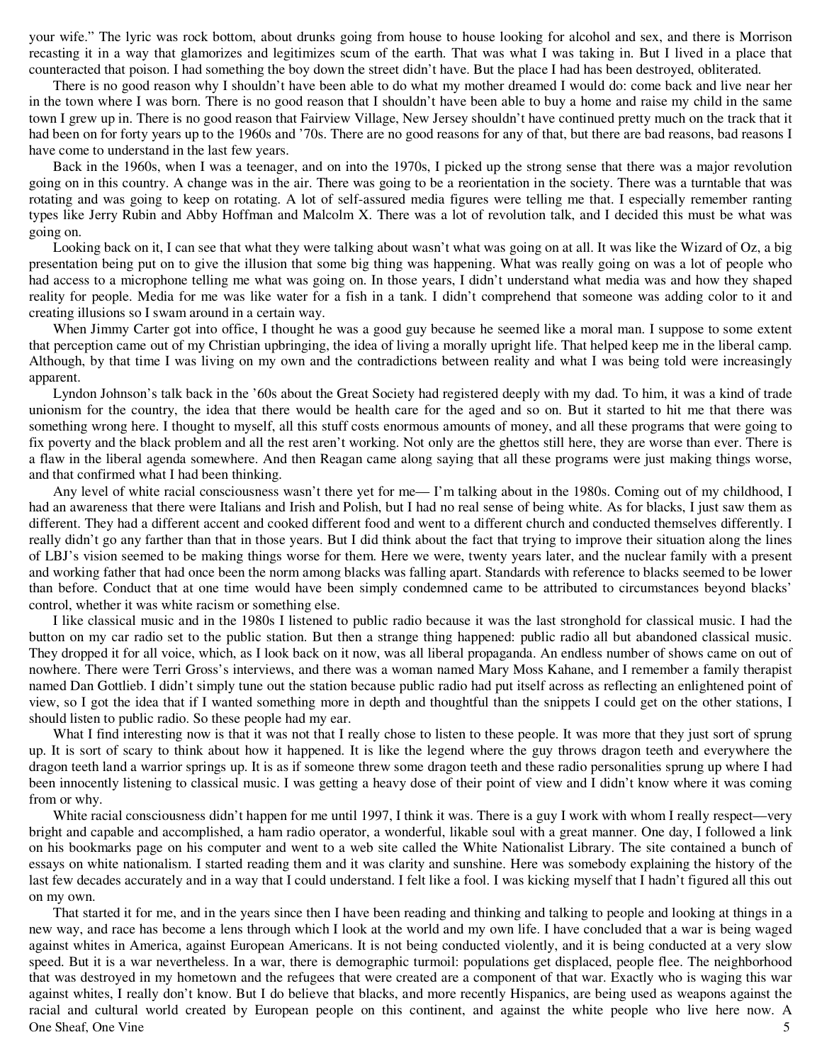your wife." The lyric was rock bottom, about drunks going from house to house looking for alcohol and sex, and there is Morrison recasting it in a way that glamorizes and legitimizes scum of the earth. That was what I was taking in. But I lived in a place that counteracted that poison. I had something the boy down the street didn't have. But the place I had has been destroyed, obliterated.

There is no good reason why I shouldn't have been able to do what my mother dreamed I would do: come back and live near her in the town where I was born. There is no good reason that I shouldn't have been able to buy a home and raise my child in the same town I grew up in. There is no good reason that Fairview Village, New Jersey shouldn't have continued pretty much on the track that it had been on for forty years up to the 1960s and '70s. There are no good reasons for any of that, but there are bad reasons, bad reasons I have come to understand in the last few years.

Back in the 1960s, when I was a teenager, and on into the 1970s, I picked up the strong sense that there was a major revolution going on in this country. A change was in the air. There was going to be a reorientation in the society. There was a turntable that was rotating and was going to keep on rotating. A lot of self-assured media figures were telling me that. I especially remember ranting types like Jerry Rubin and Abby Hoffman and Malcolm X. There was a lot of revolution talk, and I decided this must be what was going on.

Looking back on it, I can see that what they were talking about wasn't what was going on at all. It was like the Wizard of Oz, a big presentation being put on to give the illusion that some big thing was happening. What was really going on was a lot of people who had access to a microphone telling me what was going on. In those years, I didn't understand what media was and how they shaped reality for people. Media for me was like water for a fish in a tank. I didn't comprehend that someone was adding color to it and creating illusions so I swam around in a certain way.

When Jimmy Carter got into office, I thought he was a good guy because he seemed like a moral man. I suppose to some extent that perception came out of my Christian upbringing, the idea of living a morally upright life. That helped keep me in the liberal camp. Although, by that time I was living on my own and the contradictions between reality and what I was being told were increasingly apparent.

Lyndon Johnson's talk back in the '60s about the Great Society had registered deeply with my dad. To him, it was a kind of trade unionism for the country, the idea that there would be health care for the aged and so on. But it started to hit me that there was something wrong here. I thought to myself, all this stuff costs enormous amounts of money, and all these programs that were going to fix poverty and the black problem and all the rest aren't working. Not only are the ghettos still here, they are worse than ever. There is a flaw in the liberal agenda somewhere. And then Reagan came along saying that all these programs were just making things worse, and that confirmed what I had been thinking.

Any level of white racial consciousness wasn't there yet for me— I'm talking about in the 1980s. Coming out of my childhood, I had an awareness that there were Italians and Irish and Polish, but I had no real sense of being white. As for blacks, I just saw them as different. They had a different accent and cooked different food and went to a different church and conducted themselves differently. I really didn't go any farther than that in those years. But I did think about the fact that trying to improve their situation along the lines of LBJ's vision seemed to be making things worse for them. Here we were, twenty years later, and the nuclear family with a present and working father that had once been the norm among blacks was falling apart. Standards with reference to blacks seemed to be lower than before. Conduct that at one time would have been simply condemned came to be attributed to circumstances beyond blacks' control, whether it was white racism or something else.

I like classical music and in the 1980s I listened to public radio because it was the last stronghold for classical music. I had the button on my car radio set to the public station. But then a strange thing happened: public radio all but abandoned classical music. They dropped it for all voice, which, as I look back on it now, was all liberal propaganda. An endless number of shows came on out of nowhere. There were Terri Gross's interviews, and there was a woman named Mary Moss Kahane, and I remember a family therapist named Dan Gottlieb. I didn't simply tune out the station because public radio had put itself across as reflecting an enlightened point of view, so I got the idea that if I wanted something more in depth and thoughtful than the snippets I could get on the other stations, I should listen to public radio. So these people had my ear.

What I find interesting now is that it was not that I really chose to listen to these people. It was more that they just sort of sprung up. It is sort of scary to think about how it happened. It is like the legend where the guy throws dragon teeth and everywhere the dragon teeth land a warrior springs up. It is as if someone threw some dragon teeth and these radio personalities sprung up where I had been innocently listening to classical music. I was getting a heavy dose of their point of view and I didn't know where it was coming from or why.

White racial consciousness didn't happen for me until 1997, I think it was. There is a guy I work with whom I really respect—very bright and capable and accomplished, a ham radio operator, a wonderful, likable soul with a great manner. One day, I followed a link on his bookmarks page on his computer and went to a web site called the White Nationalist Library. The site contained a bunch of essays on white nationalism. I started reading them and it was clarity and sunshine. Here was somebody explaining the history of the last few decades accurately and in a way that I could understand. I felt like a fool. I was kicking myself that I hadn't figured all this out on my own.

That started it for me, and in the years since then I have been reading and thinking and talking to people and looking at things in a new way, and race has become a lens through which I look at the world and my own life. I have concluded that a war is being waged against whites in America, against European Americans. It is not being conducted violently, and it is being conducted at a very slow speed. But it is a war nevertheless. In a war, there is demographic turmoil: populations get displaced, people flee. The neighborhood that was destroyed in my hometown and the refugees that were created are a component of that war. Exactly who is waging this war against whites, I really don't know. But I do believe that blacks, and more recently Hispanics, are being used as weapons against the racial and cultural world created by European people on this continent, and against the white people who live here now. A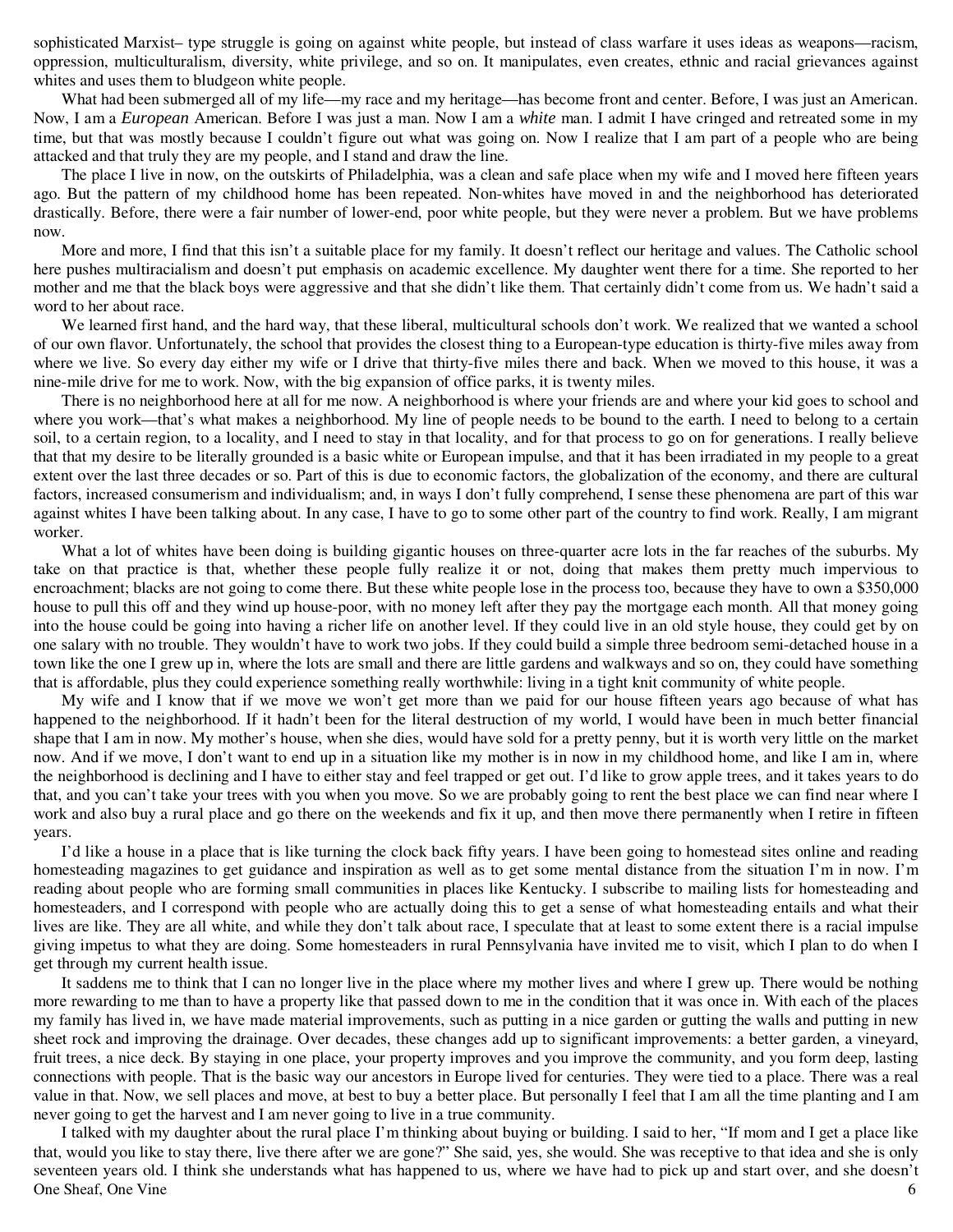sophisticated Marxist– type struggle is going on against white people, but instead of class warfare it uses ideas as weapons—racism, oppression, multiculturalism, diversity, white privilege, and so on. It manipulates, even creates, ethnic and racial grievances against whites and uses them to bludgeon white people.

What had been submerged all of my life—my race and my heritage—has become front and center. Before, I was just an American. Now, I am a *European* American. Before I was just a man. Now I am a *white* man. I admit I have cringed and retreated some in my time, but that was mostly because I couldn't figure out what was going on. Now I realize that I am part of a people who are being attacked and that truly they are my people, and I stand and draw the line.

The place I live in now, on the outskirts of Philadelphia, was a clean and safe place when my wife and I moved here fifteen years ago. But the pattern of my childhood home has been repeated. Non-whites have moved in and the neighborhood has deteriorated drastically. Before, there were a fair number of lower-end, poor white people, but they were never a problem. But we have problems now.

More and more, I find that this isn't a suitable place for my family. It doesn't reflect our heritage and values. The Catholic school here pushes multiracialism and doesn't put emphasis on academic excellence. My daughter went there for a time. She reported to her mother and me that the black boys were aggressive and that she didn't like them. That certainly didn't come from us. We hadn't said a word to her about race.

We learned first hand, and the hard way, that these liberal, multicultural schools don't work. We realized that we wanted a school of our own flavor. Unfortunately, the school that provides the closest thing to a European-type education is thirty-five miles away from where we live. So every day either my wife or I drive that thirty-five miles there and back. When we moved to this house, it was a nine-mile drive for me to work. Now, with the big expansion of office parks, it is twenty miles.

There is no neighborhood here at all for me now. A neighborhood is where your friends are and where your kid goes to school and where you work—that's what makes a neighborhood. My line of people needs to be bound to the earth. I need to belong to a certain soil, to a certain region, to a locality, and I need to stay in that locality, and for that process to go on for generations. I really believe that that my desire to be literally grounded is a basic white or European impulse, and that it has been irradiated in my people to a great extent over the last three decades or so. Part of this is due to economic factors, the globalization of the economy, and there are cultural factors, increased consumerism and individualism; and, in ways I don't fully comprehend, I sense these phenomena are part of this war against whites I have been talking about. In any case, I have to go to some other part of the country to find work. Really, I am migrant worker.

What a lot of whites have been doing is building gigantic houses on three-quarter acre lots in the far reaches of the suburbs. My take on that practice is that, whether these people fully realize it or not, doing that makes them pretty much impervious to encroachment; blacks are not going to come there. But these white people lose in the process too, because they have to own a $350,000 house to pull this off and they wind up house-poor, with no money left after they pay the mortgage each month. All that money going into the house could be going into having a richer life on another level. If they could live in an old style house, they could get by on one salary with no trouble. They wouldn't have to work two jobs. If they could build a simple three bedroom semi-detached house in a town like the one I grew up in, where the lots are small and there are little gardens and walkways and so on, they could have something that is affordable, plus they could experience something really worthwhile: living in a tight knit community of white people.

My wife and I know that if we move we won't get more than we paid for our house fifteen years ago because of what has happened to the neighborhood. If it hadn't been for the literal destruction of my world, I would have been in much better financial shape that I am in now. My mother's house, when she dies, would have sold for a pretty penny, but it is worth very little on the market now. And if we move, I don't want to end up in a situation like my mother is in now in my childhood home, and like I am in, where the neighborhood is declining and I have to either stay and feel trapped or get out. I'd like to grow apple trees, and it takes years to do that, and you can't take your trees with you when you move. So we are probably going to rent the best place we can find near where I work and also buy a rural place and go there on the weekends and fix it up, and then move there permanently when I retire in fifteen years.

I'd like a house in a place that is like turning the clock back fifty years. I have been going to homestead sites online and reading homesteading magazines to get guidance and inspiration as well as to get some mental distance from the situation I'm in now. I'm reading about people who are forming small communities in places like Kentucky. I subscribe to mailing lists for homesteading and homesteaders, and I correspond with people who are actually doing this to get a sense of what homesteading entails and what their lives are like. They are all white, and while they don't talk about race, I speculate that at least to some extent there is a racial impulse giving impetus to what they are doing. Some homesteaders in rural Pennsylvania have invited me to visit, which I plan to do when I get through my current health issue.

It saddens me to think that I can no longer live in the place where my mother lives and where I grew up. There would be nothing more rewarding to me than to have a property like that passed down to me in the condition that it was once in. With each of the places my family has lived in, we have made material improvements, such as putting in a nice garden or gutting the walls and putting in new sheet rock and improving the drainage. Over decades, these changes add up to significant improvements: a better garden, a vineyard, fruit trees, a nice deck. By staying in one place, your property improves and you improve the community, and you form deep, lasting connections with people. That is the basic way our ancestors in Europe lived for centuries. They were tied to a place. There was a real value in that. Now, we sell places and move, at best to buy a better place. But personally I feel that I am all the time planting and I am never going to get the harvest and I am never going to live in a true community.

I talked with my daughter about the rural place I'm thinking about buying or building. I said to her, "If mom and I get a place like that, would you like to stay there, live there after we are gone?" She said, yes, she would. She was receptive to that idea and she is only seventeen years old. I think she understands what has happened to us, where we have had to pick up and start over, and she doesn't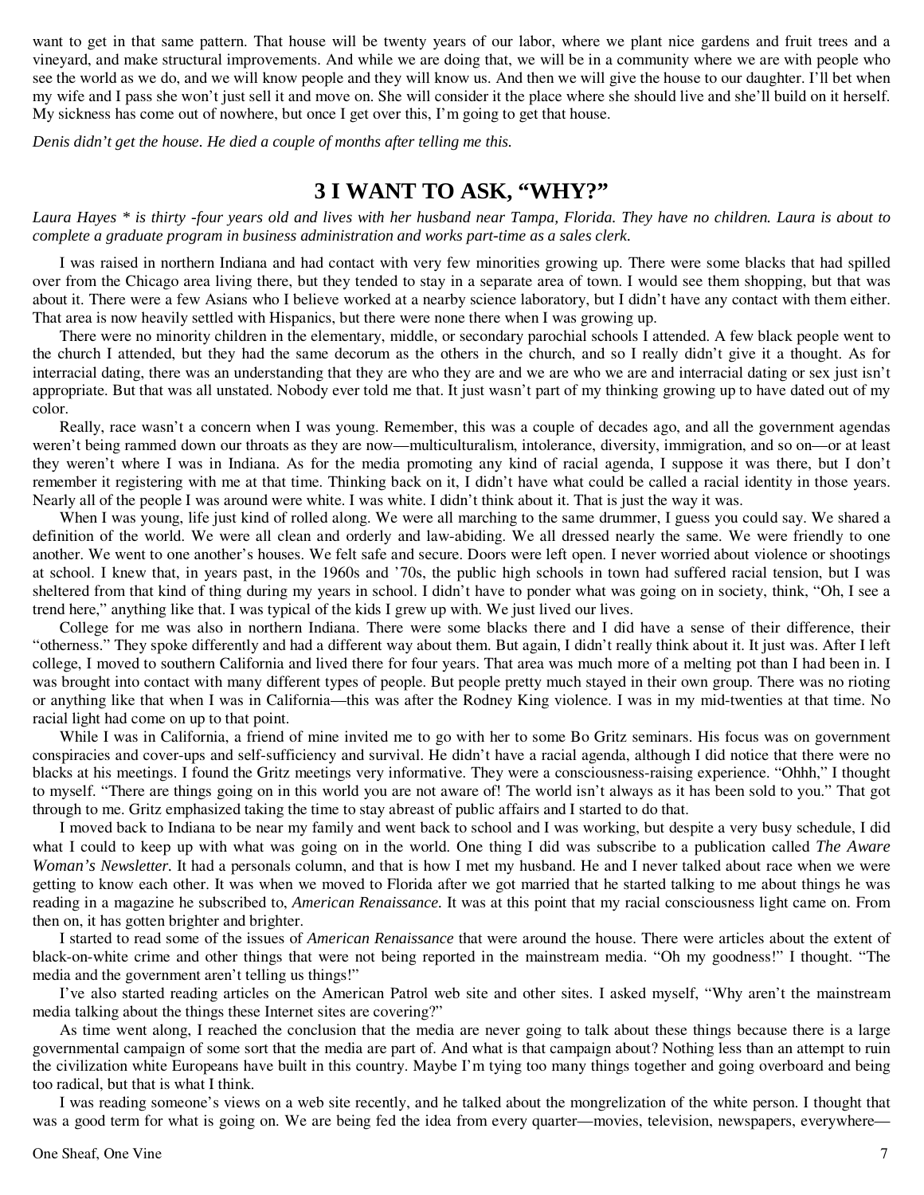want to get in that same pattern. That house will be twenty years of our labor, where we plant nice gardens and fruit trees and a vineyard, and make structural improvements. And while we are doing that, we will be in a community where we are with people who see the world as we do, and we will know people and they will know us. And then we will give the house to our daughter. I'll bet when my wife and I pass she won't just sell it and move on. She will consider it the place where she should live and she'll build on it herself. My sickness has come out of nowhere, but once I get over this, I'm going to get that house.

*Denis didn't get the house. He died a couple of months after telling me this.*

## 3 I WANT TO ASK, "WHY?"

*Laura Hayes * is thirty -four years old and lives with her husband near Tampa, Florida. They have no children. Laura is about to complete a graduate program in business administration and works part-time as a sales clerk.*

I was raised in northern Indiana and had contact with very few minorities growing up. There were some blacks that had spilled over from the Chicago area living there, but they tended to stay in a separate area of town. I would see them shopping, but that was about it. There were a few Asians who I believe worked at a nearby science laboratory, but I didn't have any contact with them either. That area is now heavily settled with Hispanics, but there were none there when I was growing up.

There were no minority children in the elementary, middle, or secondary parochial schools I attended. A few black people went to the church I attended, but they had the same decorum as the others in the church, and so I really didn't give it a thought. As for interracial dating, there was an understanding that they are who they are and we are who we are and interracial dating or sex just isn't appropriate. But that was all unstated. Nobody ever told me that. It just wasn't part of my thinking growing up to have dated out of my color.

Really, race wasn't a concern when I was young. Remember, this was a couple of decades ago, and all the government agendas weren't being rammed down our throats as they are now—multiculturalism, intolerance, diversity, immigration, and so on—or at least they weren't where I was in Indiana. As for the media promoting any kind of racial agenda, I suppose it was there, but I don't remember it registering with me at that time. Thinking back on it, I didn't have what could be called a racial identity in those years. Nearly all of the people I was around were white. I was white. I didn't think about it. That is just the way it was.

When I was young, life just kind of rolled along. We were all marching to the same drummer, I guess you could say. We shared a definition of the world. We were all clean and orderly and law-abiding. We all dressed nearly the same. We were friendly to one another. We went to one another's houses. We felt safe and secure. Doors were left open. I never worried about violence or shootings at school. I knew that, in years past, in the 1960s and '70s, the public high schools in town had suffered racial tension, but I was sheltered from that kind of thing during my years in school. I didn't have to ponder what was going on in society, think, "Oh, I see a trend here," anything like that. I was typical of the kids I grew up with. We just lived our lives.

College for me was also in northern Indiana. There were some blacks there and I did have a sense of their difference, their "otherness." They spoke differently and had a different way about them. But again, I didn't really think about it. It just was. After I left college, I moved to southern California and lived there for four years. That area was much more of a melting pot than I had been in. I was brought into contact with many different types of people. But people pretty much stayed in their own group. There was no rioting or anything like that when I was in California—this was after the Rodney King violence. I was in my mid-twenties at that time. No racial light had come on up to that point.

While I was in California, a friend of mine invited me to go with her to some Bo Gritz seminars. His focus was on government conspiracies and cover-ups and self-sufficiency and survival. He didn't have a racial agenda, although I did notice that there were no blacks at his meetings. I found the Gritz meetings very informative. They were a consciousness-raising experience. "Ohhh," I thought to myself. "There are things going on in this world you are not aware of! The world isn't always as it has been sold to you." That got through to me. Gritz emphasized taking the time to stay abreast of public affairs and I started to do that.

I moved back to Indiana to be near my family and went back to school and I was working, but despite a very busy schedule, I did what I could to keep up with what was going on in the world. One thing I did was subscribe to a publication called *The Aware Woman's Newsletter.* It had a personals column, and that is how I met my husband. He and I never talked about race when we were getting to know each other. It was when we moved to Florida after we got married that he started talking to me about things he was reading in a magazine he subscribed to, *American Renaissance.* It was at this point that my racial consciousness light came on. From then on, it has gotten brighter and brighter.

I started to read some of the issues of *American Renaissance* that were around the house. There were articles about the extent of black-on-white crime and other things that were not being reported in the mainstream media. "Oh my goodness!" I thought. "The media and the government aren't telling us things!"

I've also started reading articles on the American Patrol web site and other sites. I asked myself, "Why aren't the mainstream media talking about the things these Internet sites are covering?"

As time went along, I reached the conclusion that the media are never going to talk about these things because there is a large governmental campaign of some sort that the media are part of. And what is that campaign about? Nothing less than an attempt to ruin the civilization white Europeans have built in this country. Maybe I'm tying too many things together and going overboard and being too radical, but that is what I think.

I was reading someone's views on a web site recently, and he talked about the mongrelization of the white person. I thought that was a good term for what is going on. We are being fed the idea from every quarter—movies, television, newspapers, everywhere—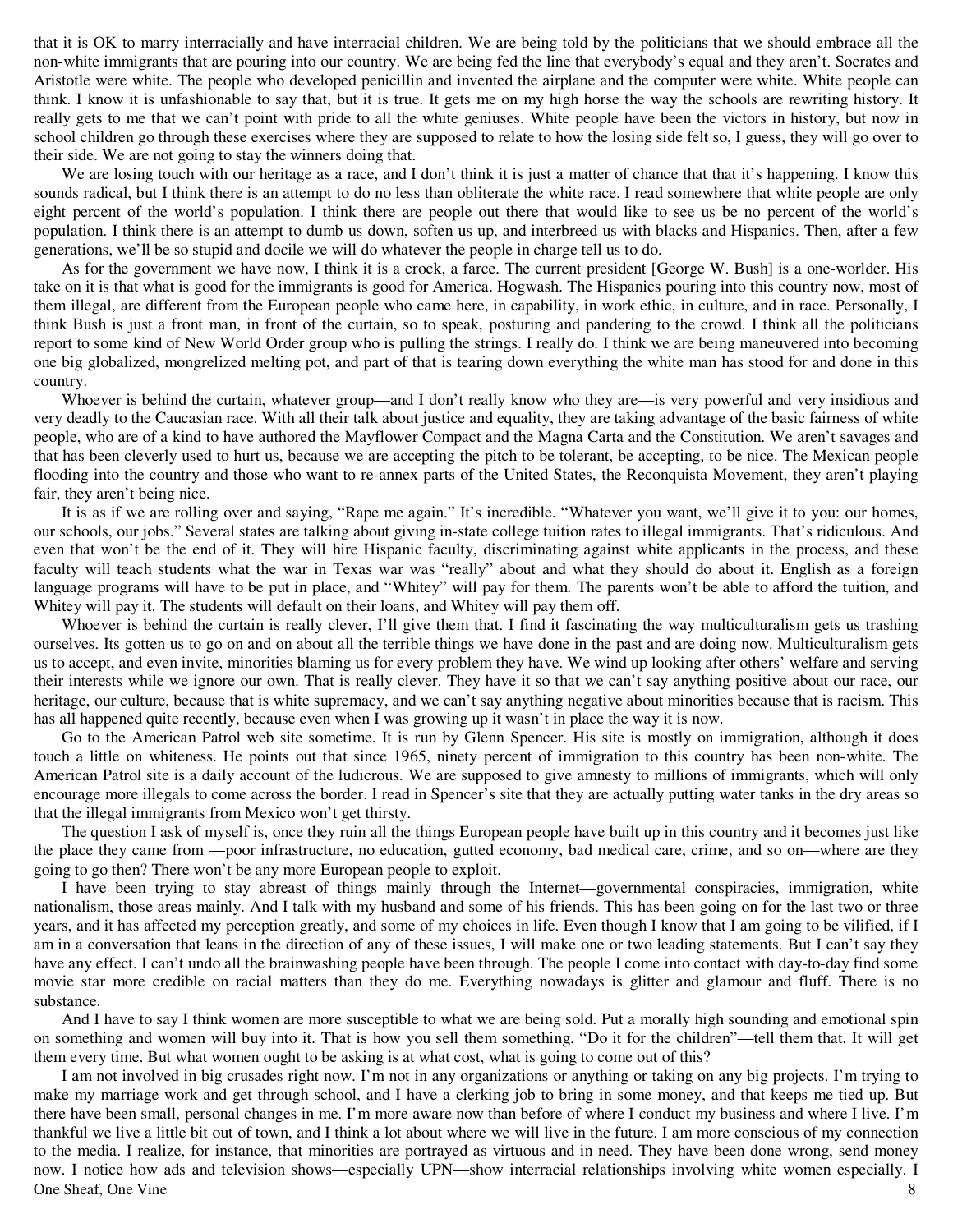that it is OK to marry interracially and have interracial children. We are being told by the politicians that we should embrace all the non-white immigrants that are pouring into our country. We are being fed the line that everybody's equal and they aren't. Socrates and Aristotle were white. The people who developed penicillin and invented the airplane and the computer were white. White people can think. I know it is unfashionable to say that, but it is true. It gets me on my high horse the way the schools are rewriting history. It really gets to me that we can't point with pride to all the white geniuses. White people have been the victors in history, but now in school children go through these exercises where they are supposed to relate to how the losing side felt so, I guess, they will go over to their side. We are not going to stay the winners doing that.

We are losing touch with our heritage as a race, and I don't think it is just a matter of chance that that it's happening. I know this sounds radical, but I think there is an attempt to do no less than obliterate the white race. I read somewhere that white people are only eight percent of the world's population. I think there are people out there that would like to see us be no percent of the world's population. I think there is an attempt to dumb us down, soften us up, and interbreed us with blacks and Hispanics. Then, after a few generations, we'll be so stupid and docile we will do whatever the people in charge tell us to do.

As for the government we have now, I think it is a crock, a farce. The current president [George W. Bush] is a one-worlder. His take on it is that what is good for the immigrants is good for America. Hogwash. The Hispanics pouring into this country now, most of them illegal, are different from the European people who came here, in capability, in work ethic, in culture, and in race. Personally, I think Bush is just a front man, in front of the curtain, so to speak, posturing and pandering to the crowd. I think all the politicians report to some kind of New World Order group who is pulling the strings. I really do. I think we are being maneuvered into becoming one big globalized, mongrelized melting pot, and part of that is tearing down everything the white man has stood for and done in this country.

Whoever is behind the curtain, whatever group—and I don't really know who they are—is very powerful and very insidious and very deadly to the Caucasian race. With all their talk about justice and equality, they are taking advantage of the basic fairness of white people, who are of a kind to have authored the Mayflower Compact and the Magna Carta and the Constitution. We aren't savages and that has been cleverly used to hurt us, because we are accepting the pitch to be tolerant, be accepting, to be nice. The Mexican people flooding into the country and those who want to re-annex parts of the United States, the Reconquista Movement, they aren't playing fair, they aren't being nice.

It is as if we are rolling over and saying, "Rape me again." It's incredible. "Whatever you want, we'll give it to you: our homes, our schools, our jobs." Several states are talking about giving in-state college tuition rates to illegal immigrants. That's ridiculous. And even that won't be the end of it. They will hire Hispanic faculty, discriminating against white applicants in the process, and these faculty will teach students what the war in Texas war was "really" about and what they should do about it. English as a foreign language programs will have to be put in place, and "Whitey" will pay for them. The parents won't be able to afford the tuition, and Whitey will pay it. The students will default on their loans, and Whitey will pay them off.

Whoever is behind the curtain is really clever, I'll give them that. I find it fascinating the way multiculturalism gets us trashing ourselves. Its gotten us to go on and on about all the terrible things we have done in the past and are doing now. Multiculturalism gets us to accept, and even invite, minorities blaming us for every problem they have. We wind up looking after others' welfare and serving their interests while we ignore our own. That is really clever. They have it so that we can't say anything positive about our race, our heritage, our culture, because that is white supremacy, and we can't say anything negative about minorities because that is racism. This has all happened quite recently, because even when I was growing up it wasn't in place the way it is now.

Go to the American Patrol web site sometime. It is run by Glenn Spencer. His site is mostly on immigration, although it does touch a little on whiteness. He points out that since 1965, ninety percent of immigration to this country has been non-white. The American Patrol site is a daily account of the ludicrous. We are supposed to give amnesty to millions of immigrants, which will only encourage more illegals to come across the border. I read in Spencer's site that they are actually putting water tanks in the dry areas so that the illegal immigrants from Mexico won't get thirsty.

The question I ask of myself is, once they ruin all the things European people have built up in this country and it becomes just like the place they came from —poor infrastructure, no education, gutted economy, bad medical care, crime, and so on—where are they going to go then? There won't be any more European people to exploit.

I have been trying to stay abreast of things mainly through the Internet—governmental conspiracies, immigration, white nationalism, those areas mainly. And I talk with my husband and some of his friends. This has been going on for the last two or three years, and it has affected my perception greatly, and some of my choices in life. Even though I know that I am going to be vilified, if I am in a conversation that leans in the direction of any of these issues, I will make one or two leading statements. But I can't say they have any effect. I can't undo all the brainwashing people have been through. The people I come into contact with day-to-day find some movie star more credible on racial matters than they do me. Everything nowadays is glitter and glamour and fluff. There is no substance.

And I have to say I think women are more susceptible to what we are being sold. Put a morally high sounding and emotional spin on something and women will buy into it. That is how you sell them something. "Do it for the children"—tell them that. It will get them every time. But what women ought to be asking is at what cost, what is going to come out of this?

I am not involved in big crusades right now. I'm not in any organizations or anything or taking on any big projects. I'm trying to make my marriage work and get through school, and I have a clerking job to bring in some money, and that keeps me tied up. But there have been small, personal changes in me. I'm more aware now than before of where I conduct my business and where I live. I'm thankful we live a little bit out of town, and I think a lot about where we will live in the future. I am more conscious of my connection to the media. I realize, for instance, that minorities are portrayed as virtuous and in need. They have been done wrong, send money now. I notice how ads and television shows—especially UPN—show interracial relationships involving white women especially. I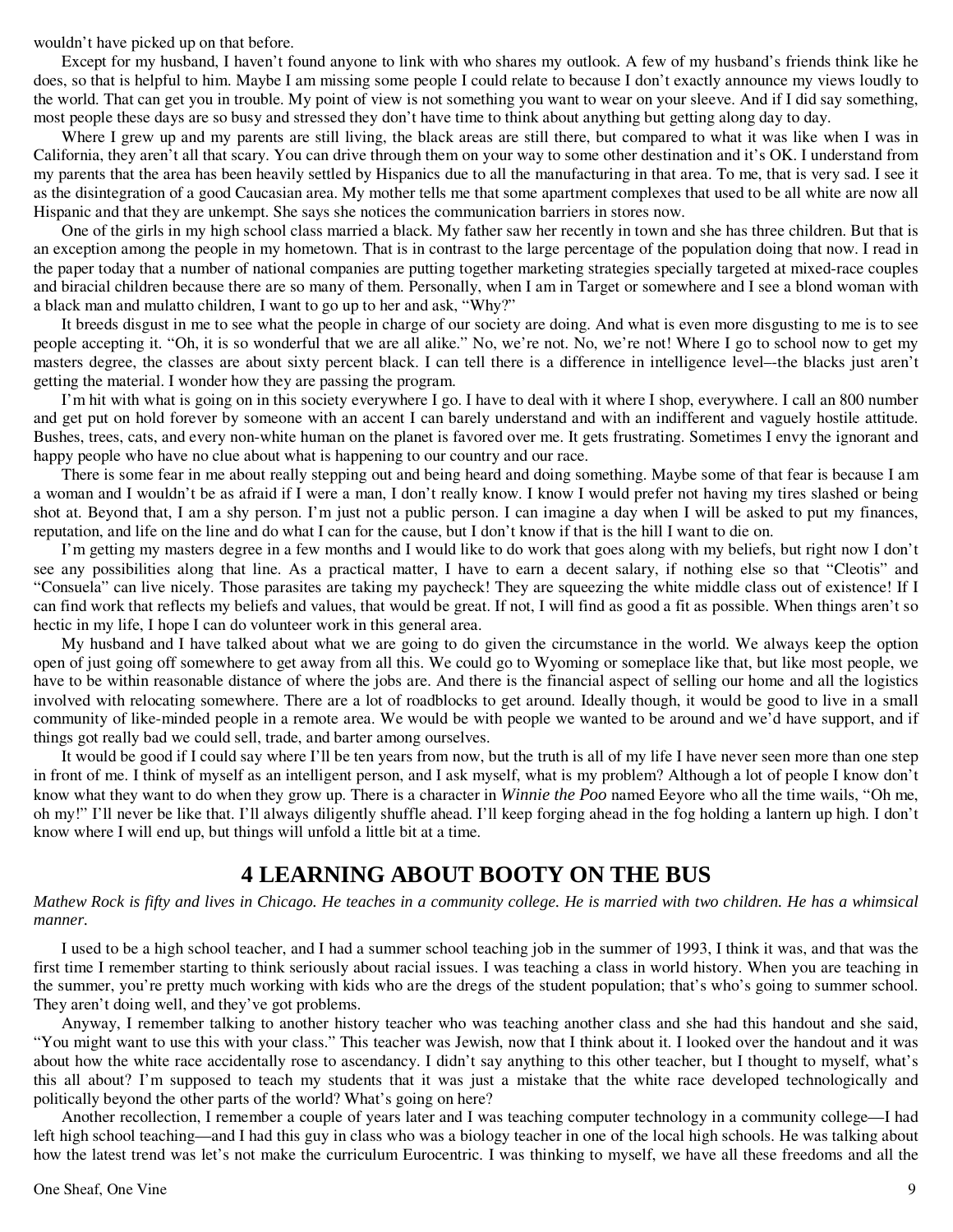wouldn't have picked up on that before.

Except for my husband, I haven't found anyone to link with who shares my outlook. A few of my husband's friends think like he does, so that is helpful to him. Maybe I am missing some people I could relate to because I don't exactly announce my views loudly to the world. That can get you in trouble. My point of view is not something you want to wear on your sleeve. And if I did say something, most people these days are so busy and stressed they don't have time to think about anything but getting along day to day.

Where I grew up and my parents are still living, the black areas are still there, but compared to what it was like when I was in California, they aren't all that scary. You can drive through them on your way to some other destination and it's OK. I understand from my parents that the area has been heavily settled by Hispanics due to all the manufacturing in that area. To me, that is very sad. I see it as the disintegration of a good Caucasian area. My mother tells me that some apartment complexes that used to be all white are now all Hispanic and that they are unkempt. She says she notices the communication barriers in stores now.

One of the girls in my high school class married a black. My father saw her recently in town and she has three children. But that is an exception among the people in my hometown. That is in contrast to the large percentage of the population doing that now. I read in the paper today that a number of national companies are putting together marketing strategies specially targeted at mixed-race couples and biracial children because there are so many of them. Personally, when I am in Target or somewhere and I see a blond woman with a black man and mulatto children, I want to go up to her and ask, "Why?"

It breeds disgust in me to see what the people in charge of our society are doing. And what is even more disgusting to me is to see people accepting it. "Oh, it is so wonderful that we are all alike." No, we're not. No, we're not! Where I go to school now to get my masters degree, the classes are about sixty percent black. I can tell there is a difference in intelligence level–-the blacks just aren't getting the material. I wonder how they are passing the program.

I'm hit with what is going on in this society everywhere I go. I have to deal with it where I shop, everywhere. I call an 800 number and get put on hold forever by someone with an accent I can barely understand and with an indifferent and vaguely hostile attitude. Bushes, trees, cats, and every non-white human on the planet is favored over me. It gets frustrating. Sometimes I envy the ignorant and happy people who have no clue about what is happening to our country and our race.

There is some fear in me about really stepping out and being heard and doing something. Maybe some of that fear is because I am a woman and I wouldn't be as afraid if I were a man, I don't really know. I know I would prefer not having my tires slashed or being shot at. Beyond that, I am a shy person. I'm just not a public person. I can imagine a day when I will be asked to put my finances, reputation, and life on the line and do what I can for the cause, but I don't know if that is the hill I want to die on.

I'm getting my masters degree in a few months and I would like to do work that goes along with my beliefs, but right now I don't see any possibilities along that line. As a practical matter, I have to earn a decent salary, if nothing else so that "Cleotis" and "Consuela" can live nicely. Those parasites are taking my paycheck! They are squeezing the white middle class out of existence! If I can find work that reflects my beliefs and values, that would be great. If not, I will find as good a fit as possible. When things aren't so hectic in my life, I hope I can do volunteer work in this general area.

My husband and I have talked about what we are going to do given the circumstance in the world. We always keep the option open of just going off somewhere to get away from all this. We could go to Wyoming or someplace like that, but like most people, we have to be within reasonable distance of where the jobs are. And there is the financial aspect of selling our home and all the logistics involved with relocating somewhere. There are a lot of roadblocks to get around. Ideally though, it would be good to live in a small community of like-minded people in a remote area. We would be with people we wanted to be around and we'd have support, and if things got really bad we could sell, trade, and barter among ourselves.

It would be good if I could say where I'll be ten years from now, but the truth is all of my life I have never seen more than one step in front of me. I think of myself as an intelligent person, and I ask myself, what is my problem? Although a lot of people I know don't know what they want to do when they grow up. There is a character in *Winnie the Poo* named Eeyore who all the time wails, "Oh me, oh my!" I'll never be like that. I'll always diligently shuffle ahead. I'll keep forging ahead in the fog holding a lantern up high. I don't know where I will end up, but things will unfold a little bit at a time.

# 4 LEARNING ABOUT BOOTY ON THE BUS

*Mathew Rock is fifty and lives in Chicago. He teaches in a community college. He is married with two children. He has a whimsical manner.*

I used to be a high school teacher, and I had a summer school teaching job in the summer of 1993, I think it was, and that was the first time I remember starting to think seriously about racial issues. I was teaching a class in world history. When you are teaching in the summer, you're pretty much working with kids who are the dregs of the student population; that's who's going to summer school. They aren't doing well, and they've got problems.

Anyway, I remember talking to another history teacher who was teaching another class and she had this handout and she said, "You might want to use this with your class." This teacher was Jewish, now that I think about it. I looked over the handout and it was about how the white race accidentally rose to ascendancy. I didn't say anything to this other teacher, but I thought to myself, what's this all about? I'm supposed to teach my students that it was just a mistake that the white race developed technologically and politically beyond the other parts of the world? What's going on here?

Another recollection, I remember a couple of years later and I was teaching computer technology in a community college—I had left high school teaching—and I had this guy in class who was a biology teacher in one of the local high schools. He was talking about how the latest trend was let's not make the curriculum Eurocentric. I was thinking to myself, we have all these freedoms and all the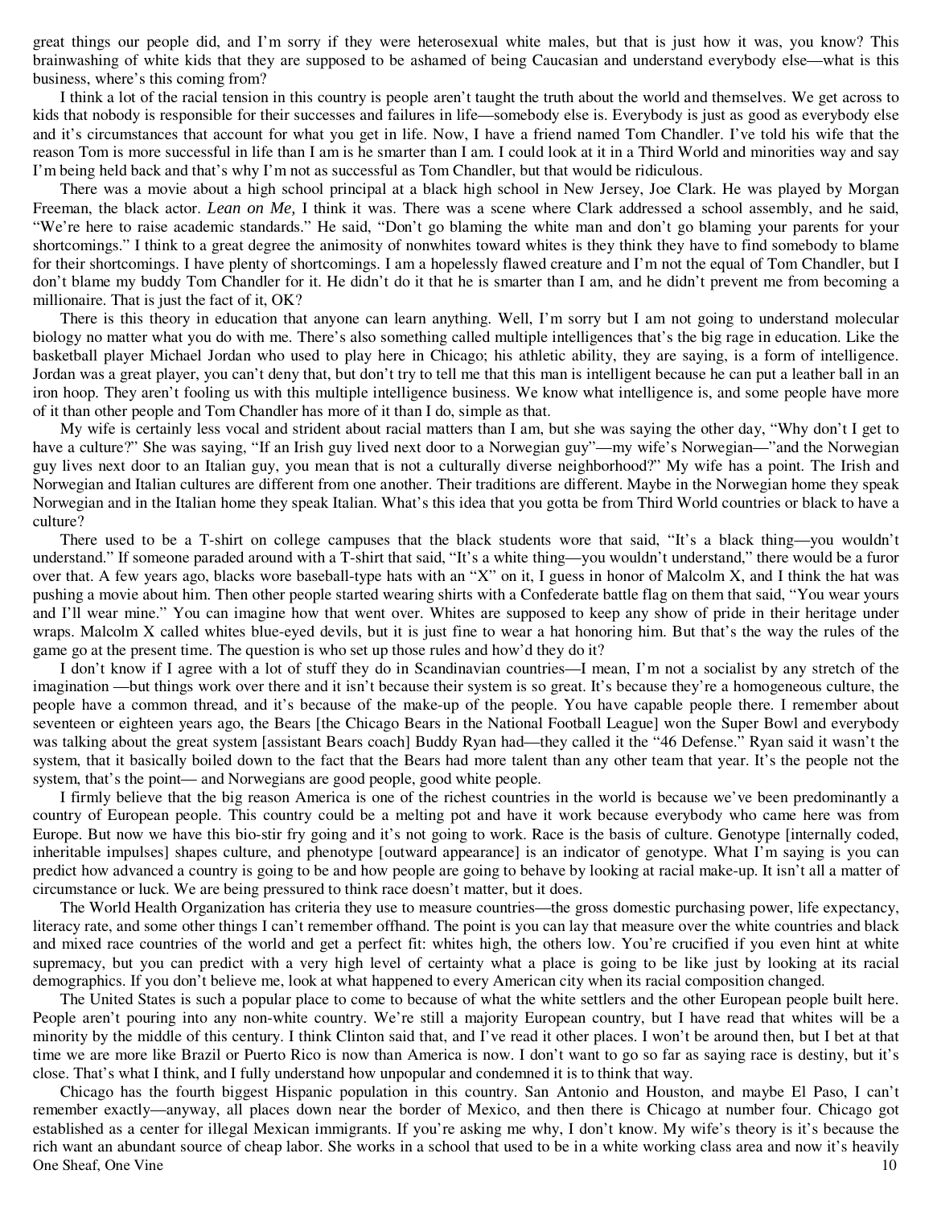great things our people did, and I'm sorry if they were heterosexual white males, but that is just how it was, you know? This brainwashing of white kids that they are supposed to be ashamed of being Caucasian and understand everybody else—what is this business, where's this coming from?

I think a lot of the racial tension in this country is people aren't taught the truth about the world and themselves. We get across to kids that nobody is responsible for their successes and failures in life—somebody else is. Everybody is just as good as everybody else and it's circumstances that account for what you get in life. Now, I have a friend named Tom Chandler. I've told his wife that the reason Tom is more successful in life than I am is he smarter than I am. I could look at it in a Third World and minorities way and say I'm being held back and that's why I'm not as successful as Tom Chandler, but that would be ridiculous.

There was a movie about a high school principal at a black high school in New Jersey, Joe Clark. He was played by Morgan Freeman, the black actor. *Lean on Me,* I think it was. There was a scene where Clark addressed a school assembly, and he said, "We're here to raise academic standards." He said, "Don't go blaming the white man and don't go blaming your parents for your shortcomings." I think to a great degree the animosity of nonwhites toward whites is they think they have to find somebody to blame for their shortcomings. I have plenty of shortcomings. I am a hopelessly flawed creature and I'm not the equal of Tom Chandler, but I don't blame my buddy Tom Chandler for it. He didn't do it that he is smarter than I am, and he didn't prevent me from becoming a millionaire. That is just the fact of it, OK?

There is this theory in education that anyone can learn anything. Well, I'm sorry but I am not going to understand molecular biology no matter what you do with me. There's also something called multiple intelligences that's the big rage in education. Like the basketball player Michael Jordan who used to play here in Chicago; his athletic ability, they are saying, is a form of intelligence. Jordan was a great player, you can't deny that, but don't try to tell me that this man is intelligent because he can put a leather ball in an iron hoop. They aren't fooling us with this multiple intelligence business. We know what intelligence is, and some people have more of it than other people and Tom Chandler has more of it than I do, simple as that.

My wife is certainly less vocal and strident about racial matters than I am, but she was saying the other day, "Why don't I get to have a culture?" She was saying, "If an Irish guy lived next door to a Norwegian guy"—my wife's Norwegian—"and the Norwegian guy lives next door to an Italian guy, you mean that is not a culturally diverse neighborhood?" My wife has a point. The Irish and Norwegian and Italian cultures are different from one another. Their traditions are different. Maybe in the Norwegian home they speak Norwegian and in the Italian home they speak Italian. What's this idea that you gotta be from Third World countries or black to have a culture?

There used to be a T-shirt on college campuses that the black students wore that said, "It's a black thing—you wouldn't understand." If someone paraded around with a T-shirt that said, "It's a white thing—you wouldn't understand," there would be a furor over that. A few years ago, blacks wore baseball-type hats with an "X" on it, I guess in honor of Malcolm X, and I think the hat was pushing a movie about him. Then other people started wearing shirts with a Confederate battle flag on them that said, "You wear yours and I'll wear mine." You can imagine how that went over. Whites are supposed to keep any show of pride in their heritage under wraps. Malcolm X called whites blue-eyed devils, but it is just fine to wear a hat honoring him. But that's the way the rules of the game go at the present time. The question is who set up those rules and how'd they do it?

I don't know if I agree with a lot of stuff they do in Scandinavian countries—I mean, I'm not a socialist by any stretch of the imagination —but things work over there and it isn't because their system is so great. It's because they're a homogeneous culture, the people have a common thread, and it's because of the make-up of the people. You have capable people there. I remember about seventeen or eighteen years ago, the Bears [the Chicago Bears in the National Football League] won the Super Bowl and everybody was talking about the great system [assistant Bears coach] Buddy Ryan had—they called it the "46 Defense." Ryan said it wasn't the system, that it basically boiled down to the fact that the Bears had more talent than any other team that year. It's the people not the system, that's the point— and Norwegians are good people, good white people.

I firmly believe that the big reason America is one of the richest countries in the world is because we've been predominantly a country of European people. This country could be a melting pot and have it work because everybody who came here was from Europe. But now we have this bio-stir fry going and it's not going to work. Race is the basis of culture. Genotype [internally coded, inheritable impulses] shapes culture, and phenotype [outward appearance] is an indicator of genotype. What I'm saying is you can predict how advanced a country is going to be and how people are going to behave by looking at racial make-up. It isn't all a matter of circumstance or luck. We are being pressured to think race doesn't matter, but it does.

The World Health Organization has criteria they use to measure countries—the gross domestic purchasing power, life expectancy, literacy rate, and some other things I can't remember offhand. The point is you can lay that measure over the white countries and black and mixed race countries of the world and get a perfect fit: whites high, the others low. You're crucified if you even hint at white supremacy, but you can predict with a very high level of certainty what a place is going to be like just by looking at its racial demographics. If you don't believe me, look at what happened to every American city when its racial composition changed.

The United States is such a popular place to come to because of what the white settlers and the other European people built here. People aren't pouring into any non-white country. We're still a majority European country, but I have read that whites will be a minority by the middle of this century. I think Clinton said that, and I've read it other places. I won't be around then, but I bet at that time we are more like Brazil or Puerto Rico is now than America is now. I don't want to go so far as saying race is destiny, but it's close. That's what I think, and I fully understand how unpopular and condemned it is to think that way.

Chicago has the fourth biggest Hispanic population in this country. San Antonio and Houston, and maybe El Paso, I can't remember exactly—anyway, all places down near the border of Mexico, and then there is Chicago at number four. Chicago got established as a center for illegal Mexican immigrants. If you're asking me why, I don't know. My wife's theory is it's because the rich want an abundant source of cheap labor. She works in a school that used to be in a white working class area and now it's heavily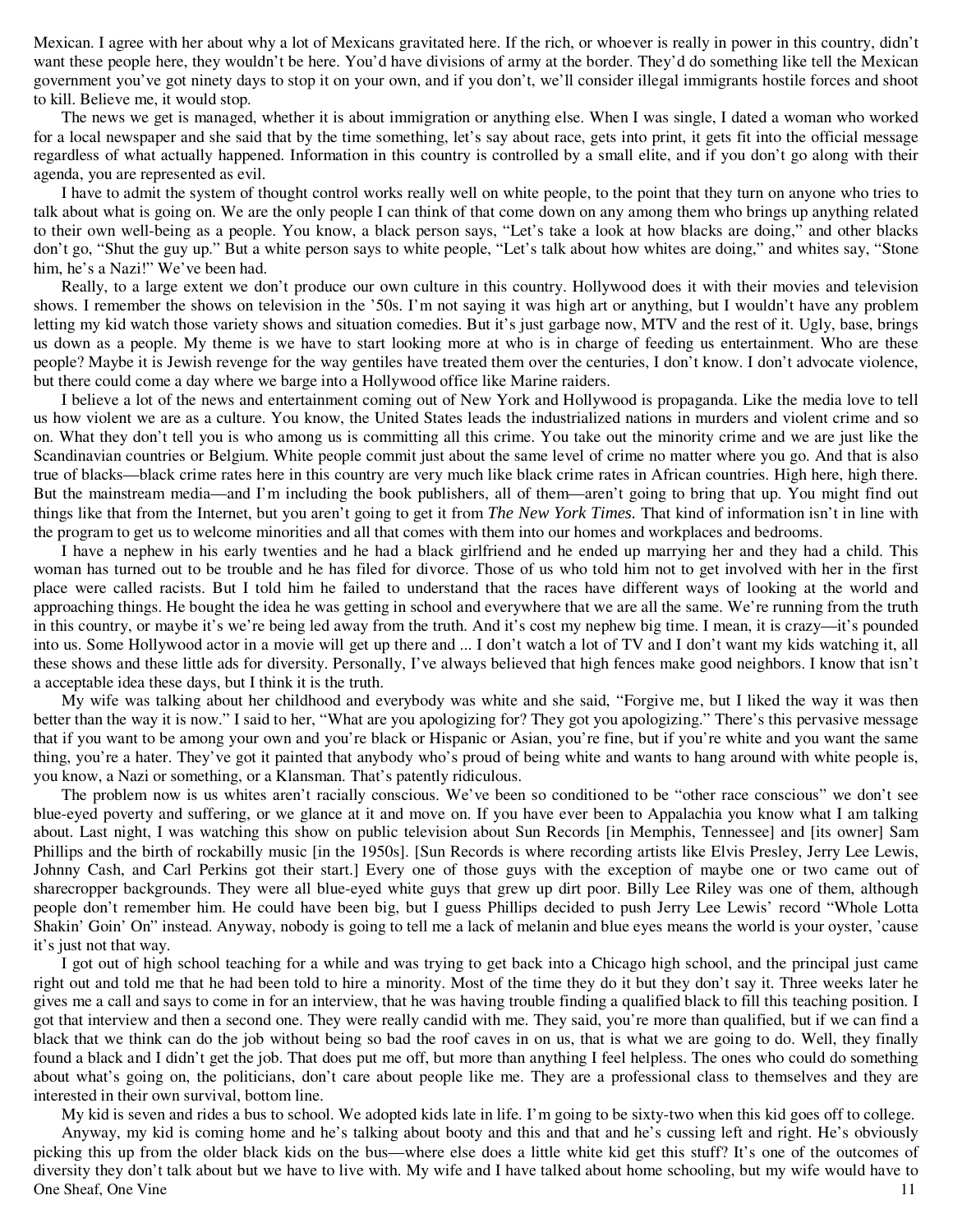Mexican. I agree with her about why a lot of Mexicans gravitated here. If the rich, or whoever is really in power in this country, didn't want these people here, they wouldn't be here. You'd have divisions of army at the border. They'd do something like tell the Mexican government you've got ninety days to stop it on your own, and if you don't, we'll consider illegal immigrants hostile forces and shoot to kill. Believe me, it would stop.

The news we get is managed, whether it is about immigration or anything else. When I was single, I dated a woman who worked for a local newspaper and she said that by the time something, let's say about race, gets into print, it gets fit into the official message regardless of what actually happened. Information in this country is controlled by a small elite, and if you don't go along with their agenda, you are represented as evil.

I have to admit the system of thought control works really well on white people, to the point that they turn on anyone who tries to talk about what is going on. We are the only people I can think of that come down on any among them who brings up anything related to their own well-being as a people. You know, a black person says, "Let's take a look at how blacks are doing," and other blacks don't go, "Shut the guy up." But a white person says to white people, "Let's talk about how whites are doing," and whites say, "Stone him, he's a Nazi!" We've been had.

Really, to a large extent we don't produce our own culture in this country. Hollywood does it with their movies and television shows. I remember the shows on television in the '50s. I'm not saying it was high art or anything, but I wouldn't have any problem letting my kid watch those variety shows and situation comedies. But it's just garbage now, MTV and the rest of it. Ugly, base, brings us down as a people. My theme is we have to start looking more at who is in charge of feeding us entertainment. Who are these people? Maybe it is Jewish revenge for the way gentiles have treated them over the centuries, I don't know. I don't advocate violence, but there could come a day where we barge into a Hollywood office like Marine raiders.

I believe a lot of the news and entertainment coming out of New York and Hollywood is propaganda. Like the media love to tell us how violent we are as a culture. You know, the United States leads the industrialized nations in murders and violent crime and so on. What they don't tell you is who among us is committing all this crime. You take out the minority crime and we are just like the Scandinavian countries or Belgium. White people commit just about the same level of crime no matter where you go. And that is also true of blacks—black crime rates here in this country are very much like black crime rates in African countries. High here, high there. But the mainstream media—and I'm including the book publishers, all of them—aren't going to bring that up. You might find out things like that from the Internet, but you aren't going to get it from *The New York Times.* That kind of information isn't in line with the program to get us to welcome minorities and all that comes with them into our homes and workplaces and bedrooms.

I have a nephew in his early twenties and he had a black girlfriend and he ended up marrying her and they had a child. This woman has turned out to be trouble and he has filed for divorce. Those of us who told him not to get involved with her in the first place were called racists. But I told him he failed to understand that the races have different ways of looking at the world and approaching things. He bought the idea he was getting in school and everywhere that we are all the same. We're running from the truth in this country, or maybe it's we're being led away from the truth. And it's cost my nephew big time. I mean, it is crazy—it's pounded into us. Some Hollywood actor in a movie will get up there and ... I don't watch a lot of TV and I don't want my kids watching it, all these shows and these little ads for diversity. Personally, I've always believed that high fences make good neighbors. I know that isn't a acceptable idea these days, but I think it is the truth.

My wife was talking about her childhood and everybody was white and she said, "Forgive me, but I liked the way it was then better than the way it is now." I said to her, "What are you apologizing for? They got you apologizing." There's this pervasive message that if you want to be among your own and you're black or Hispanic or Asian, you're fine, but if you're white and you want the same thing, you're a hater. They've got it painted that anybody who's proud of being white and wants to hang around with white people is, you know, a Nazi or something, or a Klansman. That's patently ridiculous.

The problem now is us whites aren't racially conscious. We've been so conditioned to be "other race conscious" we don't see blue-eyed poverty and suffering, or we glance at it and move on. If you have ever been to Appalachia you know what I am talking about. Last night, I was watching this show on public television about Sun Records [in Memphis, Tennessee] and [its owner] Sam Phillips and the birth of rockabilly music [in the 1950s]. [Sun Records is where recording artists like Elvis Presley, Jerry Lee Lewis, Johnny Cash, and Carl Perkins got their start.] Every one of those guys with the exception of maybe one or two came out of sharecropper backgrounds. They were all blue-eyed white guys that grew up dirt poor. Billy Lee Riley was one of them, although people don't remember him. He could have been big, but I guess Phillips decided to push Jerry Lee Lewis' record "Whole Lotta Shakin' Goin' On" instead. Anyway, nobody is going to tell me a lack of melanin and blue eyes means the world is your oyster, 'cause it's just not that way.

I got out of high school teaching for a while and was trying to get back into a Chicago high school, and the principal just came right out and told me that he had been told to hire a minority. Most of the time they do it but they don't say it. Three weeks later he gives me a call and says to come in for an interview, that he was having trouble finding a qualified black to fill this teaching position. I got that interview and then a second one. They were really candid with me. They said, you're more than qualified, but if we can find a black that we think can do the job without being so bad the roof caves in on us, that is what we are going to do. Well, they finally found a black and I didn't get the job. That does put me off, but more than anything I feel helpless. The ones who could do something about what's going on, the politicians, don't care about people like me. They are a professional class to themselves and they are interested in their own survival, bottom line.

My kid is seven and rides a bus to school. We adopted kids late in life. I'm going to be sixty-two when this kid goes off to college.

Anyway, my kid is coming home and he's talking about booty and this and that and he's cussing left and right. He's obviously picking this up from the older black kids on the bus—where else does a little white kid get this stuff? It's one of the outcomes of diversity they don't talk about but we have to live with. My wife and I have talked about home schooling, but my wife would have to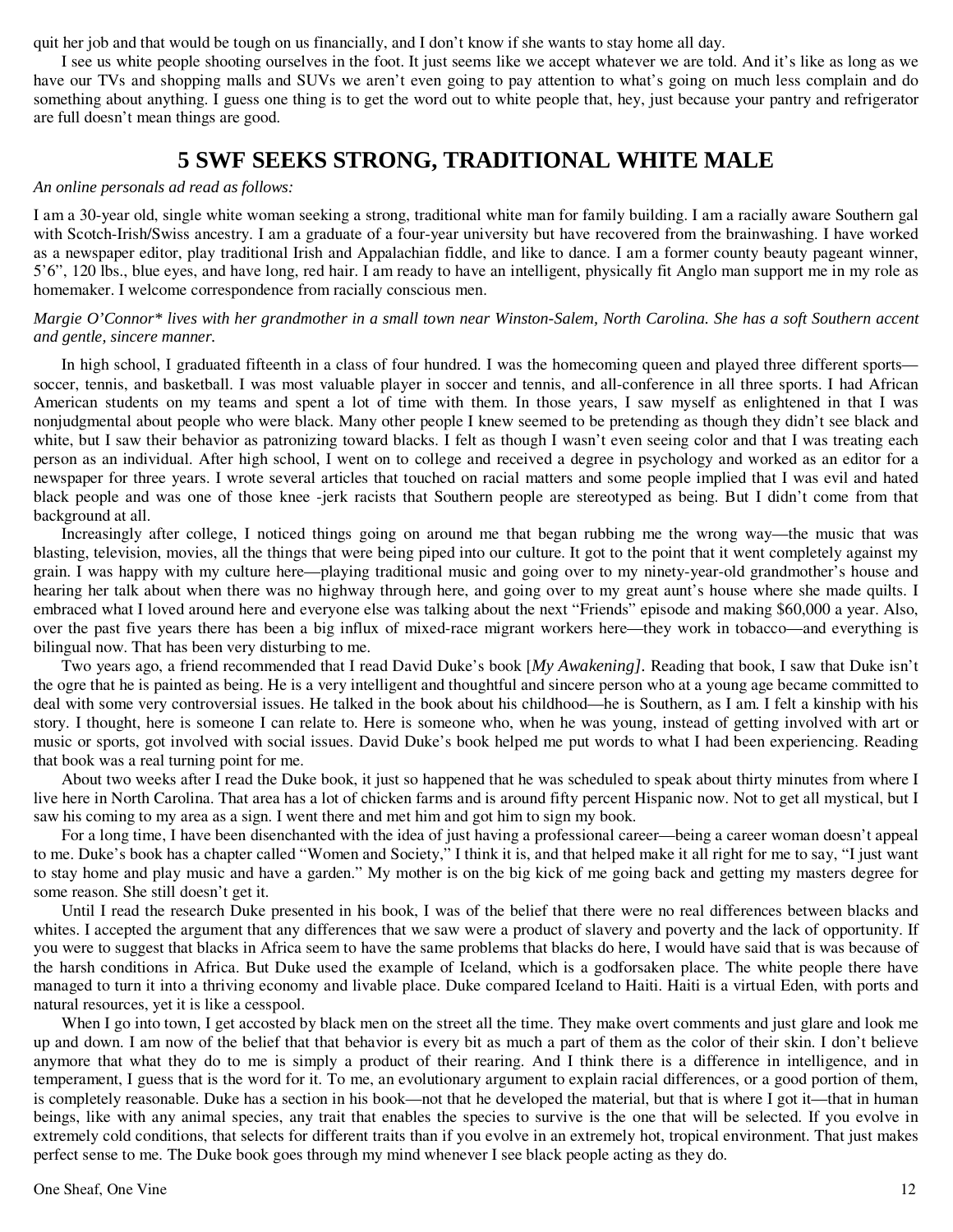quit her job and that would be tough on us financially, and I don't know if she wants to stay home all day.

I see us white people shooting ourselves in the foot. It just seems like we accept whatever we are told. And it's like as long as we have our TVs and shopping malls and SUVs we aren't even going to pay attention to what's going on much less complain and do something about anything. I guess one thing is to get the word out to white people that, hey, just because your pantry and refrigerator are full doesn't mean things are good.

## 5 SWF SEEKS STRONG, TRADITIONAL WHITE MALE

*An online personals ad read as follows:*

I am a 30-year old, single white woman seeking a strong, traditional white man for family building. I am a racially aware Southern gal with Scotch-Irish/Swiss ancestry. I am a graduate of a four-year university but have recovered from the brainwashing. I have worked as a newspaper editor, play traditional Irish and Appalachian fiddle, and like to dance. I am a former county beauty pageant winner, 5'6", 120 lbs., blue eyes, and have long, red hair. I am ready to have an intelligent, physically fit Anglo man support me in my role as homemaker. I welcome correspondence from racially conscious men.

*Margie O'Connor* lives with her grandmother in a small town near Winston-Salem, North Carolina. She has a soft Southern accent and gentle, sincere manner.*

In high school, I graduated fifteenth in a class of four hundred. I was the homecoming queen and played three different sports—soccer, tennis, and basketball. I was most valuable player in soccer and tennis, and all-conference in all three sports. I had African American students on my teams and spent a lot of time with them. In those years, I saw myself as enlightened in that I was nonjudgmental about people who were black. Many other people I knew seemed to be pretending as though they didn't see black and white, but I saw their behavior as patronizing toward blacks. I felt as though I wasn't even seeing color and that I was treating each person as an individual. After high school, I went on to college and received a degree in psychology and worked as an editor for a newspaper for three years. I wrote several articles that touched on racial matters and some people implied that I was evil and hated black people and was one of those knee -jerk racists that Southern people are stereotyped as being. But I didn't come from that background at all.

Increasingly after college, I noticed things going on around me that began rubbing me the wrong way—the music that was blasting, television, movies, all the things that were being piped into our culture. It got to the point that it went completely against my grain. I was happy with my culture here—playing traditional music and going over to my ninety-year-old grandmother's house and hearing her talk about when there was no highway through here, and going over to my great aunt's house where she made quilts. I embraced what I loved around here and everyone else was talking about the next "Friends" episode and making $60,000 a year. Also, over the past five years there has been a big influx of mixed-race migrant workers here—they work in tobacco—and everything is bilingual now. That has been very disturbing to me.

Two years ago, a friend recommended that I read David Duke's book [*My Awakening].* Reading that book, I saw that Duke isn't the ogre that he is painted as being. He is a very intelligent and thoughtful and sincere person who at a young age became committed to deal with some very controversial issues. He talked in the book about his childhood—he is Southern, as I am. I felt a kinship with his story. I thought, here is someone I can relate to. Here is someone who, when he was young, instead of getting involved with art or music or sports, got involved with social issues. David Duke's book helped me put words to what I had been experiencing. Reading that book was a real turning point for me.

About two weeks after I read the Duke book, it just so happened that he was scheduled to speak about thirty minutes from where I live here in North Carolina. That area has a lot of chicken farms and is around fifty percent Hispanic now. Not to get all mystical, but I saw his coming to my area as a sign. I went there and met him and got him to sign my book.

For a long time, I have been disenchanted with the idea of just having a professional career—being a career woman doesn't appeal to me. Duke's book has a chapter called "Women and Society," I think it is, and that helped make it all right for me to say, "I just want to stay home and play music and have a garden." My mother is on the big kick of me going back and getting my masters degree for some reason. She still doesn't get it.

Until I read the research Duke presented in his book, I was of the belief that there were no real differences between blacks and whites. I accepted the argument that any differences that we saw were a product of slavery and poverty and the lack of opportunity. If you were to suggest that blacks in Africa seem to have the same problems that blacks do here, I would have said that is was because of the harsh conditions in Africa. But Duke used the example of Iceland, which is a godforsaken place. The white people there have managed to turn it into a thriving economy and livable place. Duke compared Iceland to Haiti. Haiti is a virtual Eden, with ports and natural resources, yet it is like a cesspool.

When I go into town, I get accosted by black men on the street all the time. They make overt comments and just glare and look me up and down. I am now of the belief that that behavior is every bit as much a part of them as the color of their skin. I don't believe anymore that what they do to me is simply a product of their rearing. And I think there is a difference in intelligence, and in temperament, I guess that is the word for it. To me, an evolutionary argument to explain racial differences, or a good portion of them, is completely reasonable. Duke has a section in his book—not that he developed the material, but that is where I got it—that in human beings, like with any animal species, any trait that enables the species to survive is the one that will be selected. If you evolve in extremely cold conditions, that selects for different traits than if you evolve in an extremely hot, tropical environment. That just makes perfect sense to me. The Duke book goes through my mind whenever I see black people acting as they do.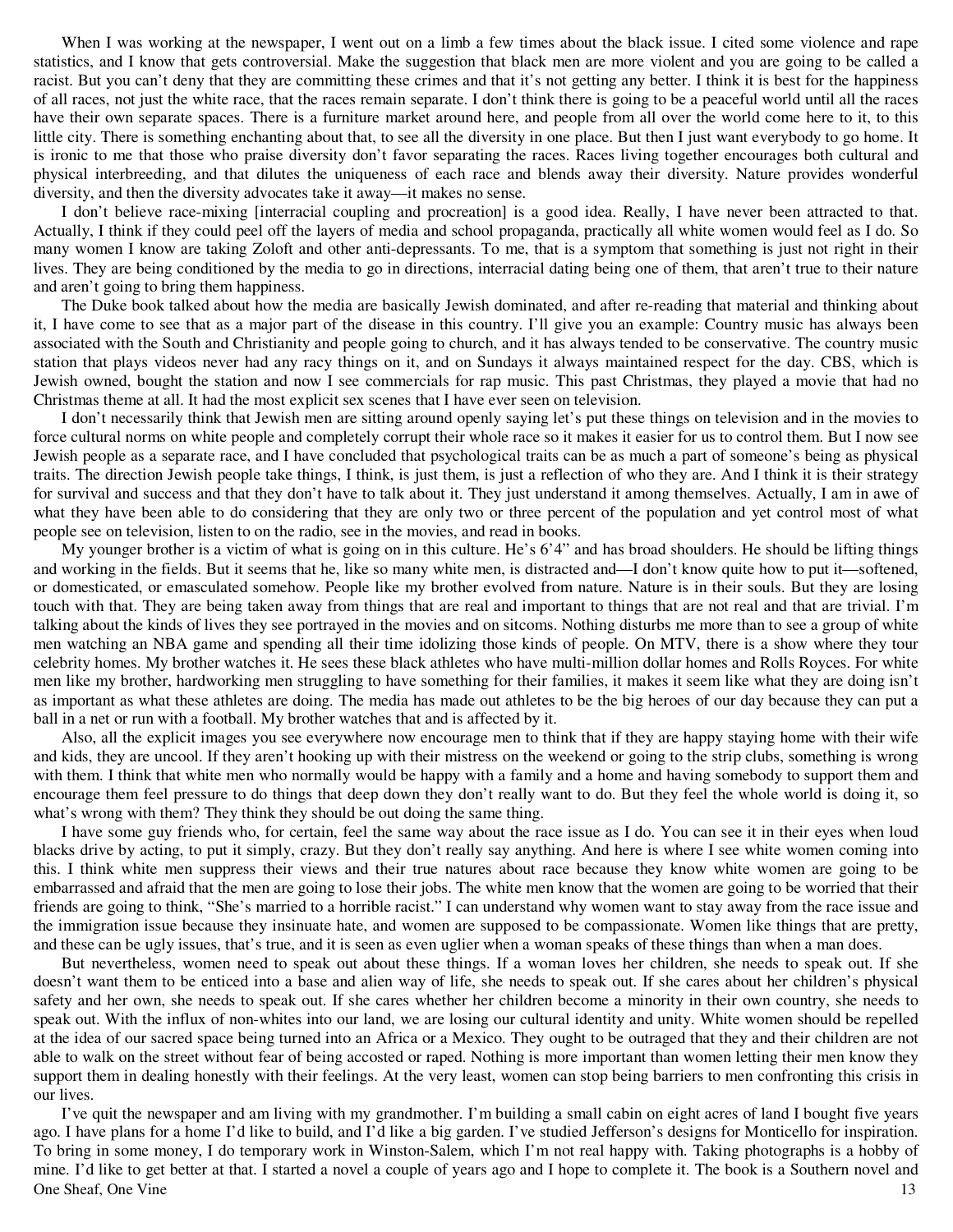When I was working at the newspaper, I went out on a limb a few times about the black issue. I cited some violence and rape statistics, and I know that gets controversial. Make the suggestion that black men are more violent and you are going to be called a racist. But you can't deny that they are committing these crimes and that it's not getting any better. I think it is best for the happiness of all races, not just the white race, that the races remain separate. I don't think there is going to be a peaceful world until all the races have their own separate spaces. There is a furniture market around here, and people from all over the world come here to it, to this little city. There is something enchanting about that, to see all the diversity in one place. But then I just want everybody to go home. It is ironic to me that those who praise diversity don't favor separating the races. Races living together encourages both cultural and physical interbreeding, and that dilutes the uniqueness of each race and blends away their diversity. Nature provides wonderful diversity, and then the diversity advocates take it away—it makes no sense.

I don't believe race-mixing [interracial coupling and procreation] is a good idea. Really, I have never been attracted to that. Actually, I think if they could peel off the layers of media and school propaganda, practically all white women would feel as I do. So many women I know are taking Zoloft and other anti-depressants. To me, that is a symptom that something is just not right in their lives. They are being conditioned by the media to go in directions, interracial dating being one of them, that aren't true to their nature and aren't going to bring them happiness.

The Duke book talked about how the media are basically Jewish dominated, and after re-reading that material and thinking about it, I have come to see that as a major part of the disease in this country. I'll give you an example: Country music has always been associated with the South and Christianity and people going to church, and it has always tended to be conservative. The country music station that plays videos never had any racy things on it, and on Sundays it always maintained respect for the day. CBS, which is Jewish owned, bought the station and now I see commercials for rap music. This past Christmas, they played a movie that had no Christmas theme at all. It had the most explicit sex scenes that I have ever seen on television.

I don't necessarily think that Jewish men are sitting around openly saying let's put these things on television and in the movies to force cultural norms on white people and completely corrupt their whole race so it makes it easier for us to control them. But I now see Jewish people as a separate race, and I have concluded that psychological traits can be as much a part of someone's being as physical traits. The direction Jewish people take things, I think, is just them, is just a reflection of who they are. And I think it is their strategy for survival and success and that they don't have to talk about it. They just understand it among themselves. Actually, I am in awe of what they have been able to do considering that they are only two or three percent of the population and yet control most of what people see on television, listen to on the radio, see in the movies, and read in books.

My younger brother is a victim of what is going on in this culture. He's 6'4" and has broad shoulders. He should be lifting things and working in the fields. But it seems that he, like so many white men, is distracted and—I don't know quite how to put it—softened, or domesticated, or emasculated somehow. People like my brother evolved from nature. Nature is in their souls. But they are losing touch with that. They are being taken away from things that are real and important to things that are not real and that are trivial. I'm talking about the kinds of lives they see portrayed in the movies and on sitcoms. Nothing disturbs me more than to see a group of white men watching an NBA game and spending all their time idolizing those kinds of people. On MTV, there is a show where they tour celebrity homes. My brother watches it. He sees these black athletes who have multi-million dollar homes and Rolls Royces. For white men like my brother, hardworking men struggling to have something for their families, it makes it seem like what they are doing isn't as important as what these athletes are doing. The media has made out athletes to be the big heroes of our day because they can put a ball in a net or run with a football. My brother watches that and is affected by it.

Also, all the explicit images you see everywhere now encourage men to think that if they are happy staying home with their wife and kids, they are uncool. If they aren't hooking up with their mistress on the weekend or going to the strip clubs, something is wrong with them. I think that white men who normally would be happy with a family and a home and having somebody to support them and encourage them feel pressure to do things that deep down they don't really want to do. But they feel the whole world is doing it, so what's wrong with them? They think they should be out doing the same thing.

I have some guy friends who, for certain, feel the same way about the race issue as I do. You can see it in their eyes when loud blacks drive by acting, to put it simply, crazy. But they don't really say anything. And here is where I see white women coming into this. I think white men suppress their views and their true natures about race because they know white women are going to be embarrassed and afraid that the men are going to lose their jobs. The white men know that the women are going to be worried that their friends are going to think, "She's married to a horrible racist." I can understand why women want to stay away from the race issue and the immigration issue because they insinuate hate, and women are supposed to be compassionate. Women like things that are pretty, and these can be ugly issues, that's true, and it is seen as even uglier when a woman speaks of these things than when a man does.

But nevertheless, women need to speak out about these things. If a woman loves her children, she needs to speak out. If she doesn't want them to be enticed into a base and alien way of life, she needs to speak out. If she cares about her children's physical safety and her own, she needs to speak out. If she cares whether her children become a minority in their own country, she needs to speak out. With the influx of non-whites into our land, we are losing our cultural identity and unity. White women should be repelled at the idea of our sacred space being turned into an Africa or a Mexico. They ought to be outraged that they and their children are not able to walk on the street without fear of being accosted or raped. Nothing is more important than women letting their men know they support them in dealing honestly with their feelings. At the very least, women can stop being barriers to men confronting this crisis in our lives.

I've quit the newspaper and am living with my grandmother. I'm building a small cabin on eight acres of land I bought five years ago. I have plans for a home I'd like to build, and I'd like a big garden. I've studied Jefferson's designs for Monticello for inspiration. To bring in some money, I do temporary work in Winston-Salem, which I'm not real happy with. Taking photographs is a hobby of mine. I'd like to get better at that. I started a novel a couple of years ago and I hope to complete it. The book is a Southern novel and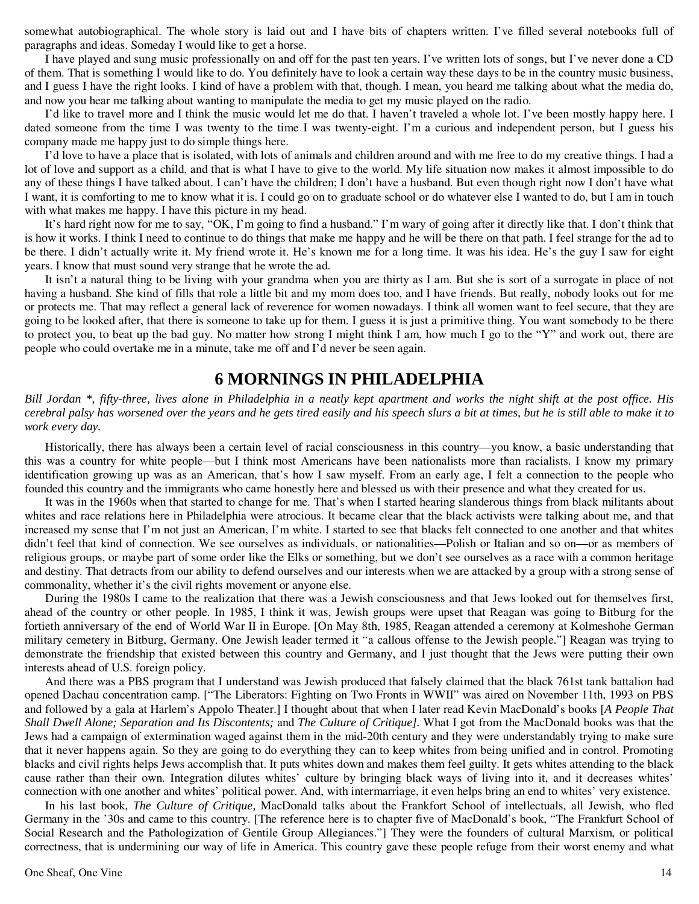somewhat autobiographical. The whole story is laid out and I have bits of chapters written. I've filled several notebooks full of paragraphs and ideas. Someday I would like to get a horse.

I have played and sung music professionally on and off for the past ten years. I've written lots of songs, but I've never done a CD of them. That is something I would like to do. You definitely have to look a certain way these days to be in the country music business, and I guess I have the right looks. I kind of have a problem with that, though. I mean, you heard me talking about what the media do, and now you hear me talking about wanting to manipulate the media to get my music played on the radio.

I'd like to travel more and I think the music would let me do that. I haven't traveled a whole lot. I've been mostly happy here. I dated someone from the time I was twenty to the time I was twenty-eight. I'm a curious and independent person, but I guess his company made me happy just to do simple things here.

I'd love to have a place that is isolated, with lots of animals and children around and with me free to do my creative things. I had a lot of love and support as a child, and that is what I have to give to the world. My life situation now makes it almost impossible to do any of these things I have talked about. I can't have the children; I don't have a husband. But even though right now I don't have what I want, it is comforting to me to know what it is. I could go on to graduate school or do whatever else I wanted to do, but I am in touch with what makes me happy. I have this picture in my head.

It's hard right now for me to say, "OK, I'm going to find a husband." I'm wary of going after it directly like that. I don't think that is how it works. I think I need to continue to do things that make me happy and he will be there on that path. I feel strange for the ad to be there. I didn't actually write it. My friend wrote it. He's known me for a long time. It was his idea. He's the guy I saw for eight years. I know that must sound very strange that he wrote the ad.

It isn't a natural thing to be living with your grandma when you are thirty as I am. But she is sort of a surrogate in place of not having a husband. She kind of fills that role a little bit and my mom does too, and I have friends. But really, nobody looks out for me or protects me. That may reflect a general lack of reverence for women nowadays. I think all women want to feel secure, that they are going to be looked after, that there is someone to take up for them. I guess it is just a primitive thing. You want somebody to be there to protect you, to beat up the bad guy. No matter how strong I might think I am, how much I go to the "Y" and work out, there are people who could overtake me in a minute, take me off and I'd never be seen again.

# 6 MORNINGS IN PHILADELPHIA

*Bill Jordan \*, fifty-three, lives alone in Philadelphia in a neatly kept apartment and works the night shift at the post office. His cerebral palsy has worsened over the years and he gets tired easily and his speech slurs a bit at times, but he is still able to make it to work every day.*

Historically, there has always been a certain level of racial consciousness in this country—you know, a basic understanding that this was a country for white people—but I think most Americans have been nationalists more than racialists. I know my primary identification growing up was as an American, that's how I saw myself. From an early age, I felt a connection to the people who founded this country and the immigrants who came honestly here and blessed us with their presence and what they created for us.

It was in the 1960s when that started to change for me. That's when I started hearing slanderous things from black militants about whites and race relations here in Philadelphia were atrocious. It became clear that the black activists were talking about me, and that increased my sense that I'm not just an American, I'm white. I started to see that blacks felt connected to one another and that whites didn't feel that kind of connection. We see ourselves as individuals, or nationalities—Polish or Italian and so on—or as members of religious groups, or maybe part of some order like the Elks or something, but we don't see ourselves as a race with a common heritage and destiny. That detracts from our ability to defend ourselves and our interests when we are attacked by a group with a strong sense of commonality, whether it's the civil rights movement or anyone else.

During the 1980s I came to the realization that there was a Jewish consciousness and that Jews looked out for themselves first, ahead of the country or other people. In 1985, I think it was, Jewish groups were upset that Reagan was going to Bitburg for the fortieth anniversary of the end of World War II in Europe. [On May 8th, 1985, Reagan attended a ceremony at Kolmeshohe German military cemetery in Bitburg, Germany. One Jewish leader termed it "a callous offense to the Jewish people."] Reagan was trying to demonstrate the friendship that existed between this country and Germany, and I just thought that the Jews were putting their own interests ahead of U.S. foreign policy.

And there was a PBS program that I understand was Jewish produced that falsely claimed that the black 761st tank battalion had opened Dachau concentration camp. ["The Liberators: Fighting on Two Fronts in WWII" was aired on November 11th, 1993 on PBS and followed by a gala at Harlem's Appolo Theater.] I thought about that when I later read Kevin MacDonald's books [*A People That Shall Dwell Alone; Separation and Its Discontents;* and *The Culture of Critique].* What I got from the MacDonald books was that the Jews had a campaign of extermination waged against them in the mid-20th century and they were understandably trying to make sure that it never happens again. So they are going to do everything they can to keep whites from being unified and in control. Promoting blacks and civil rights helps Jews accomplish that. It puts whites down and makes them feel guilty. It gets whites attending to the black cause rather than their own. Integration dilutes whites' culture by bringing black ways of living into it, and it decreases whites' connection with one another and whites' political power. And, with intermarriage, it even helps bring an end to whites' very existence.

In his last book, *The Culture of Critique,* MacDonald talks about the Frankfort School of intellectuals, all Jewish, who fled Germany in the '30s and came to this country. [The reference here is to chapter five of MacDonald's book, "The Frankfurt School of Social Research and the Pathologization of Gentile Group Allegiances."] They were the founders of cultural Marxism, or political correctness, that is undermining our way of life in America. This country gave these people refuge from their worst enemy and what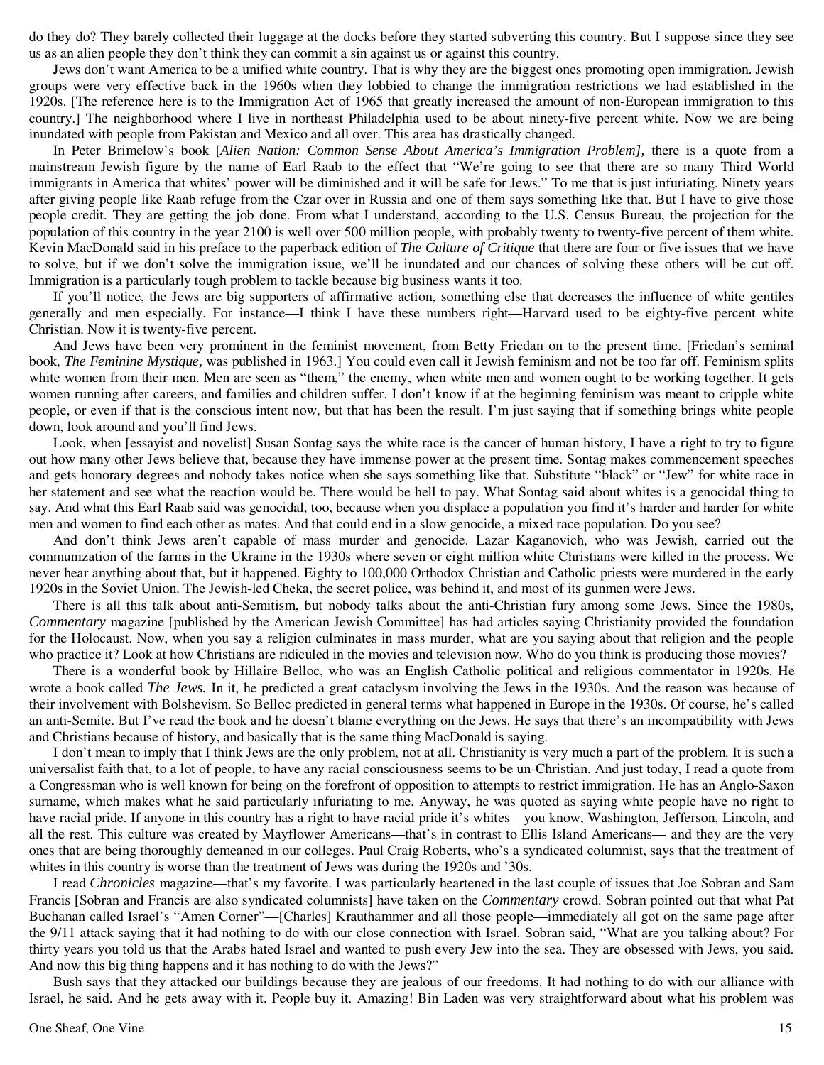do they do? They barely collected their luggage at the docks before they started subverting this country. But I suppose since they see us as an alien people they don't think they can commit a sin against us or against this country.

Jews don't want America to be a unified white country. That is why they are the biggest ones promoting open immigration. Jewish groups were very effective back in the 1960s when they lobbied to change the immigration restrictions we had established in the 1920s. [The reference here is to the Immigration Act of 1965 that greatly increased the amount of non-European immigration to this country.] The neighborhood where I live in northeast Philadelphia used to be about ninety-five percent white. Now we are being inundated with people from Pakistan and Mexico and all over. This area has drastically changed.

In Peter Brimelow's book [*Alien Nation: Common Sense About America's Immigration Problem],* there is a quote from a mainstream Jewish figure by the name of Earl Raab to the effect that "We're going to see that there are so many Third World immigrants in America that whites' power will be diminished and it will be safe for Jews." To me that is just infuriating. Ninety years after giving people like Raab refuge from the Czar over in Russia and one of them says something like that. But I have to give those people credit. They are getting the job done. From what I understand, according to the U.S. Census Bureau, the projection for the population of this country in the year 2100 is well over 500 million people, with probably twenty to twenty-five percent of them white. Kevin MacDonald said in his preface to the paperback edition of *The Culture of Critique* that there are four or five issues that we have to solve, but if we don't solve the immigration issue, we'll be inundated and our chances of solving these others will be cut off. Immigration is a particularly tough problem to tackle because big business wants it too.

If you'll notice, the Jews are big supporters of affirmative action, something else that decreases the influence of white gentiles generally and men especially. For instance—I think I have these numbers right—Harvard used to be eighty-five percent white Christian. Now it is twenty-five percent.

And Jews have been very prominent in the feminist movement, from Betty Friedan on to the present time. [Friedan's seminal book, *The Feminine Mystique,* was published in 1963.] You could even call it Jewish feminism and not be too far off. Feminism splits white women from their men. Men are seen as "them," the enemy, when white men and women ought to be working together. It gets women running after careers, and families and children suffer. I don't know if at the beginning feminism was meant to cripple white people, or even if that is the conscious intent now, but that has been the result. I'm just saying that if something brings white people down, look around and you'll find Jews.

Look, when [essayist and novelist] Susan Sontag says the white race is the cancer of human history, I have a right to try to figure out how many other Jews believe that, because they have immense power at the present time. Sontag makes commencement speeches and gets honorary degrees and nobody takes notice when she says something like that. Substitute "black" or "Jew" for white race in her statement and see what the reaction would be. There would be hell to pay. What Sontag said about whites is a genocidal thing to say. And what this Earl Raab said was genocidal, too, because when you displace a population you find it's harder and harder for white men and women to find each other as mates. And that could end in a slow genocide, a mixed race population. Do you see?

And don't think Jews aren't capable of mass murder and genocide. Lazar Kaganovich, who was Jewish, carried out the communization of the farms in the Ukraine in the 1930s where seven or eight million white Christians were killed in the process. We never hear anything about that, but it happened. Eighty to 100,000 Orthodox Christian and Catholic priests were murdered in the early 1920s in the Soviet Union. The Jewish-led Cheka, the secret police, was behind it, and most of its gunmen were Jews.

There is all this talk about anti-Semitism, but nobody talks about the anti-Christian fury among some Jews. Since the 1980s, *Commentary* magazine [published by the American Jewish Committee] has had articles saying Christianity provided the foundation for the Holocaust. Now, when you say a religion culminates in mass murder, what are you saying about that religion and the people who practice it? Look at how Christians are ridiculed in the movies and television now. Who do you think is producing those movies?

There is a wonderful book by Hillaire Belloc, who was an English Catholic political and religious commentator in 1920s. He wrote a book called *The Jews.* In it, he predicted a great cataclysm involving the Jews in the 1930s. And the reason was because of their involvement with Bolshevism. So Belloc predicted in general terms what happened in Europe in the 1930s. Of course, he's called an anti-Semite. But I've read the book and he doesn't blame everything on the Jews. He says that there's an incompatibility with Jews and Christians because of history, and basically that is the same thing MacDonald is saying.

I don't mean to imply that I think Jews are the only problem, not at all. Christianity is very much a part of the problem. It is such a universalist faith that, to a lot of people, to have any racial consciousness seems to be un-Christian. And just today, I read a quote from a Congressman who is well known for being on the forefront of opposition to attempts to restrict immigration. He has an Anglo-Saxon surname, which makes what he said particularly infuriating to me. Anyway, he was quoted as saying white people have no right to have racial pride. If anyone in this country has a right to have racial pride it's whites—you know, Washington, Jefferson, Lincoln, and all the rest. This culture was created by Mayflower Americans—that's in contrast to Ellis Island Americans— and they are the very ones that are being thoroughly demeaned in our colleges. Paul Craig Roberts, who's a syndicated columnist, says that the treatment of whites in this country is worse than the treatment of Jews was during the 1920s and '30s.

I read *Chronicles* magazine—that's my favorite. I was particularly heartened in the last couple of issues that Joe Sobran and Sam Francis [Sobran and Francis are also syndicated columnists] have taken on the *Commentary* crowd. Sobran pointed out that what Pat Buchanan called Israel's "Amen Corner"—[Charles] Krauthammer and all those people—immediately all got on the same page after the 9/11 attack saying that it had nothing to do with our close connection with Israel. Sobran said, "What are you talking about? For thirty years you told us that the Arabs hated Israel and wanted to push every Jew into the sea. They are obsessed with Jews, you said. And now this big thing happens and it has nothing to do with the Jews?"

Bush says that they attacked our buildings because they are jealous of our freedoms. It had nothing to do with our alliance with Israel, he said. And he gets away with it. People buy it. Amazing! Bin Laden was very straightforward about what his problem was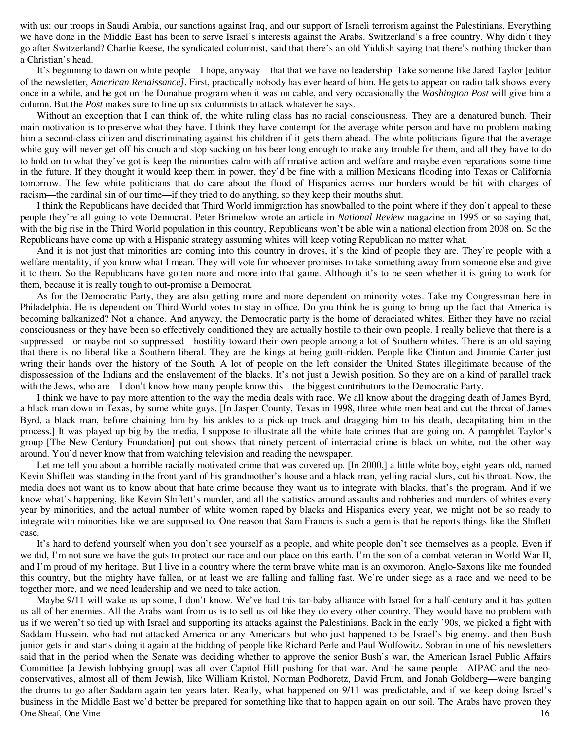with us: our troops in Saudi Arabia, our sanctions against Iraq, and our support of Israeli terrorism against the Palestinians. Everything we have done in the Middle East has been to serve Israel's interests against the Arabs. Switzerland's a free country. Why didn't they go after Switzerland? Charlie Reese, the syndicated columnist, said that there's an old Yiddish saying that there's nothing thicker than a Christian's head.

It's beginning to dawn on white people—I hope, anyway—that that we have no leadership. Take someone like Jared Taylor [editor of the newsletter, *American Renaissance]*. First, practically nobody has ever heard of him. He gets to appear on radio talk shows every once in a while, and he got on the Donahue program when it was on cable, and very occasionally the *Washington Post* will give him a column. But the *Post* makes sure to line up six columnists to attack whatever he says.

Without an exception that I can think of, the white ruling class has no racial consciousness. They are a denatured bunch. Their main motivation is to preserve what they have. I think they have contempt for the average white person and have no problem making him a second-class citizen and discriminating against his children if it gets them ahead. The white politicians figure that the average white guy will never get off his couch and stop sucking on his beer long enough to make any trouble for them, and all they have to do to hold on to what they've got is keep the minorities calm with affirmative action and welfare and maybe even reparations some time in the future. If they thought it would keep them in power, they'd be fine with a million Mexicans flooding into Texas or California tomorrow. The few white politicians that do care about the flood of Hispanics across our borders would be hit with charges of racism—the cardinal sin of our time—if they tried to do anything, so they keep their mouths shut.

I think the Republicans have decided that Third World immigration has snowballed to the point where if they don't appeal to these people they're all going to vote Democrat. Peter Brimelow wrote an article in *National Review* magazine in 1995 or so saying that, with the big rise in the Third World population in this country, Republicans won't be able win a national election from 2008 on. So the Republicans have come up with a Hispanic strategy assuming whites will keep voting Republican no matter what.

And it is not just that minorities are coming into this country in droves, it's the kind of people they are. They're people with a welfare mentality, if you know what I mean. They will vote for whoever promises to take something away from someone else and give it to them. So the Republicans have gotten more and more into that game. Although it's to be seen whether it is going to work for them, because it is really tough to out-promise a Democrat.

As for the Democratic Party, they are also getting more and more dependent on minority votes. Take my Congressman here in Philadelphia. He is dependent on Third-World votes to stay in office. Do you think he is going to bring up the fact that America is becoming balkanized? Not a chance. And anyway, the Democratic party is the home of deraciated whites. Either they have no racial consciousness or they have been so effectively conditioned they are actually hostile to their own people. I really believe that there is a suppressed—or maybe not so suppressed—hostility toward their own people among a lot of Southern whites. There is an old saying that there is no liberal like a Southern liberal. They are the kings at being guilt-ridden. People like Clinton and Jimmie Carter just wring their hands over the history of the South. A lot of people on the left consider the United States illegitimate because of the dispossession of the Indians and the enslavement of the blacks. It's not just a Jewish position. So they are on a kind of parallel track with the Jews, who are—I don't know how many people know this—the biggest contributors to the Democratic Party.

I think we have to pay more attention to the way the media deals with race. We all know about the dragging death of James Byrd, a black man down in Texas, by some white guys. [In Jasper County, Texas in 1998, three white men beat and cut the throat of James Byrd, a black man, before chaining him by his ankles to a pick-up truck and dragging him to his death, decapitating him in the process.] It was played up big by the media, I suppose to illustrate all the white hate crimes that are going on. A pamphlet Taylor's group [The New Century Foundation] put out shows that ninety percent of interracial crime is black on white, not the other way around. You'd never know that from watching television and reading the newspaper.

Let me tell you about a horrible racially motivated crime that was covered up. [In 2000,] a little white boy, eight years old, named Kevin Shiflett was standing in the front yard of his grandmother's house and a black man, yelling racial slurs, cut his throat. Now, the media does not want us to know about that hate crime because they want us to integrate with blacks, that's the program. And if we know what's happening, like Kevin Shiflett's murder, and all the statistics around assaults and robberies and murders of whites every year by minorities, and the actual number of white women raped by blacks and Hispanics every year, we might not be so ready to integrate with minorities like we are supposed to. One reason that Sam Francis is such a gem is that he reports things like the Shiflett case.

It's hard to defend yourself when you don't see yourself as a people, and white people don't see themselves as a people. Even if we did, I'm not sure we have the guts to protect our race and our place on this earth. I'm the son of a combat veteran in World War II, and I'm proud of my heritage. But I live in a country where the term brave white man is an oxymoron. Anglo-Saxons like me founded this country, but the mighty have fallen, or at least we are falling and falling fast. We're under siege as a race and we need to be together more, and we need leadership and we need to take action.

Maybe 9/11 will wake us up some, I don't know. We've had this tar-baby alliance with Israel for a half-century and it has gotten us all of her enemies. All the Arabs want from us is to sell us oil like they do every other country. They would have no problem with us if we weren't so tied up with Israel and supporting its attacks against the Palestinians. Back in the early '90s, we picked a fight with Saddam Hussein, who had not attacked America or any Americans but who just happened to be Israel's big enemy, and then Bush junior gets in and starts doing it again at the bidding of people like Richard Perle and Paul Wolfowitz. Sobran in one of his newsletters said that in the period when the Senate was deciding whether to approve the senior Bush's war, the American Israel Public Affairs Committee [a Jewish lobbying group] was all over Capitol Hill pushing for that war. And the same people—AIPAC and the neo-conservatives, almost all of them Jewish, like William Kristol, Norman Podhoretz, David Frum, and Jonah Goldberg—were banging the drums to go after Saddam again ten years later. Really, what happened on 9/11 was predictable, and if we keep doing Israel's business in the Middle East we'd better be prepared for something like that to happen again on our soil. The Arabs have proven they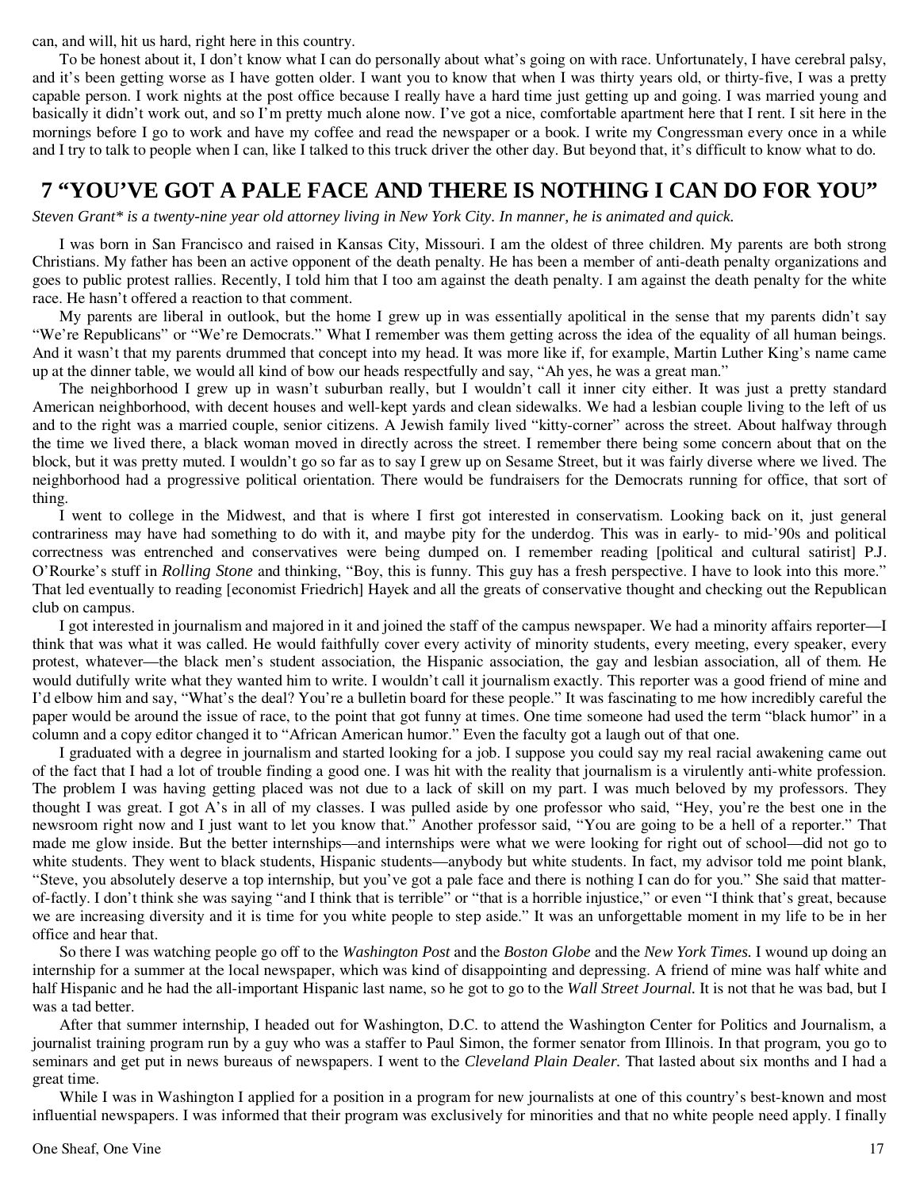can, and will, hit us hard, right here in this country.

To be honest about it, I don't know what I can do personally about what's going on with race. Unfortunately, I have cerebral palsy, and it's been getting worse as I have gotten older. I want you to know that when I was thirty years old, or thirty-five, I was a pretty capable person. I work nights at the post office because I really have a hard time just getting up and going. I was married young and basically it didn't work out, and so I'm pretty much alone now. I've got a nice, comfortable apartment here that I rent. I sit here in the mornings before I go to work and have my coffee and read the newspaper or a book. I write my Congressman every once in a while and I try to talk to people when I can, like I talked to this truck driver the other day. But beyond that, it's difficult to know what to do.

## 7 "YOU'VE GOT A PALE FACE AND THERE IS NOTHING I CAN DO FOR YOU"

*Steven Grant* is a twenty-nine year old attorney living in New York City. In manner, he is animated and quick.*

I was born in San Francisco and raised in Kansas City, Missouri. I am the oldest of three children. My parents are both strong Christians. My father has been an active opponent of the death penalty. He has been a member of anti-death penalty organizations and goes to public protest rallies. Recently, I told him that I too am against the death penalty. I am against the death penalty for the white race. He hasn't offered a reaction to that comment.

My parents are liberal in outlook, but the home I grew up in was essentially apolitical in the sense that my parents didn't say "We're Republicans" or "We're Democrats." What I remember was them getting across the idea of the equality of all human beings. And it wasn't that my parents drummed that concept into my head. It was more like if, for example, Martin Luther King's name came up at the dinner table, we would all kind of bow our heads respectfully and say, "Ah yes, he was a great man."

The neighborhood I grew up in wasn't suburban really, but I wouldn't call it inner city either. It was just a pretty standard American neighborhood, with decent houses and well-kept yards and clean sidewalks. We had a lesbian couple living to the left of us and to the right was a married couple, senior citizens. A Jewish family lived "kitty-corner" across the street. About halfway through the time we lived there, a black woman moved in directly across the street. I remember there being some concern about that on the block, but it was pretty muted. I wouldn't go so far as to say I grew up on Sesame Street, but it was fairly diverse where we lived. The neighborhood had a progressive political orientation. There would be fundraisers for the Democrats running for office, that sort of thing.

I went to college in the Midwest, and that is where I first got interested in conservatism. Looking back on it, just general contrariness may have had something to do with it, and maybe pity for the underdog. This was in early- to mid-'90s and political correctness was entrenched and conservatives were being dumped on. I remember reading [political and cultural satirist] P.J. O'Rourke's stuff in *Rolling Stone* and thinking, "Boy, this is funny. This guy has a fresh perspective. I have to look into this more." That led eventually to reading [economist Friedrich] Hayek and all the greats of conservative thought and checking out the Republican club on campus.

I got interested in journalism and majored in it and joined the staff of the campus newspaper. We had a minority affairs reporter—I think that was what it was called. He would faithfully cover every activity of minority students, every meeting, every speaker, every protest, whatever—the black men's student association, the Hispanic association, the gay and lesbian association, all of them. He would dutifully write what they wanted him to write. I wouldn't call it journalism exactly. This reporter was a good friend of mine and I'd elbow him and say, "What's the deal? You're a bulletin board for these people." It was fascinating to me how incredibly careful the paper would be around the issue of race, to the point that got funny at times. One time someone had used the term "black humor" in a column and a copy editor changed it to "African American humor." Even the faculty got a laugh out of that one.

I graduated with a degree in journalism and started looking for a job. I suppose you could say my real racial awakening came out of the fact that I had a lot of trouble finding a good one. I was hit with the reality that journalism is a virulently anti-white profession. The problem I was having getting placed was not due to a lack of skill on my part. I was much beloved by my professors. They thought I was great. I got A's in all of my classes. I was pulled aside by one professor who said, "Hey, you're the best one in the newsroom right now and I just want to let you know that." Another professor said, "You are going to be a hell of a reporter." That made me glow inside. But the better internships—and internships were what we were looking for right out of school—did not go to white students. They went to black students, Hispanic students—anybody but white students. In fact, my advisor told me point blank, "Steve, you absolutely deserve a top internship, but you've got a pale face and there is nothing I can do for you." She said that matter-of-factly. I don't think she was saying "and I think that is terrible" or "that is a horrible injustice," or even "I think that's great, because we are increasing diversity and it is time for you white people to step aside." It was an unforgettable moment in my life to be in her office and hear that.

So there I was watching people go off to the *Washington Post* and the *Boston Globe* and the *New York Times.* I wound up doing an internship for a summer at the local newspaper, which was kind of disappointing and depressing. A friend of mine was half white and half Hispanic and he had the all-important Hispanic last name, so he got to go to the *Wall Street Journal.* It is not that he was bad, but I was a tad better.

After that summer internship, I headed out for Washington, D.C. to attend the Washington Center for Politics and Journalism, a journalist training program run by a guy who was a staffer to Paul Simon, the former senator from Illinois. In that program, you go to seminars and get put in news bureaus of newspapers. I went to the *Cleveland Plain Dealer.* That lasted about six months and I had a great time.

While I was in Washington I applied for a position in a program for new journalists at one of this country's best-known and most influential newspapers. I was informed that their program was exclusively for minorities and that no white people need apply. I finally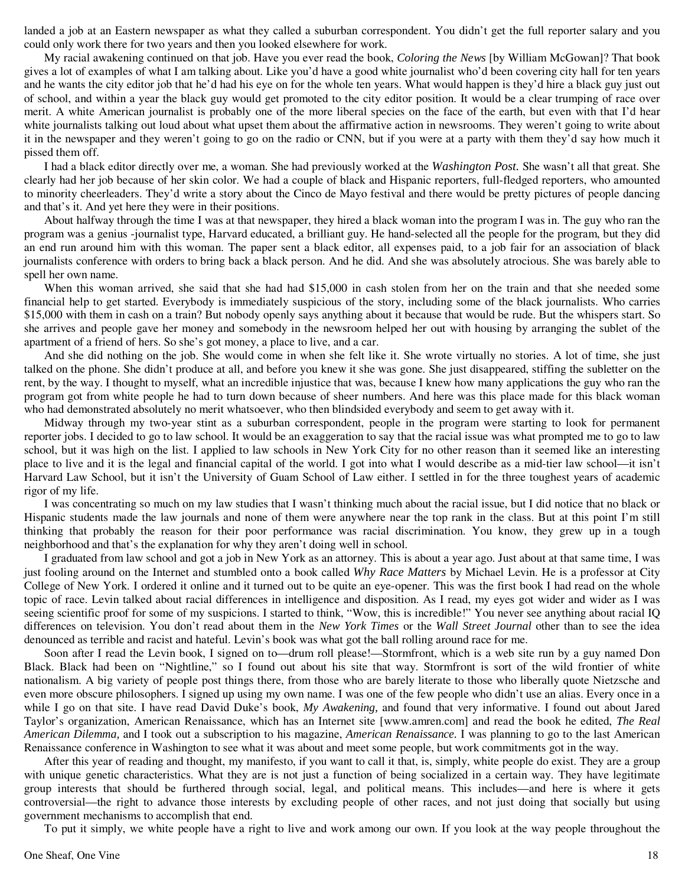landed a job at an Eastern newspaper as what they called a suburban correspondent. You didn't get the full reporter salary and you could only work there for two years and then you looked elsewhere for work.

My racial awakening continued on that job. Have you ever read the book, *Coloring the News* [by William McGowan]? That book gives a lot of examples of what I am talking about. Like you'd have a good white journalist who'd been covering city hall for ten years and he wants the city editor job that he'd had his eye on for the whole ten years. What would happen is they'd hire a black guy just out of school, and within a year the black guy would get promoted to the city editor position. It would be a clear trumping of race over merit. A white American journalist is probably one of the more liberal species on the face of the earth, but even with that I'd hear white journalists talking out loud about what upset them about the affirmative action in newsrooms. They weren't going to write about it in the newspaper and they weren't going to go on the radio or CNN, but if you were at a party with them they'd say how much it pissed them off.

I had a black editor directly over me, a woman. She had previously worked at the *Washington Post.* She wasn't all that great. She clearly had her job because of her skin color. We had a couple of black and Hispanic reporters, full-fledged reporters, who amounted to minority cheerleaders. They'd write a story about the Cinco de Mayo festival and there would be pretty pictures of people dancing and that's it. And yet here they were in their positions.

About halfway through the time I was at that newspaper, they hired a black woman into the program I was in. The guy who ran the program was a genius -journalist type, Harvard educated, a brilliant guy. He hand-selected all the people for the program, but they did an end run around him with this woman. The paper sent a black editor, all expenses paid, to a job fair for an association of black journalists conference with orders to bring back a black person. And he did. And she was absolutely atrocious. She was barely able to spell her own name.

When this woman arrived, she said that she had had $15,000 in cash stolen from her on the train and that she needed some financial help to get started. Everybody is immediately suspicious of the story, including some of the black journalists. Who carries $15,000 with them in cash on a train? But nobody openly says anything about it because that would be rude. But the whispers start. So she arrives and people gave her money and somebody in the newsroom helped her out with housing by arranging the sublet of the apartment of a friend of hers. So she's got money, a place to live, and a car.

And she did nothing on the job. She would come in when she felt like it. She wrote virtually no stories. A lot of time, she just talked on the phone. She didn't produce at all, and before you knew it she was gone. She just disappeared, stiffing the subletter on the rent, by the way. I thought to myself, what an incredible injustice that was, because I knew how many applications the guy who ran the program got from white people he had to turn down because of sheer numbers. And here was this place made for this black woman who had demonstrated absolutely no merit whatsoever, who then blindsided everybody and seem to get away with it.

Midway through my two-year stint as a suburban correspondent, people in the program were starting to look for permanent reporter jobs. I decided to go to law school. It would be an exaggeration to say that the racial issue was what prompted me to go to law school, but it was high on the list. I applied to law schools in New York City for no other reason than it seemed like an interesting place to live and it is the legal and financial capital of the world. I got into what I would describe as a mid-tier law school—it isn't Harvard Law School, but it isn't the University of Guam School of Law either. I settled in for the three toughest years of academic rigor of my life.

I was concentrating so much on my law studies that I wasn't thinking much about the racial issue, but I did notice that no black or Hispanic students made the law journals and none of them were anywhere near the top rank in the class. But at this point I'm still thinking that probably the reason for their poor performance was racial discrimination. You know, they grew up in a tough neighborhood and that's the explanation for why they aren't doing well in school.

I graduated from law school and got a job in New York as an attorney. This is about a year ago. Just about at that same time, I was just fooling around on the Internet and stumbled onto a book called *Why Race Matters* by Michael Levin. He is a professor at City College of New York. I ordered it online and it turned out to be quite an eye-opener. This was the first book I had read on the whole topic of race. Levin talked about racial differences in intelligence and disposition. As I read, my eyes got wider and wider as I was seeing scientific proof for some of my suspicions. I started to think, "Wow, this is incredible!" You never see anything about racial IQ differences on television. You don't read about them in the *New York Times* or the *Wall Street Journal* other than to see the idea denounced as terrible and racist and hateful. Levin's book was what got the ball rolling around race for me.

Soon after I read the Levin book, I signed on to—drum roll please!—Stormfront, which is a web site run by a guy named Don Black. Black had been on "Nightline," so I found out about his site that way. Stormfront is sort of the wild frontier of white nationalism. A big variety of people post things there, from those who are barely literate to those who liberally quote Nietzsche and even more obscure philosophers. I signed up using my own name. I was one of the few people who didn't use an alias. Every once in a while I go on that site. I have read David Duke's book, *My Awakening,* and found that very informative. I found out about Jared Taylor's organization, American Renaissance, which has an Internet site [www.amren.com] and read the book he edited, *The Real American Dilemma,* and I took out a subscription to his magazine, *American Renaissance.* I was planning to go to the last American Renaissance conference in Washington to see what it was about and meet some people, but work commitments got in the way.

After this year of reading and thought, my manifesto, if you want to call it that, is, simply, white people do exist. They are a group with unique genetic characteristics. What they are is not just a function of being socialized in a certain way. They have legitimate group interests that should be furthered through social, legal, and political means. This includes—and here is where it gets controversial—the right to advance those interests by excluding people of other races, and not just doing that socially but using government mechanisms to accomplish that end.

To put it simply, we white people have a right to live and work among our own. If you look at the way people throughout the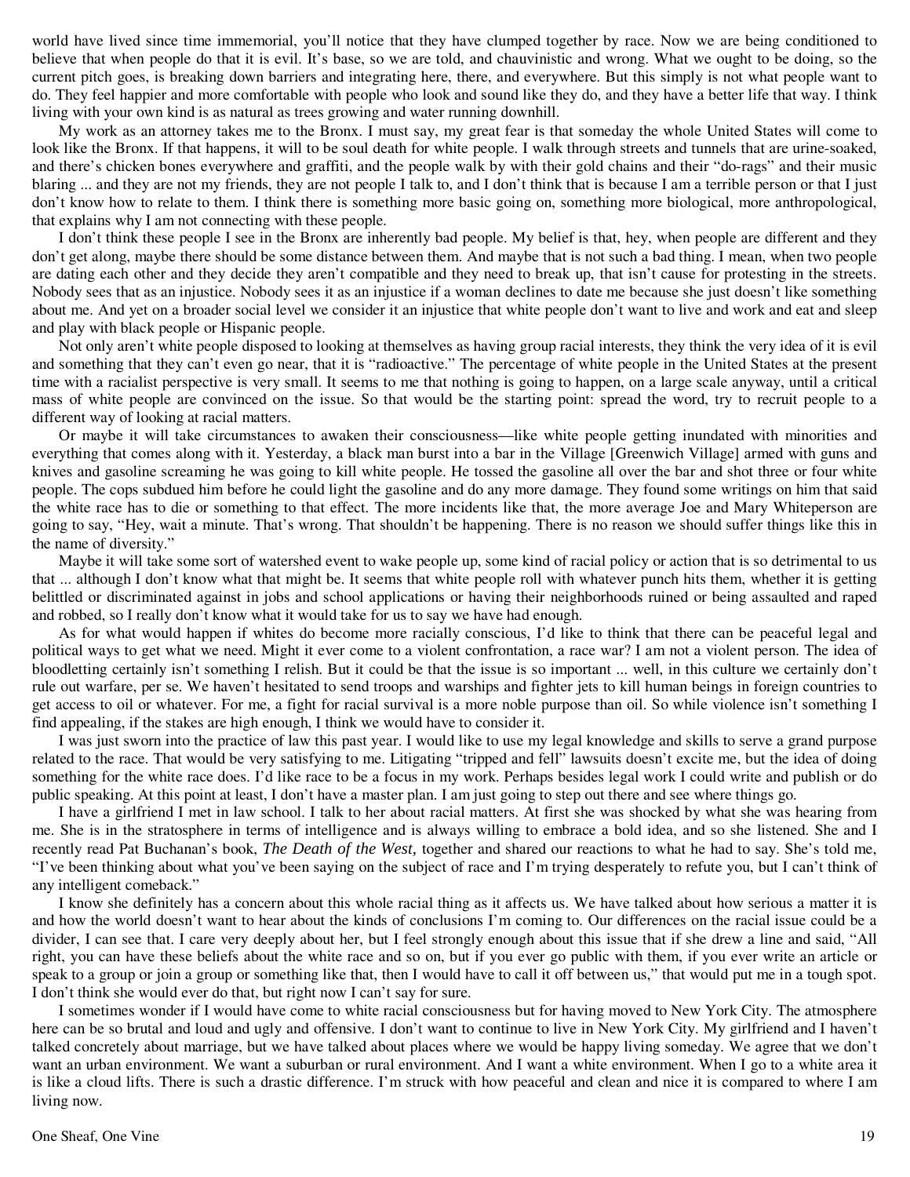world have lived since time immemorial, you'll notice that they have clumped together by race. Now we are being conditioned to believe that when people do that it is evil. It's base, so we are told, and chauvinistic and wrong. What we ought to be doing, so the current pitch goes, is breaking down barriers and integrating here, there, and everywhere. But this simply is not what people want to do. They feel happier and more comfortable with people who look and sound like they do, and they have a better life that way. I think living with your own kind is as natural as trees growing and water running downhill.

My work as an attorney takes me to the Bronx. I must say, my great fear is that someday the whole United States will come to look like the Bronx. If that happens, it will to be soul death for white people. I walk through streets and tunnels that are urine-soaked, and there's chicken bones everywhere and graffiti, and the people walk by with their gold chains and their "do-rags" and their music blaring ... and they are not my friends, they are not people I talk to, and I don't think that is because I am a terrible person or that I just don't know how to relate to them. I think there is something more basic going on, something more biological, more anthropological, that explains why I am not connecting with these people.

I don't think these people I see in the Bronx are inherently bad people. My belief is that, hey, when people are different and they don't get along, maybe there should be some distance between them. And maybe that is not such a bad thing. I mean, when two people are dating each other and they decide they aren't compatible and they need to break up, that isn't cause for protesting in the streets. Nobody sees that as an injustice. Nobody sees it as an injustice if a woman declines to date me because she just doesn't like something about me. And yet on a broader social level we consider it an injustice that white people don't want to live and work and eat and sleep and play with black people or Hispanic people.

Not only aren't white people disposed to looking at themselves as having group racial interests, they think the very idea of it is evil and something that they can't even go near, that it is "radioactive." The percentage of white people in the United States at the present time with a racialist perspective is very small. It seems to me that nothing is going to happen, on a large scale anyway, until a critical mass of white people are convinced on the issue. So that would be the starting point: spread the word, try to recruit people to a different way of looking at racial matters.

Or maybe it will take circumstances to awaken their consciousness—like white people getting inundated with minorities and everything that comes along with it. Yesterday, a black man burst into a bar in the Village [Greenwich Village] armed with guns and knives and gasoline screaming he was going to kill white people. He tossed the gasoline all over the bar and shot three or four white people. The cops subdued him before he could light the gasoline and do any more damage. They found some writings on him that said the white race has to die or something to that effect. The more incidents like that, the more average Joe and Mary Whiteperson are going to say, "Hey, wait a minute. That's wrong. That shouldn't be happening. There is no reason we should suffer things like this in the name of diversity."

Maybe it will take some sort of watershed event to wake people up, some kind of racial policy or action that is so detrimental to us that ... although I don't know what that might be. It seems that white people roll with whatever punch hits them, whether it is getting belittled or discriminated against in jobs and school applications or having their neighborhoods ruined or being assaulted and raped and robbed, so I really don't know what it would take for us to say we have had enough.

As for what would happen if whites do become more racially conscious, I'd like to think that there can be peaceful legal and political ways to get what we need. Might it ever come to a violent confrontation, a race war? I am not a violent person. The idea of bloodletting certainly isn't something I relish. But it could be that the issue is so important ... well, in this culture we certainly don't rule out warfare, per se. We haven't hesitated to send troops and warships and fighter jets to kill human beings in foreign countries to get access to oil or whatever. For me, a fight for racial survival is a more noble purpose than oil. So while violence isn't something I find appealing, if the stakes are high enough, I think we would have to consider it.

I was just sworn into the practice of law this past year. I would like to use my legal knowledge and skills to serve a grand purpose related to the race. That would be very satisfying to me. Litigating "tripped and fell" lawsuits doesn't excite me, but the idea of doing something for the white race does. I'd like race to be a focus in my work. Perhaps besides legal work I could write and publish or do public speaking. At this point at least, I don't have a master plan. I am just going to step out there and see where things go.

I have a girlfriend I met in law school. I talk to her about racial matters. At first she was shocked by what she was hearing from me. She is in the stratosphere in terms of intelligence and is always willing to embrace a bold idea, and so she listened. She and I recently read Pat Buchanan's book, *The Death of the West,* together and shared our reactions to what he had to say. She's told me, "I've been thinking about what you've been saying on the subject of race and I'm trying desperately to refute you, but I can't think of any intelligent comeback."

I know she definitely has a concern about this whole racial thing as it affects us. We have talked about how serious a matter it is and how the world doesn't want to hear about the kinds of conclusions I'm coming to. Our differences on the racial issue could be a divider, I can see that. I care very deeply about her, but I feel strongly enough about this issue that if she drew a line and said, "All right, you can have these beliefs about the white race and so on, but if you ever go public with them, if you ever write an article or speak to a group or join a group or something like that, then I would have to call it off between us," that would put me in a tough spot. I don't think she would ever do that, but right now I can't say for sure.

I sometimes wonder if I would have come to white racial consciousness but for having moved to New York City. The atmosphere here can be so brutal and loud and ugly and offensive. I don't want to continue to live in New York City. My girlfriend and I haven't talked concretely about marriage, but we have talked about places where we would be happy living someday. We agree that we don't want an urban environment. We want a suburban or rural environment. And I want a white environment. When I go to a white area it is like a cloud lifts. There is such a drastic difference. I'm struck with how peaceful and clean and nice it is compared to where I am living now.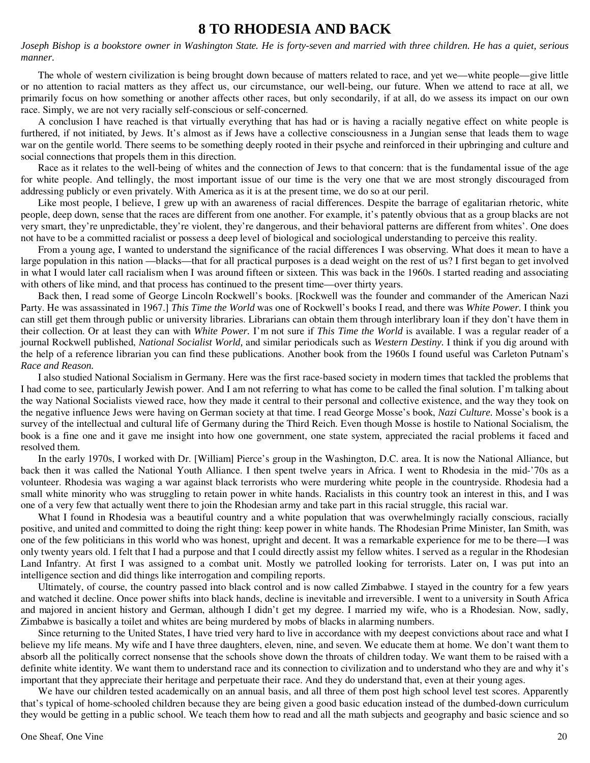# 8 TO RHODESIA AND BACK

*Joseph Bishop is a bookstore owner in Washington State. He is forty-seven and married with three children. He has a quiet, serious manner.*

The whole of western civilization is being brought down because of matters related to race, and yet we—white people—give little or no attention to racial matters as they affect us, our circumstance, our well-being, our future. When we attend to race at all, we primarily focus on how something or another affects other races, but only secondarily, if at all, do we assess its impact on our own race. Simply, we are not very racially self-conscious or self-concerned.

A conclusion I have reached is that virtually everything that has had or is having a racially negative effect on white people is furthered, if not initiated, by Jews. It's almost as if Jews have a collective consciousness in a Jungian sense that leads them to wage war on the gentile world. There seems to be something deeply rooted in their psyche and reinforced in their upbringing and culture and social connections that propels them in this direction.

Race as it relates to the well-being of whites and the connection of Jews to that concern: that is the fundamental issue of the age for white people. And tellingly, the most important issue of our time is the very one that we are most strongly discouraged from addressing publicly or even privately. With America as it is at the present time, we do so at our peril.

Like most people, I believe, I grew up with an awareness of racial differences. Despite the barrage of egalitarian rhetoric, white people, deep down, sense that the races are different from one another. For example, it's patently obvious that as a group blacks are not very smart, they're unpredictable, they're violent, they're dangerous, and their behavioral patterns are different from whites'. One does not have to be a committed racialist or possess a deep level of biological and sociological understanding to perceive this reality.

From a young age, I wanted to understand the significance of the racial differences I was observing. What does it mean to have a large population in this nation —blacks—that for all practical purposes is a dead weight on the rest of us? I first began to get involved in what I would later call racialism when I was around fifteen or sixteen. This was back in the 1960s. I started reading and associating with others of like mind, and that process has continued to the present time—over thirty years.

Back then, I read some of George Lincoln Rockwell's books. [Rockwell was the founder and commander of the American Nazi Party. He was assassinated in 1967.] *This Time the World* was one of Rockwell's books I read, and there was *White Power.* I think you can still get them through public or university libraries. Librarians can obtain them through interlibrary loan if they don't have them in their collection. Or at least they can with *White Power.* I'm not sure if *This Time the World* is available. I was a regular reader of a journal Rockwell published, *National Socialist World,* and similar periodicals such as *Western Destiny.* I think if you dig around with the help of a reference librarian you can find these publications. Another book from the 1960s I found useful was Carleton Putnam's *Race and Reason.*

I also studied National Socialism in Germany. Here was the first race-based society in modern times that tackled the problems that I had come to see, particularly Jewish power. And I am not referring to what has come to be called the final solution. I'm talking about the way National Socialists viewed race, how they made it central to their personal and collective existence, and the way they took on the negative influence Jews were having on German society at that time. I read George Mosse's book, *Nazi Culture.* Mosse's book is a survey of the intellectual and cultural life of Germany during the Third Reich. Even though Mosse is hostile to National Socialism, the book is a fine one and it gave me insight into how one government, one state system, appreciated the racial problems it faced and resolved them.

In the early 1970s, I worked with Dr. [William] Pierce's group in the Washington, D.C. area. It is now the National Alliance, but back then it was called the National Youth Alliance. I then spent twelve years in Africa. I went to Rhodesia in the mid-'70s as a volunteer. Rhodesia was waging a war against black terrorists who were murdering white people in the countryside. Rhodesia had a small white minority who was struggling to retain power in white hands. Racialists in this country took an interest in this, and I was one of a very few that actually went there to join the Rhodesian army and take part in this racial struggle, this racial war.

What I found in Rhodesia was a beautiful country and a white population that was overwhelmingly racially conscious, racially positive, and united and committed to doing the right thing: keep power in white hands. The Rhodesian Prime Minister, Ian Smith, was one of the few politicians in this world who was honest, upright and decent. It was a remarkable experience for me to be there—I was only twenty years old. I felt that I had a purpose and that I could directly assist my fellow whites. I served as a regular in the Rhodesian Land Infantry. At first I was assigned to a combat unit. Mostly we patrolled looking for terrorists. Later on, I was put into an intelligence section and did things like interrogation and compiling reports.

Ultimately, of course, the country passed into black control and is now called Zimbabwe. I stayed in the country for a few years and watched it decline. Once power shifts into black hands, decline is inevitable and irreversible. I went to a university in South Africa and majored in ancient history and German, although I didn't get my degree. I married my wife, who is a Rhodesian. Now, sadly, Zimbabwe is basically a toilet and whites are being murdered by mobs of blacks in alarming numbers.

Since returning to the United States, I have tried very hard to live in accordance with my deepest convictions about race and what I believe my life means. My wife and I have three daughters, eleven, nine, and seven. We educate them at home. We don't want them to absorb all the politically correct nonsense that the schools shove down the throats of children today. We want them to be raised with a definite white identity. We want them to understand race and its connection to civilization and to understand who they are and why it's important that they appreciate their heritage and perpetuate their race. And they do understand that, even at their young ages.

We have our children tested academically on an annual basis, and all three of them post high school level test scores. Apparently that's typical of home-schooled children because they are being given a good basic education instead of the dumbed-down curriculum they would be getting in a public school. We teach them how to read and all the math subjects and geography and basic science and so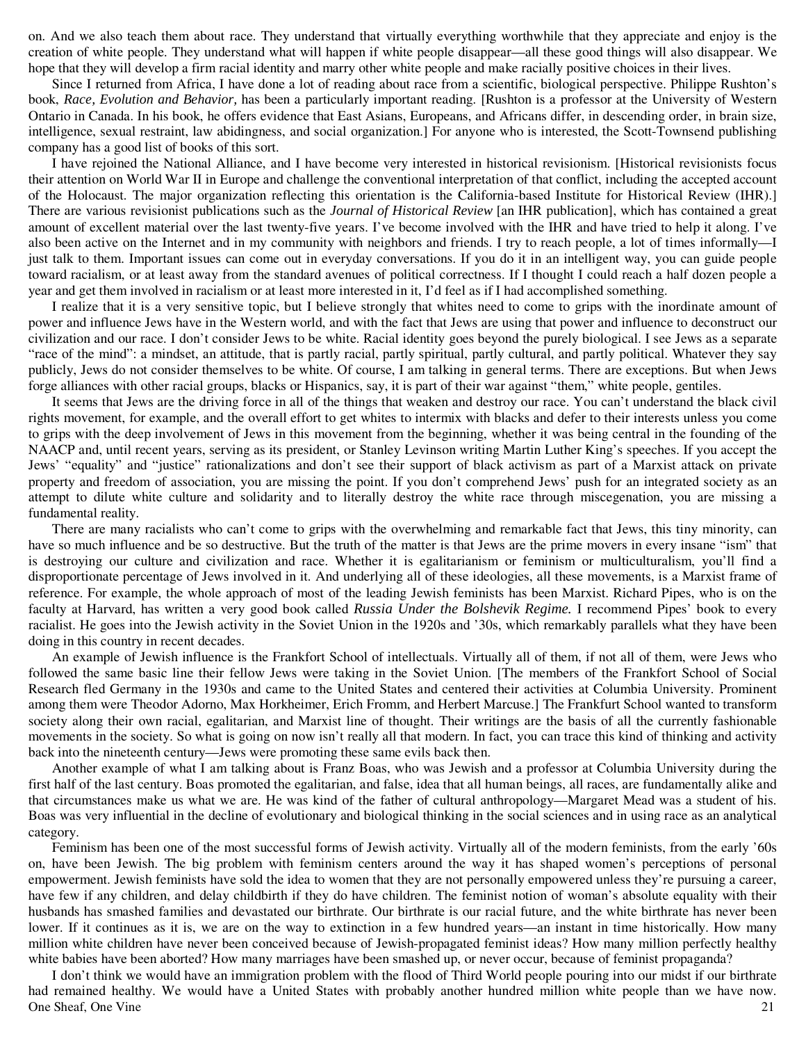on. And we also teach them about race. They understand that virtually everything worthwhile that they appreciate and enjoy is the creation of white people. They understand what will happen if white people disappear—all these good things will also disappear. We hope that they will develop a firm racial identity and marry other white people and make racially positive choices in their lives.

Since I returned from Africa, I have done a lot of reading about race from a scientific, biological perspective. Philippe Rushton's book, *Race, Evolution and Behavior,* has been a particularly important reading. [Rushton is a professor at the University of Western Ontario in Canada. In his book, he offers evidence that East Asians, Europeans, and Africans differ, in descending order, in brain size, intelligence, sexual restraint, law abidingness, and social organization.] For anyone who is interested, the Scott-Townsend publishing company has a good list of books of this sort.

I have rejoined the National Alliance, and I have become very interested in historical revisionism. [Historical revisionists focus their attention on World War II in Europe and challenge the conventional interpretation of that conflict, including the accepted account of the Holocaust. The major organization reflecting this orientation is the California-based Institute for Historical Review (IHR).] There are various revisionist publications such as the *Journal of Historical Review* [an IHR publication], which has contained a great amount of excellent material over the last twenty-five years. I've become involved with the IHR and have tried to help it along. I've also been active on the Internet and in my community with neighbors and friends. I try to reach people, a lot of times informally—I just talk to them. Important issues can come out in everyday conversations. If you do it in an intelligent way, you can guide people toward racialism, or at least away from the standard avenues of political correctness. If I thought I could reach a half dozen people a year and get them involved in racialism or at least more interested in it, I'd feel as if I had accomplished something.

I realize that it is a very sensitive topic, but I believe strongly that whites need to come to grips with the inordinate amount of power and influence Jews have in the Western world, and with the fact that Jews are using that power and influence to deconstruct our civilization and our race. I don't consider Jews to be white. Racial identity goes beyond the purely biological. I see Jews as a separate "race of the mind": a mindset, an attitude, that is partly racial, partly spiritual, partly cultural, and partly political. Whatever they say publicly, Jews do not consider themselves to be white. Of course, I am talking in general terms. There are exceptions. But when Jews forge alliances with other racial groups, blacks or Hispanics, say, it is part of their war against "them," white people, gentiles.

It seems that Jews are the driving force in all of the things that weaken and destroy our race. You can't understand the black civil rights movement, for example, and the overall effort to get whites to intermix with blacks and defer to their interests unless you come to grips with the deep involvement of Jews in this movement from the beginning, whether it was being central in the founding of the NAACP and, until recent years, serving as its president, or Stanley Levinson writing Martin Luther King's speeches. If you accept the Jews' "equality" and "justice" rationalizations and don't see their support of black activism as part of a Marxist attack on private property and freedom of association, you are missing the point. If you don't comprehend Jews' push for an integrated society as an attempt to dilute white culture and solidarity and to literally destroy the white race through miscegenation, you are missing a fundamental reality.

There are many racialists who can't come to grips with the overwhelming and remarkable fact that Jews, this tiny minority, can have so much influence and be so destructive. But the truth of the matter is that Jews are the prime movers in every insane "ism" that is destroying our culture and civilization and race. Whether it is egalitarianism or feminism or multiculturalism, you'll find a disproportionate percentage of Jews involved in it. And underlying all of these ideologies, all these movements, is a Marxist frame of reference. For example, the whole approach of most of the leading Jewish feminists has been Marxist. Richard Pipes, who is on the faculty at Harvard, has written a very good book called *Russia Under the Bolshevik Regime.* I recommend Pipes' book to every racialist. He goes into the Jewish activity in the Soviet Union in the 1920s and '30s, which remarkably parallels what they have been doing in this country in recent decades.

An example of Jewish influence is the Frankfort School of intellectuals. Virtually all of them, if not all of them, were Jews who followed the same basic line their fellow Jews were taking in the Soviet Union. [The members of the Frankfort School of Social Research fled Germany in the 1930s and came to the United States and centered their activities at Columbia University. Prominent among them were Theodor Adorno, Max Horkheimer, Erich Fromm, and Herbert Marcuse.] The Frankfurt School wanted to transform society along their own racial, egalitarian, and Marxist line of thought. Their writings are the basis of all the currently fashionable movements in the society. So what is going on now isn't really all that modern. In fact, you can trace this kind of thinking and activity back into the nineteenth century—Jews were promoting these same evils back then.

Another example of what I am talking about is Franz Boas, who was Jewish and a professor at Columbia University during the first half of the last century. Boas promoted the egalitarian, and false, idea that all human beings, all races, are fundamentally alike and that circumstances make us what we are. He was kind of the father of cultural anthropology—Margaret Mead was a student of his. Boas was very influential in the decline of evolutionary and biological thinking in the social sciences and in using race as an analytical category.

Feminism has been one of the most successful forms of Jewish activity. Virtually all of the modern feminists, from the early '60s on, have been Jewish. The big problem with feminism centers around the way it has shaped women's perceptions of personal empowerment. Jewish feminists have sold the idea to women that they are not personally empowered unless they're pursuing a career, have few if any children, and delay childbirth if they do have children. The feminist notion of woman's absolute equality with their husbands has smashed families and devastated our birthrate. Our birthrate is our racial future, and the white birthrate has never been lower. If it continues as it is, we are on the way to extinction in a few hundred years—an instant in time historically. How many million white children have never been conceived because of Jewish-propagated feminist ideas? How many million perfectly healthy white babies have been aborted? How many marriages have been smashed up, or never occur, because of feminist propaganda?

I don't think we would have an immigration problem with the flood of Third World people pouring into our midst if our birthrate had remained healthy. We would have a United States with probably another hundred million white people than we have now.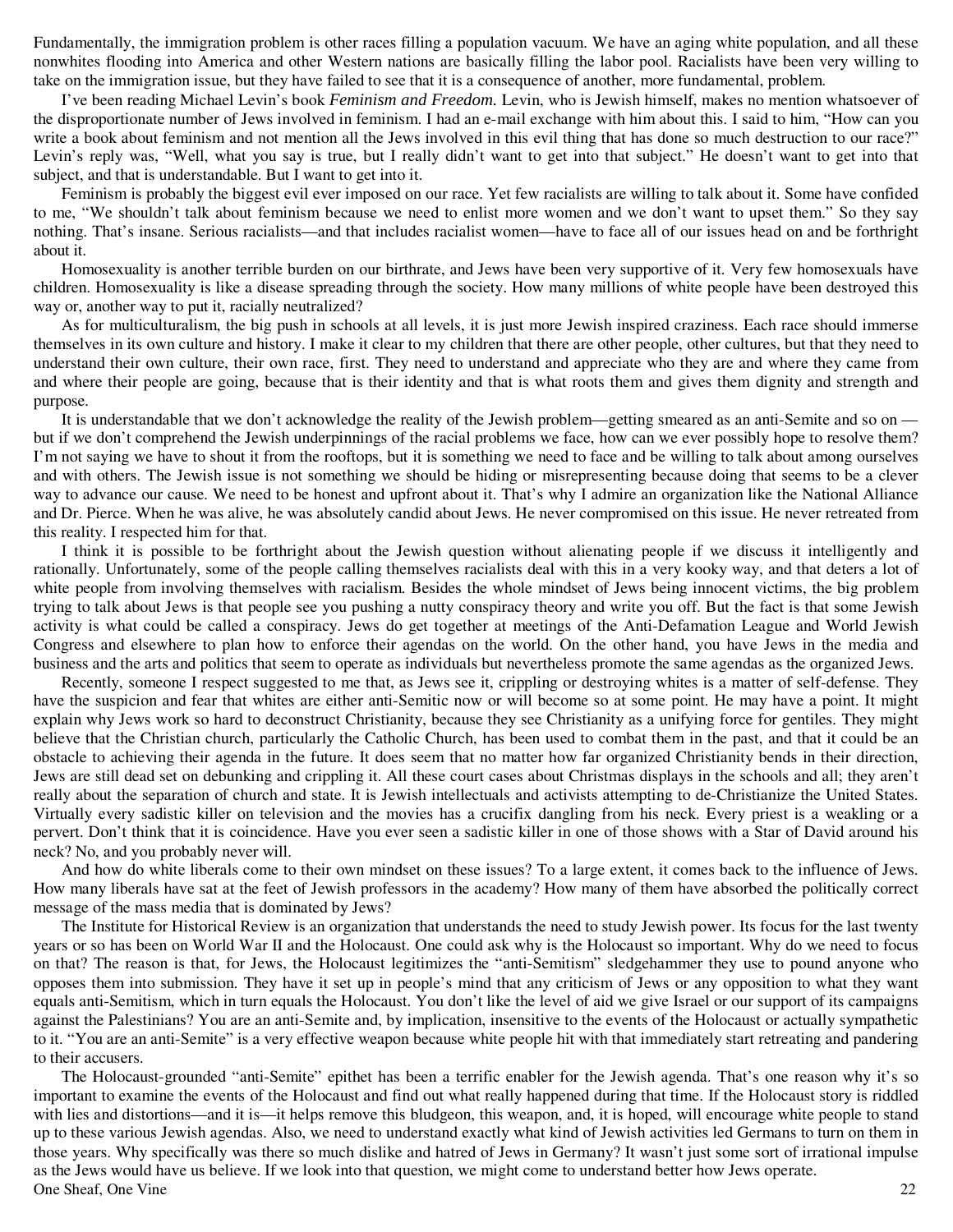Fundamentally, the immigration problem is other races filling a population vacuum. We have an aging white population, and all these nonwhites flooding into America and other Western nations are basically filling the labor pool. Racialists have been very willing to take on the immigration issue, but they have failed to see that it is a consequence of another, more fundamental, problem.

I've been reading Michael Levin's book *Feminism and Freedom.* Levin, who is Jewish himself, makes no mention whatsoever of the disproportionate number of Jews involved in feminism. I had an e-mail exchange with him about this. I said to him, "How can you write a book about feminism and not mention all the Jews involved in this evil thing that has done so much destruction to our race?" Levin's reply was, "Well, what you say is true, but I really didn't want to get into that subject." He doesn't want to get into that subject, and that is understandable. But I want to get into it.

Feminism is probably the biggest evil ever imposed on our race. Yet few racialists are willing to talk about it. Some have confided to me, "We shouldn't talk about feminism because we need to enlist more women and we don't want to upset them." So they say nothing. That's insane. Serious racialists—and that includes racialist women—have to face all of our issues head on and be forthright about it.

Homosexuality is another terrible burden on our birthrate, and Jews have been very supportive of it. Very few homosexuals have children. Homosexuality is like a disease spreading through the society. How many millions of white people have been destroyed this way or, another way to put it, racially neutralized?

As for multiculturalism, the big push in schools at all levels, it is just more Jewish inspired craziness. Each race should immerse themselves in its own culture and history. I make it clear to my children that there are other people, other cultures, but that they need to understand their own culture, their own race, first. They need to understand and appreciate who they are and where they came from and where their people are going, because that is their identity and that is what roots them and gives them dignity and strength and purpose.

It is understandable that we don't acknowledge the reality of the Jewish problem—getting smeared as an anti-Semite and so on — but if we don't comprehend the Jewish underpinnings of the racial problems we face, how can we ever possibly hope to resolve them? I'm not saying we have to shout it from the rooftops, but it is something we need to face and be willing to talk about among ourselves and with others. The Jewish issue is not something we should be hiding or misrepresenting because doing that seems to be a clever way to advance our cause. We need to be honest and upfront about it. That's why I admire an organization like the National Alliance and Dr. Pierce. When he was alive, he was absolutely candid about Jews. He never compromised on this issue. He never retreated from this reality. I respected him for that.

I think it is possible to be forthright about the Jewish question without alienating people if we discuss it intelligently and rationally. Unfortunately, some of the people calling themselves racialists deal with this in a very kooky way, and that deters a lot of white people from involving themselves with racialism. Besides the whole mindset of Jews being innocent victims, the big problem trying to talk about Jews is that people see you pushing a nutty conspiracy theory and write you off. But the fact is that some Jewish activity is what could be called a conspiracy. Jews do get together at meetings of the Anti-Defamation League and World Jewish Congress and elsewhere to plan how to enforce their agendas on the world. On the other hand, you have Jews in the media and business and the arts and politics that seem to operate as individuals but nevertheless promote the same agendas as the organized Jews.

Recently, someone I respect suggested to me that, as Jews see it, crippling or destroying whites is a matter of self-defense. They have the suspicion and fear that whites are either anti-Semitic now or will become so at some point. He may have a point. It might explain why Jews work so hard to deconstruct Christianity, because they see Christianity as a unifying force for gentiles. They might believe that the Christian church, particularly the Catholic Church, has been used to combat them in the past, and that it could be an obstacle to achieving their agenda in the future. It does seem that no matter how far organized Christianity bends in their direction, Jews are still dead set on debunking and crippling it. All these court cases about Christmas displays in the schools and all; they aren't really about the separation of church and state. It is Jewish intellectuals and activists attempting to de-Christianize the United States. Virtually every sadistic killer on television and the movies has a crucifix dangling from his neck. Every priest is a weakling or a pervert. Don't think that it is coincidence. Have you ever seen a sadistic killer in one of those shows with a Star of David around his neck? No, and you probably never will.

And how do white liberals come to their own mindset on these issues? To a large extent, it comes back to the influence of Jews. How many liberals have sat at the feet of Jewish professors in the academy? How many of them have absorbed the politically correct message of the mass media that is dominated by Jews?

The Institute for Historical Review is an organization that understands the need to study Jewish power. Its focus for the last twenty years or so has been on World War II and the Holocaust. One could ask why is the Holocaust so important. Why do we need to focus on that? The reason is that, for Jews, the Holocaust legitimizes the "anti-Semitism" sledgehammer they use to pound anyone who opposes them into submission. They have it set up in people's mind that any criticism of Jews or any opposition to what they want equals anti-Semitism, which in turn equals the Holocaust. You don't like the level of aid we give Israel or our support of its campaigns against the Palestinians? You are an anti-Semite and, by implication, insensitive to the events of the Holocaust or actually sympathetic to it. "You are an anti-Semite" is a very effective weapon because white people hit with that immediately start retreating and pandering to their accusers.

The Holocaust-grounded "anti-Semite" epithet has been a terrific enabler for the Jewish agenda. That's one reason why it's so important to examine the events of the Holocaust and find out what really happened during that time. If the Holocaust story is riddled with lies and distortions—and it is—it helps remove this bludgeon, this weapon, and, it is hoped, will encourage white people to stand up to these various Jewish agendas. Also, we need to understand exactly what kind of Jewish activities led Germans to turn on them in those years. Why specifically was there so much dislike and hatred of Jews in Germany? It wasn't just some sort of irrational impulse as the Jews would have us believe. If we look into that question, we might come to understand better how Jews operate.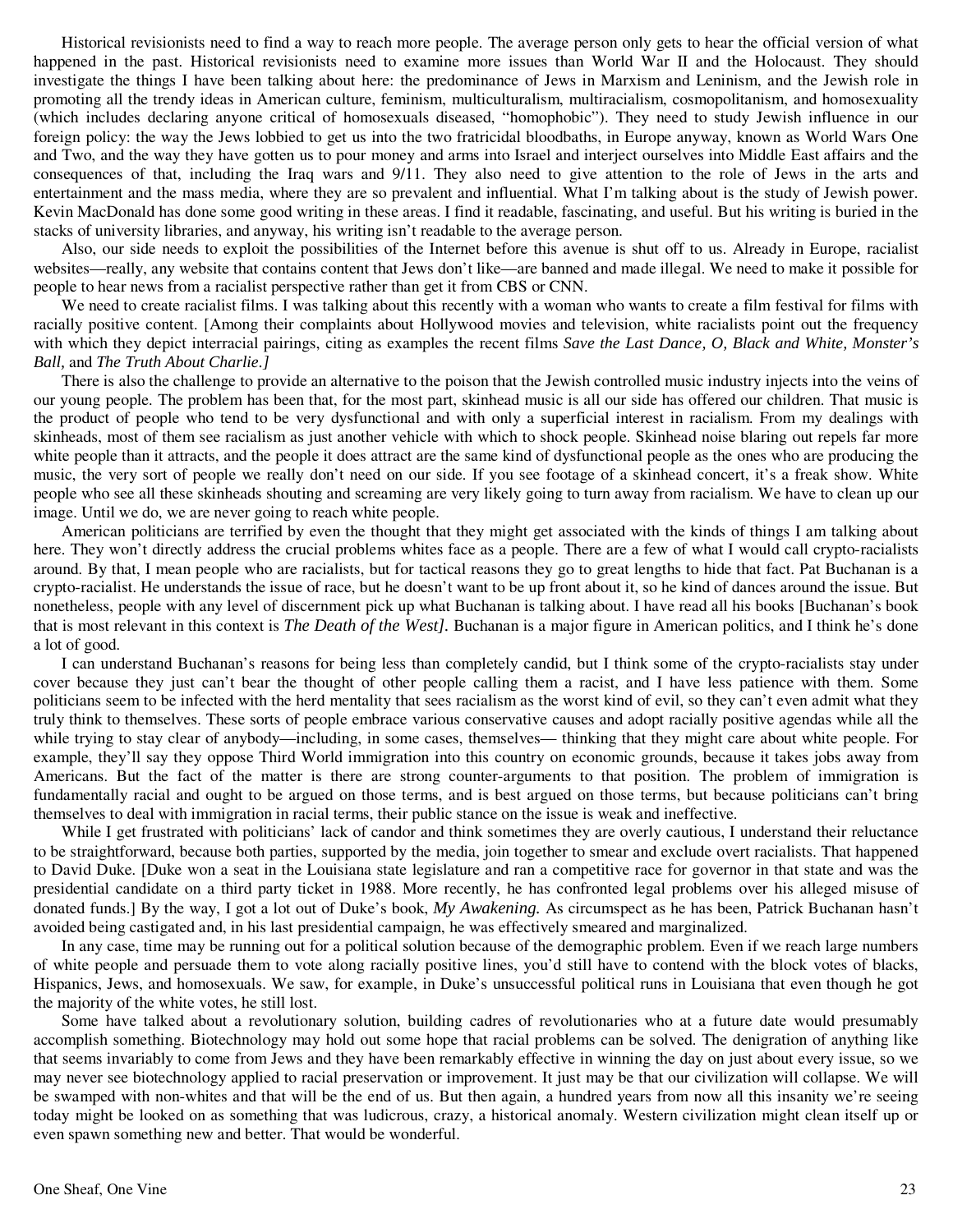Historical revisionists need to find a way to reach more people. The average person only gets to hear the official version of what happened in the past. Historical revisionists need to examine more issues than World War II and the Holocaust. They should investigate the things I have been talking about here: the predominance of Jews in Marxism and Leninism, and the Jewish role in promoting all the trendy ideas in American culture, feminism, multiculturalism, multiracialism, cosmopolitanism, and homosexuality (which includes declaring anyone critical of homosexuals diseased, "homophobic"). They need to study Jewish influence in our foreign policy: the way the Jews lobbied to get us into the two fratricidal bloodbaths, in Europe anyway, known as World Wars One and Two, and the way they have gotten us to pour money and arms into Israel and interject ourselves into Middle East affairs and the consequences of that, including the Iraq wars and 9/11. They also need to give attention to the role of Jews in the arts and entertainment and the mass media, where they are so prevalent and influential. What I'm talking about is the study of Jewish power. Kevin MacDonald has done some good writing in these areas. I find it readable, fascinating, and useful. But his writing is buried in the stacks of university libraries, and anyway, his writing isn't readable to the average person.

Also, our side needs to exploit the possibilities of the Internet before this avenue is shut off to us. Already in Europe, racialist websites—really, any website that contains content that Jews don't like—are banned and made illegal. We need to make it possible for people to hear news from a racialist perspective rather than get it from CBS or CNN.

We need to create racialist films. I was talking about this recently with a woman who wants to create a film festival for films with racially positive content. [Among their complaints about Hollywood movies and television, white racialists point out the frequency with which they depict interracial pairings, citing as examples the recent films *Save the Last Dance, O, Black and White, Monster's Ball,* and *The Truth About Charlie.]*

There is also the challenge to provide an alternative to the poison that the Jewish controlled music industry injects into the veins of our young people. The problem has been that, for the most part, skinhead music is all our side has offered our children. That music is the product of people who tend to be very dysfunctional and with only a superficial interest in racialism. From my dealings with skinheads, most of them see racialism as just another vehicle with which to shock people. Skinhead noise blaring out repels far more white people than it attracts, and the people it does attract are the same kind of dysfunctional people as the ones who are producing the music, the very sort of people we really don't need on our side. If you see footage of a skinhead concert, it's a freak show. White people who see all these skinheads shouting and screaming are very likely going to turn away from racialism. We have to clean up our image. Until we do, we are never going to reach white people.

American politicians are terrified by even the thought that they might get associated with the kinds of things I am talking about here. They won't directly address the crucial problems whites face as a people. There are a few of what I would call crypto-racialists around. By that, I mean people who are racialists, but for tactical reasons they go to great lengths to hide that fact. Pat Buchanan is a crypto-racialist. He understands the issue of race, but he doesn't want to be up front about it, so he kind of dances around the issue. But nonetheless, people with any level of discernment pick up what Buchanan is talking about. I have read all his books [Buchanan's book that is most relevant in this context is *The Death of the West].* Buchanan is a major figure in American politics, and I think he's done a lot of good.

I can understand Buchanan's reasons for being less than completely candid, but I think some of the crypto-racialists stay under cover because they just can't bear the thought of other people calling them a racist, and I have less patience with them. Some politicians seem to be infected with the herd mentality that sees racialism as the worst kind of evil, so they can't even admit what they truly think to themselves. These sorts of people embrace various conservative causes and adopt racially positive agendas while all the while trying to stay clear of anybody—including, in some cases, themselves— thinking that they might care about white people. For example, they'll say they oppose Third World immigration into this country on economic grounds, because it takes jobs away from Americans. But the fact of the matter is there are strong counter-arguments to that position. The problem of immigration is fundamentally racial and ought to be argued on those terms, and is best argued on those terms, but because politicians can't bring themselves to deal with immigration in racial terms, their public stance on the issue is weak and ineffective.

While I get frustrated with politicians' lack of candor and think sometimes they are overly cautious, I understand their reluctance to be straightforward, because both parties, supported by the media, join together to smear and exclude overt racialists. That happened to David Duke. [Duke won a seat in the Louisiana state legislature and ran a competitive race for governor in that state and was the presidential candidate on a third party ticket in 1988. More recently, he has confronted legal problems over his alleged misuse of donated funds.] By the way, I got a lot out of Duke's book, *My Awakening.* As circumspect as he has been, Patrick Buchanan hasn't avoided being castigated and, in his last presidential campaign, he was effectively smeared and marginalized.

In any case, time may be running out for a political solution because of the demographic problem. Even if we reach large numbers of white people and persuade them to vote along racially positive lines, you'd still have to contend with the block votes of blacks, Hispanics, Jews, and homosexuals. We saw, for example, in Duke's unsuccessful political runs in Louisiana that even though he got the majority of the white votes, he still lost.

Some have talked about a revolutionary solution, building cadres of revolutionaries who at a future date would presumably accomplish something. Biotechnology may hold out some hope that racial problems can be solved. The denigration of anything like that seems invariably to come from Jews and they have been remarkably effective in winning the day on just about every issue, so we may never see biotechnology applied to racial preservation or improvement. It just may be that our civilization will collapse. We will be swamped with non-whites and that will be the end of us. But then again, a hundred years from now all this insanity we're seeing today might be looked on as something that was ludicrous, crazy, a historical anomaly. Western civilization might clean itself up or even spawn something new and better. That would be wonderful.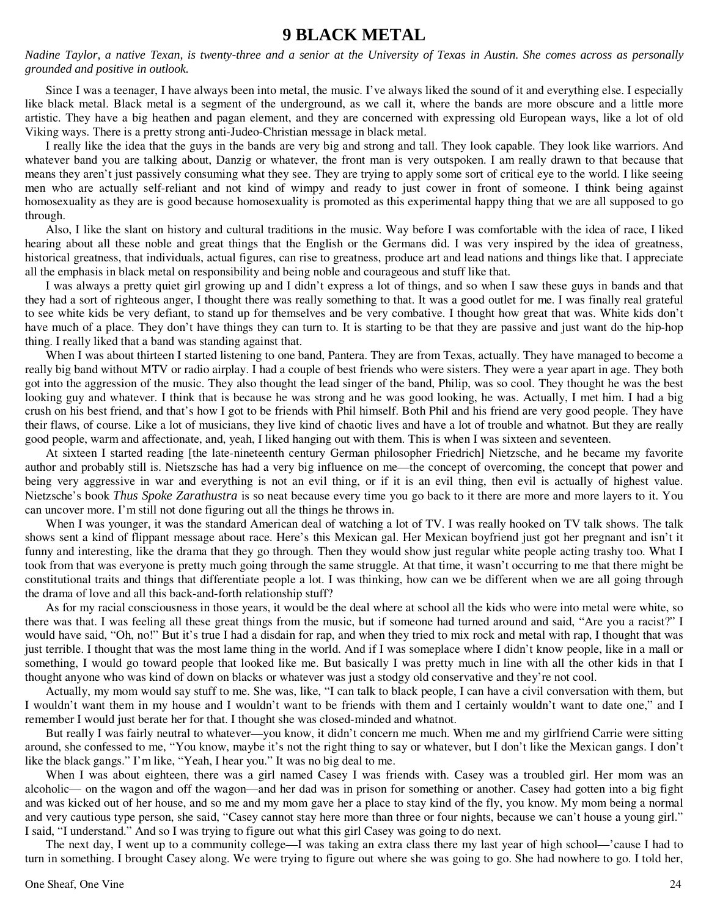# 9 BLACK METAL

*Nadine Taylor, a native Texan, is twenty-three and a senior at the University of Texas in Austin. She comes across as personally grounded and positive in outlook.*

Since I was a teenager, I have always been into metal, the music. I've always liked the sound of it and everything else. I especially like black metal. Black metal is a segment of the underground, as we call it, where the bands are more obscure and a little more artistic. They have a big heathen and pagan element, and they are concerned with expressing old European ways, like a lot of old Viking ways. There is a pretty strong anti-Judeo-Christian message in black metal.

I really like the idea that the guys in the bands are very big and strong and tall. They look capable. They look like warriors. And whatever band you are talking about, Danzig or whatever, the front man is very outspoken. I am really drawn to that because that means they aren't just passively consuming what they see. They are trying to apply some sort of critical eye to the world. I like seeing men who are actually self-reliant and not kind of wimpy and ready to just cower in front of someone. I think being against homosexuality as they are is good because homosexuality is promoted as this experimental happy thing that we are all supposed to go through.

Also, I like the slant on history and cultural traditions in the music. Way before I was comfortable with the idea of race, I liked hearing about all these noble and great things that the English or the Germans did. I was very inspired by the idea of greatness, historical greatness, that individuals, actual figures, can rise to greatness, produce art and lead nations and things like that. I appreciate all the emphasis in black metal on responsibility and being noble and courageous and stuff like that.

I was always a pretty quiet girl growing up and I didn't express a lot of things, and so when I saw these guys in bands and that they had a sort of righteous anger, I thought there was really something to that. It was a good outlet for me. I was finally real grateful to see white kids be very defiant, to stand up for themselves and be very combative. I thought how great that was. White kids don't have much of a place. They don't have things they can turn to. It is starting to be that they are passive and just want do the hip-hop thing. I really liked that a band was standing against that.

When I was about thirteen I started listening to one band, Pantera. They are from Texas, actually. They have managed to become a really big band without MTV or radio airplay. I had a couple of best friends who were sisters. They were a year apart in age. They both got into the aggression of the music. They also thought the lead singer of the band, Philip, was so cool. They thought he was the best looking guy and whatever. I think that is because he was strong and he was good looking, he was. Actually, I met him. I had a big crush on his best friend, and that's how I got to be friends with Phil himself. Both Phil and his friend are very good people. They have their flaws, of course. Like a lot of musicians, they live kind of chaotic lives and have a lot of trouble and whatnot. But they are really good people, warm and affectionate, and, yeah, I liked hanging out with them. This is when I was sixteen and seventeen.

At sixteen I started reading [the late-nineteenth century German philosopher Friedrich] Nietzsche, and he became my favorite author and probably still is. Nietszsche has had a very big influence on me—the concept of overcoming, the concept that power and being very aggressive in war and everything is not an evil thing, or if it is an evil thing, then evil is actually of highest value. Nietzsche's book *Thus Spoke Zarathustra* is so neat because every time you go back to it there are more and more layers to it. You can uncover more. I'm still not done figuring out all the things he throws in.

When I was younger, it was the standard American deal of watching a lot of TV. I was really hooked on TV talk shows. The talk shows sent a kind of flippant message about race. Here's this Mexican gal. Her Mexican boyfriend just got her pregnant and isn't it funny and interesting, like the drama that they go through. Then they would show just regular white people acting trashy too. What I took from that was everyone is pretty much going through the same struggle. At that time, it wasn't occurring to me that there might be constitutional traits and things that differentiate people a lot. I was thinking, how can we be different when we are all going through the drama of love and all this back-and-forth relationship stuff?

As for my racial consciousness in those years, it would be the deal where at school all the kids who were into metal were white, so there was that. I was feeling all these great things from the music, but if someone had turned around and said, "Are you a racist?" I would have said, "Oh, no!" But it's true I had a disdain for rap, and when they tried to mix rock and metal with rap, I thought that was just terrible. I thought that was the most lame thing in the world. And if I was someplace where I didn't know people, like in a mall or something, I would go toward people that looked like me. But basically I was pretty much in line with all the other kids in that I thought anyone who was kind of down on blacks or whatever was just a stodgy old conservative and they're not cool.

Actually, my mom would say stuff to me. She was, like, "I can talk to black people, I can have a civil conversation with them, but I wouldn't want them in my house and I wouldn't want to be friends with them and I certainly wouldn't want to date one," and I remember I would just berate her for that. I thought she was closed-minded and whatnot.

But really I was fairly neutral to whatever—you know, it didn't concern me much. When me and my girlfriend Carrie were sitting around, she confessed to me, "You know, maybe it's not the right thing to say or whatever, but I don't like the Mexican gangs. I don't like the black gangs." I'm like, "Yeah, I hear you." It was no big deal to me.

When I was about eighteen, there was a girl named Casey I was friends with. Casey was a troubled girl. Her mom was an alcoholic— on the wagon and off the wagon—and her dad was in prison for something or another. Casey had gotten into a big fight and was kicked out of her house, and so me and my mom gave her a place to stay kind of the fly, you know. My mom being a normal and very cautious type person, she said, "Casey cannot stay here more than three or four nights, because we can't house a young girl." I said, "I understand." And so I was trying to figure out what this girl Casey was going to do next.

The next day, I went up to a community college—I was taking an extra class there my last year of high school—'cause I had to turn in something. I brought Casey along. We were trying to figure out where she was going to go. She had nowhere to go. I told her,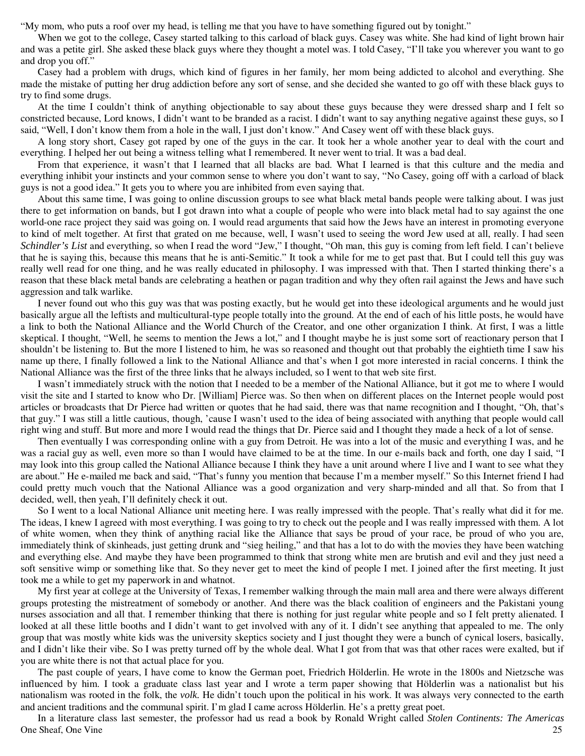"My mom, who puts a roof over my head, is telling me that you have to have something figured out by tonight."

When we got to the college, Casey started talking to this carload of black guys. Casey was white. She had kind of light brown hair and was a petite girl. She asked these black guys where they thought a motel was. I told Casey, "I'll take you wherever you want to go and drop you off."

Casey had a problem with drugs, which kind of figures in her family, her mom being addicted to alcohol and everything. She made the mistake of putting her drug addiction before any sort of sense, and she decided she wanted to go off with these black guys to try to find some drugs.

At the time I couldn't think of anything objectionable to say about these guys because they were dressed sharp and I felt so constricted because, Lord knows, I didn't want to be branded as a racist. I didn't want to say anything negative against these guys, so I said, "Well, I don't know them from a hole in the wall, I just don't know." And Casey went off with these black guys.

A long story short, Casey got raped by one of the guys in the car. It took her a whole another year to deal with the court and everything. I helped her out being a witness telling what I remembered. It never went to trial. It was a bad deal.

From that experience, it wasn't that I learned that all blacks are bad. What I learned is that this culture and the media and everything inhibit your instincts and your common sense to where you don't want to say, "No Casey, going off with a carload of black guys is not a good idea." It gets you to where you are inhibited from even saying that.

About this same time, I was going to online discussion groups to see what black metal bands people were talking about. I was just there to get information on bands, but I got drawn into what a couple of people who were into black metal had to say against the one world-one race project they said was going on. I would read arguments that said how the Jews have an interest in promoting everyone to kind of melt together. At first that grated on me because, well, I wasn't used to seeing the word Jew used at all, really. I had seen *Schindler's List* and everything, so when I read the word "Jew," I thought, "Oh man, this guy is coming from left field. I can't believe that he is saying this, because this means that he is anti-Semitic." It took a while for me to get past that. But I could tell this guy was really well read for one thing, and he was really educated in philosophy. I was impressed with that. Then I started thinking there's a reason that these black metal bands are celebrating a heathen or pagan tradition and why they often rail against the Jews and have such aggression and talk warlike.

I never found out who this guy was that was posting exactly, but he would get into these ideological arguments and he would just basically argue all the leftists and multicultural-type people totally into the ground. At the end of each of his little posts, he would have a link to both the National Alliance and the World Church of the Creator, and one other organization I think. At first, I was a little skeptical. I thought, "Well, he seems to mention the Jews a lot," and I thought maybe he is just some sort of reactionary person that I shouldn't be listening to. But the more I listened to him, he was so reasoned and thought out that probably the eightieth time I saw his name up there, I finally followed a link to the National Alliance and that's when I got more interested in racial concerns. I think the National Alliance was the first of the three links that he always included, so I went to that web site first.

I wasn't immediately struck with the notion that I needed to be a member of the National Alliance, but it got me to where I would visit the site and I started to know who Dr. [William] Pierce was. So then when on different places on the Internet people would post articles or broadcasts that Dr Pierce had written or quotes that he had said, there was that name recognition and I thought, "Oh, that's that guy." I was still a little cautious, though, 'cause I wasn't used to the idea of being associated with anything that people would call right wing and stuff. But more and more I would read the things that Dr. Pierce said and I thought they made a heck of a lot of sense.

Then eventually I was corresponding online with a guy from Detroit. He was into a lot of the music and everything I was, and he was a racial guy as well, even more so than I would have claimed to be at the time. In our e-mails back and forth, one day I said, "I may look into this group called the National Alliance because I think they have a unit around where I live and I want to see what they are about." He e-mailed me back and said, "That's funny you mention that because I'm a member myself." So this Internet friend I had could pretty much vouch that the National Alliance was a good organization and very sharp-minded and all that. So from that I decided, well, then yeah, I'll definitely check it out.

So I went to a local National Alliance unit meeting here. I was really impressed with the people. That's really what did it for me. The ideas, I knew I agreed with most everything. I was going to try to check out the people and I was really impressed with them. A lot of white women, when they think of anything racial like the Alliance that says be proud of your race, be proud of who you are, immediately think of skinheads, just getting drunk and "sieg heiling," and that has a lot to do with the movies they have been watching and everything else. And maybe they have been programmed to think that strong white men are brutish and evil and they just need a soft sensitive wimp or something like that. So they never get to meet the kind of people I met. I joined after the first meeting. It just took me a while to get my paperwork in and whatnot.

My first year at college at the University of Texas, I remember walking through the main mall area and there were always different groups protesting the mistreatment of somebody or another. And there was the black coalition of engineers and the Pakistani young nurses association and all that. I remember thinking that there is nothing for just regular white people and so I felt pretty alienated. I looked at all these little booths and I didn't want to get involved with any of it. I didn't see anything that appealed to me. The only group that was mostly white kids was the university skeptics society and I just thought they were a bunch of cynical losers, basically, and I didn't like their vibe. So I was pretty turned off by the whole deal. What I got from that was that other races were exalted, but if you are white there is not that actual place for you.

The past couple of years, I have come to know the German poet, Friedrich Hölderlin. He wrote in the 1800s and Nietzsche was influenced by him. I took a graduate class last year and I wrote a term paper showing that Hölderlin was a nationalist but his nationalism was rooted in the folk, the *volk.* He didn't touch upon the political in his work. It was always very connected to the earth and ancient traditions and the communal spirit. I'm glad I came across Hölderlin. He's a pretty great poet.

In a literature class last semester, the professor had us read a book by Ronald Wright called *Stolen Continents: The Americas*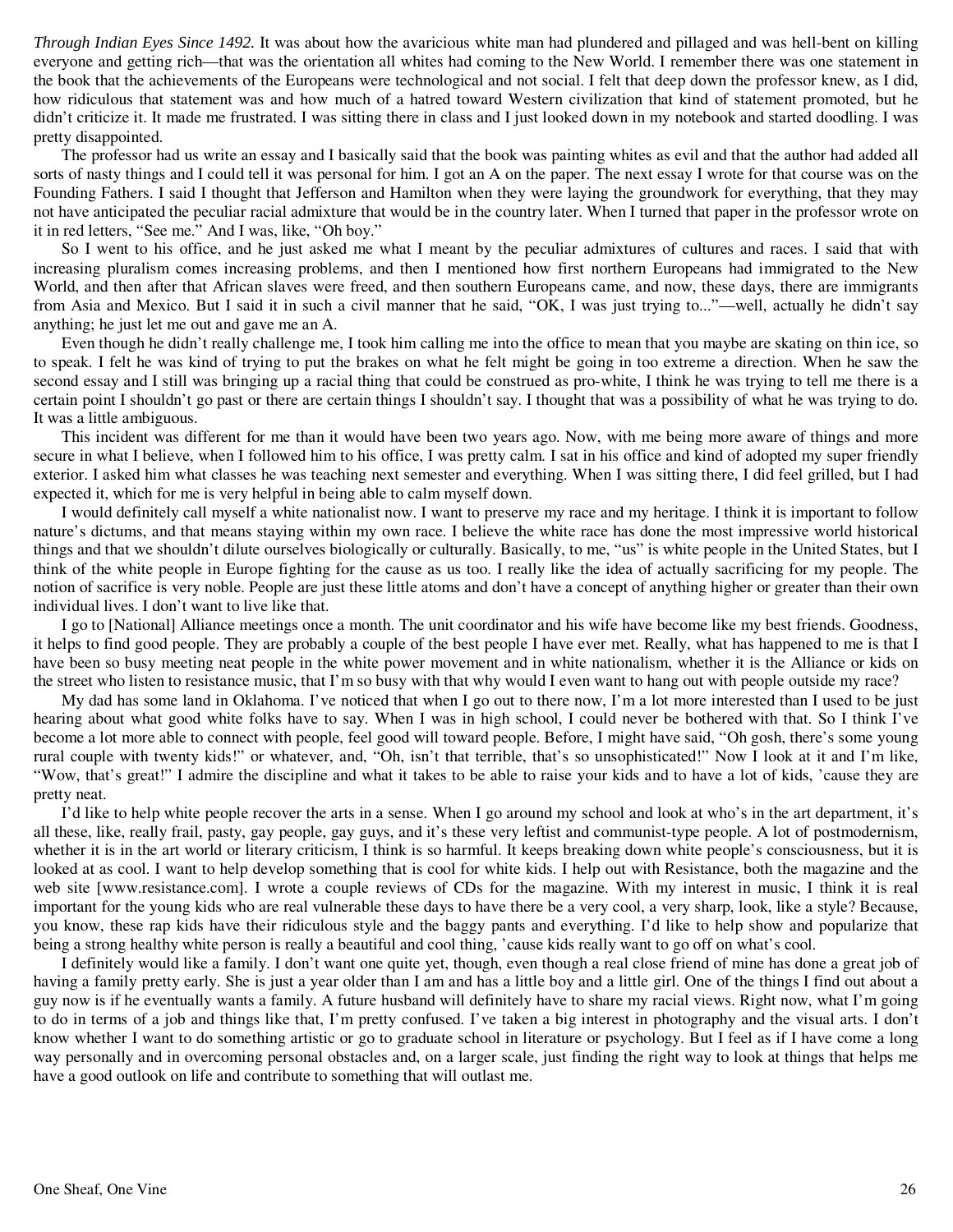*Through Indian Eyes Since 1492.* It was about how the avaricious white man had plundered and pillaged and was hell-bent on killing everyone and getting rich—that was the orientation all whites had coming to the New World. I remember there was one statement in the book that the achievements of the Europeans were technological and not social. I felt that deep down the professor knew, as I did, how ridiculous that statement was and how much of a hatred toward Western civilization that kind of statement promoted, but he didn't criticize it. It made me frustrated. I was sitting there in class and I just looked down in my notebook and started doodling. I was pretty disappointed.

The professor had us write an essay and I basically said that the book was painting whites as evil and that the author had added all sorts of nasty things and I could tell it was personal for him. I got an A on the paper. The next essay I wrote for that course was on the Founding Fathers. I said I thought that Jefferson and Hamilton when they were laying the groundwork for everything, that they may not have anticipated the peculiar racial admixture that would be in the country later. When I turned that paper in the professor wrote on it in red letters, "See me." And I was, like, "Oh boy."

So I went to his office, and he just asked me what I meant by the peculiar admixtures of cultures and races. I said that with increasing pluralism comes increasing problems, and then I mentioned how first northern Europeans had immigrated to the New World, and then after that African slaves were freed, and then southern Europeans came, and now, these days, there are immigrants from Asia and Mexico. But I said it in such a civil manner that he said, "OK, I was just trying to..."—well, actually he didn't say anything; he just let me out and gave me an A.

Even though he didn't really challenge me, I took him calling me into the office to mean that you maybe are skating on thin ice, so to speak. I felt he was kind of trying to put the brakes on what he felt might be going in too extreme a direction. When he saw the second essay and I still was bringing up a racial thing that could be construed as pro-white, I think he was trying to tell me there is a certain point I shouldn't go past or there are certain things I shouldn't say. I thought that was a possibility of what he was trying to do. It was a little ambiguous.

This incident was different for me than it would have been two years ago. Now, with me being more aware of things and more secure in what I believe, when I followed him to his office, I was pretty calm. I sat in his office and kind of adopted my super friendly exterior. I asked him what classes he was teaching next semester and everything. When I was sitting there, I did feel grilled, but I had expected it, which for me is very helpful in being able to calm myself down.

I would definitely call myself a white nationalist now. I want to preserve my race and my heritage. I think it is important to follow nature's dictums, and that means staying within my own race. I believe the white race has done the most impressive world historical things and that we shouldn't dilute ourselves biologically or culturally. Basically, to me, "us" is white people in the United States, but I think of the white people in Europe fighting for the cause as us too. I really like the idea of actually sacrificing for my people. The notion of sacrifice is very noble. People are just these little atoms and don't have a concept of anything higher or greater than their own individual lives. I don't want to live like that.

I go to [National] Alliance meetings once a month. The unit coordinator and his wife have become like my best friends. Goodness, it helps to find good people. They are probably a couple of the best people I have ever met. Really, what has happened to me is that I have been so busy meeting neat people in the white power movement and in white nationalism, whether it is the Alliance or kids on the street who listen to resistance music, that I'm so busy with that why would I even want to hang out with people outside my race?

My dad has some land in Oklahoma. I've noticed that when I go out to there now, I'm a lot more interested than I used to be just hearing about what good white folks have to say. When I was in high school, I could never be bothered with that. So I think I've become a lot more able to connect with people, feel good will toward people. Before, I might have said, "Oh gosh, there's some young rural couple with twenty kids!" or whatever, and, "Oh, isn't that terrible, that's so unsophisticated!" Now I look at it and I'm like, "Wow, that's great!" I admire the discipline and what it takes to be able to raise your kids and to have a lot of kids, 'cause they are pretty neat.

I'd like to help white people recover the arts in a sense. When I go around my school and look at who's in the art department, it's all these, like, really frail, pasty, gay people, gay guys, and it's these very leftist and communist-type people. A lot of postmodernism, whether it is in the art world or literary criticism, I think is so harmful. It keeps breaking down white people's consciousness, but it is looked at as cool. I want to help develop something that is cool for white kids. I help out with Resistance, both the magazine and the web site [www.resistance.com]. I wrote a couple reviews of CDs for the magazine. With my interest in music, I think it is real important for the young kids who are real vulnerable these days to have there be a very cool, a very sharp, look, like a style? Because, you know, these rap kids have their ridiculous style and the baggy pants and everything. I'd like to help show and popularize that being a strong healthy white person is really a beautiful and cool thing, 'cause kids really want to go off on what's cool.

I definitely would like a family. I don't want one quite yet, though, even though a real close friend of mine has done a great job of having a family pretty early. She is just a year older than I am and has a little boy and a little girl. One of the things I find out about a guy now is if he eventually wants a family. A future husband will definitely have to share my racial views. Right now, what I'm going to do in terms of a job and things like that, I'm pretty confused. I've taken a big interest in photography and the visual arts. I don't know whether I want to do something artistic or go to graduate school in literature or psychology. But I feel as if I have come a long way personally and in overcoming personal obstacles and, on a larger scale, just finding the right way to look at things that helps me have a good outlook on life and contribute to something that will outlast me.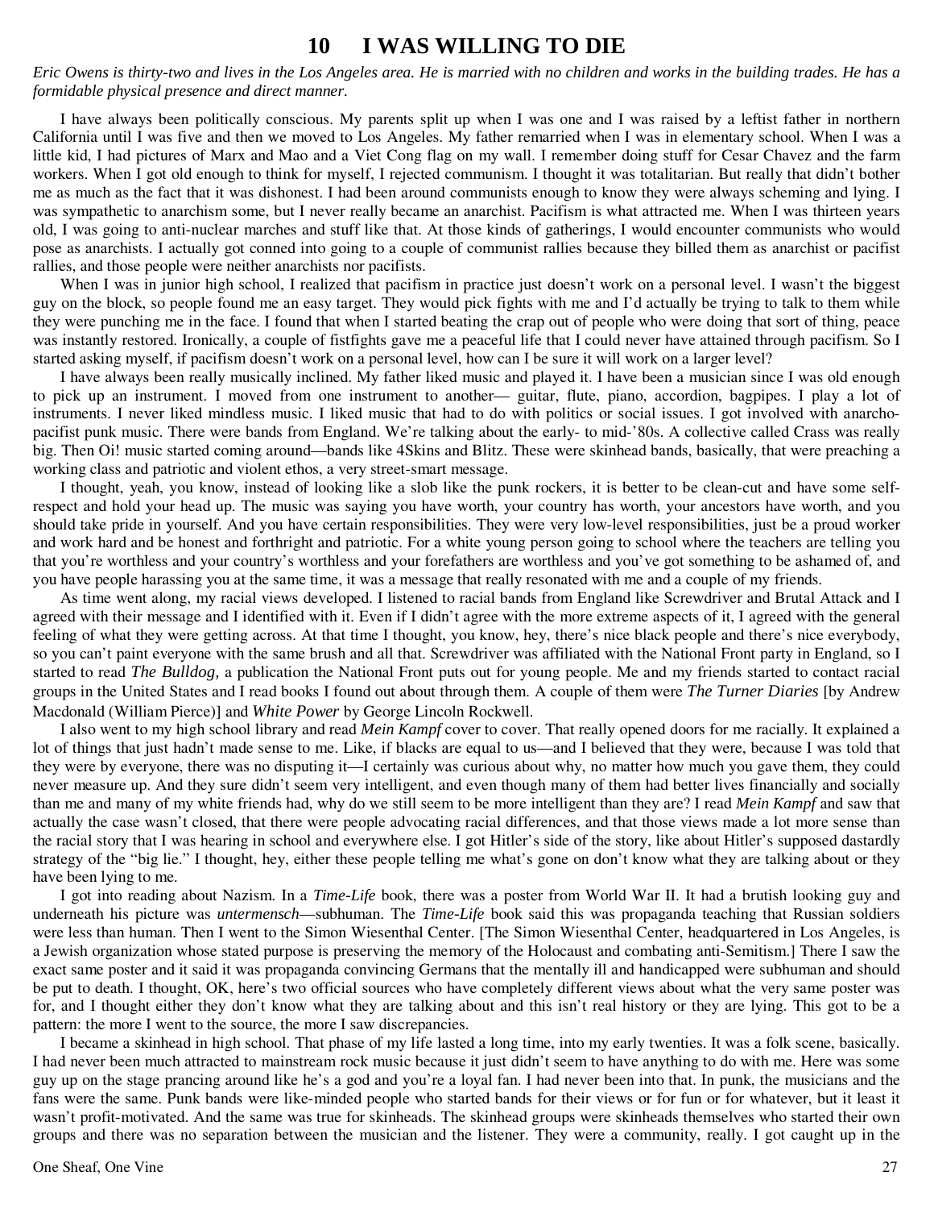# 10 I WAS WILLING TO DIE

*Eric Owens is thirty-two and lives in the Los Angeles area. He is married with no children and works in the building trades. He has a formidable physical presence and direct manner.*

I have always been politically conscious. My parents split up when I was one and I was raised by a leftist father in northern California until I was five and then we moved to Los Angeles. My father remarried when I was in elementary school. When I was a little kid, I had pictures of Marx and Mao and a Viet Cong flag on my wall. I remember doing stuff for Cesar Chavez and the farm workers. When I got old enough to think for myself, I rejected communism. I thought it was totalitarian. But really that didn't bother me as much as the fact that it was dishonest. I had been around communists enough to know they were always scheming and lying. I was sympathetic to anarchism some, but I never really became an anarchist. Pacifism is what attracted me. When I was thirteen years old, I was going to anti-nuclear marches and stuff like that. At those kinds of gatherings, I would encounter communists who would pose as anarchists. I actually got conned into going to a couple of communist rallies because they billed them as anarchist or pacifist rallies, and those people were neither anarchists nor pacifists.

When I was in junior high school, I realized that pacifism in practice just doesn't work on a personal level. I wasn't the biggest guy on the block, so people found me an easy target. They would pick fights with me and I'd actually be trying to talk to them while they were punching me in the face. I found that when I started beating the crap out of people who were doing that sort of thing, peace was instantly restored. Ironically, a couple of fistfights gave me a peaceful life that I could never have attained through pacifism. So I started asking myself, if pacifism doesn't work on a personal level, how can I be sure it will work on a larger level?

I have always been really musically inclined. My father liked music and played it. I have been a musician since I was old enough to pick up an instrument. I moved from one instrument to another— guitar, flute, piano, accordion, bagpipes. I play a lot of instruments. I never liked mindless music. I liked music that had to do with politics or social issues. I got involved with anarcho-pacifist punk music. There were bands from England. We're talking about the early- to mid-'80s. A collective called Crass was really big. Then Oi! music started coming around—bands like 4Skins and Blitz. These were skinhead bands, basically, that were preaching a working class and patriotic and violent ethos, a very street-smart message.

I thought, yeah, you know, instead of looking like a slob like the punk rockers, it is better to be clean-cut and have some self-respect and hold your head up. The music was saying you have worth, your country has worth, your ancestors have worth, and you should take pride in yourself. And you have certain responsibilities. They were very low-level responsibilities, just be a proud worker and work hard and be honest and forthright and patriotic. For a white young person going to school where the teachers are telling you that you're worthless and your country's worthless and your forefathers are worthless and you've got something to be ashamed of, and you have people harassing you at the same time, it was a message that really resonated with me and a couple of my friends.

As time went along, my racial views developed. I listened to racial bands from England like Screwdriver and Brutal Attack and I agreed with their message and I identified with it. Even if I didn't agree with the more extreme aspects of it, I agreed with the general feeling of what they were getting across. At that time I thought, you know, hey, there's nice black people and there's nice everybody, so you can't paint everyone with the same brush and all that. Screwdriver was affiliated with the National Front party in England, so I started to read *The Bulldog,* a publication the National Front puts out for young people. Me and my friends started to contact racial groups in the United States and I read books I found out about through them. A couple of them were *The Turner Diaries* [by Andrew Macdonald (William Pierce)] and *White Power* by George Lincoln Rockwell.

I also went to my high school library and read *Mein Kampf* cover to cover. That really opened doors for me racially. It explained a lot of things that just hadn't made sense to me. Like, if blacks are equal to us—and I believed that they were, because I was told that they were by everyone, there was no disputing it—I certainly was curious about why, no matter how much you gave them, they could never measure up. And they sure didn't seem very intelligent, and even though many of them had better lives financially and socially than me and many of my white friends had, why do we still seem to be more intelligent than they are? I read *Mein Kampf* and saw that actually the case wasn't closed, that there were people advocating racial differences, and that those views made a lot more sense than the racial story that I was hearing in school and everywhere else. I got Hitler's side of the story, like about Hitler's supposed dastardly strategy of the "big lie." I thought, hey, either these people telling me what's gone on don't know what they are talking about or they have been lying to me.

I got into reading about Nazism. In a *Time-Life* book, there was a poster from World War II. It had a brutish looking guy and underneath his picture was *untermensch*—subhuman. The *Time-Life* book said this was propaganda teaching that Russian soldiers were less than human. Then I went to the Simon Wiesenthal Center. [The Simon Wiesenthal Center, headquartered in Los Angeles, is a Jewish organization whose stated purpose is preserving the memory of the Holocaust and combating anti-Semitism.] There I saw the exact same poster and it said it was propaganda convincing Germans that the mentally ill and handicapped were subhuman and should be put to death. I thought, OK, here's two official sources who have completely different views about what the very same poster was for, and I thought either they don't know what they are talking about and this isn't real history or they are lying. This got to be a pattern: the more I went to the source, the more I saw discrepancies.

I became a skinhead in high school. That phase of my life lasted a long time, into my early twenties. It was a folk scene, basically. I had never been much attracted to mainstream rock music because it just didn't seem to have anything to do with me. Here was some guy up on the stage prancing around like he's a god and you're a loyal fan. I had never been into that. In punk, the musicians and the fans were the same. Punk bands were like-minded people who started bands for their views or for fun or for whatever, but it least it wasn't profit-motivated. And the same was true for skinheads. The skinhead groups were skinheads themselves who started their own groups and there was no separation between the musician and the listener. They were a community, really. I got caught up in the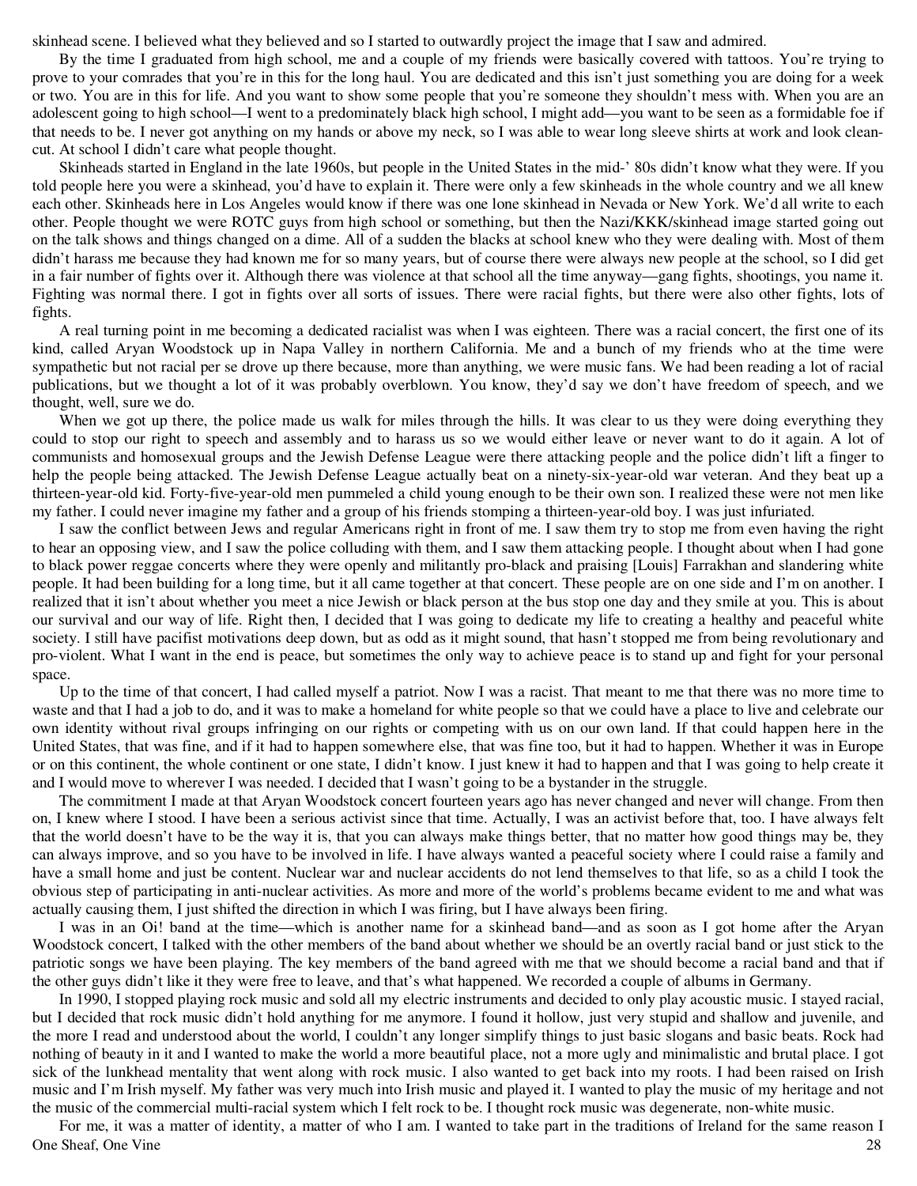skinhead scene. I believed what they believed and so I started to outwardly project the image that I saw and admired.

By the time I graduated from high school, me and a couple of my friends were basically covered with tattoos. You're trying to prove to your comrades that you're in this for the long haul. You are dedicated and this isn't just something you are doing for a week or two. You are in this for life. And you want to show some people that you're someone they shouldn't mess with. When you are an adolescent going to high school—I went to a predominately black high school, I might add—you want to be seen as a formidable foe if that needs to be. I never got anything on my hands or above my neck, so I was able to wear long sleeve shirts at work and look clean-cut. At school I didn't care what people thought.

Skinheads started in England in the late 1960s, but people in the United States in the mid-' 80s didn't know what they were. If you told people here you were a skinhead, you'd have to explain it. There were only a few skinheads in the whole country and we all knew each other. Skinheads here in Los Angeles would know if there was one lone skinhead in Nevada or New York. We'd all write to each other. People thought we were ROTC guys from high school or something, but then the Nazi/KKK/skinhead image started going out on the talk shows and things changed on a dime. All of a sudden the blacks at school knew who they were dealing with. Most of them didn't harass me because they had known me for so many years, but of course there were always new people at the school, so I did get in a fair number of fights over it. Although there was violence at that school all the time anyway—gang fights, shootings, you name it. Fighting was normal there. I got in fights over all sorts of issues. There were racial fights, but there were also other fights, lots of fights.

A real turning point in me becoming a dedicated racialist was when I was eighteen. There was a racial concert, the first one of its kind, called Aryan Woodstock up in Napa Valley in northern California. Me and a bunch of my friends who at the time were sympathetic but not racial per se drove up there because, more than anything, we were music fans. We had been reading a lot of racial publications, but we thought a lot of it was probably overblown. You know, they'd say we don't have freedom of speech, and we thought, well, sure we do.

When we got up there, the police made us walk for miles through the hills. It was clear to us they were doing everything they could to stop our right to speech and assembly and to harass us so we would either leave or never want to do it again. A lot of communists and homosexual groups and the Jewish Defense League were there attacking people and the police didn't lift a finger to help the people being attacked. The Jewish Defense League actually beat on a ninety-six-year-old war veteran. And they beat up a thirteen-year-old kid. Forty-five-year-old men pummeled a child young enough to be their own son. I realized these were not men like my father. I could never imagine my father and a group of his friends stomping a thirteen-year-old boy. I was just infuriated.

I saw the conflict between Jews and regular Americans right in front of me. I saw them try to stop me from even having the right to hear an opposing view, and I saw the police colluding with them, and I saw them attacking people. I thought about when I had gone to black power reggae concerts where they were openly and militantly pro-black and praising [Louis] Farrakhan and slandering white people. It had been building for a long time, but it all came together at that concert. These people are on one side and I'm on another. I realized that it isn't about whether you meet a nice Jewish or black person at the bus stop one day and they smile at you. This is about our survival and our way of life. Right then, I decided that I was going to dedicate my life to creating a healthy and peaceful white society. I still have pacifist motivations deep down, but as odd as it might sound, that hasn't stopped me from being revolutionary and pro-violent. What I want in the end is peace, but sometimes the only way to achieve peace is to stand up and fight for your personal space.

Up to the time of that concert, I had called myself a patriot. Now I was a racist. That meant to me that there was no more time to waste and that I had a job to do, and it was to make a homeland for white people so that we could have a place to live and celebrate our own identity without rival groups infringing on our rights or competing with us on our own land. If that could happen here in the United States, that was fine, and if it had to happen somewhere else, that was fine too, but it had to happen. Whether it was in Europe or on this continent, the whole continent or one state, I didn't know. I just knew it had to happen and that I was going to help create it and I would move to wherever I was needed. I decided that I wasn't going to be a bystander in the struggle.

The commitment I made at that Aryan Woodstock concert fourteen years ago has never changed and never will change. From then on, I knew where I stood. I have been a serious activist since that time. Actually, I was an activist before that, too. I have always felt that the world doesn't have to be the way it is, that you can always make things better, that no matter how good things may be, they can always improve, and so you have to be involved in life. I have always wanted a peaceful society where I could raise a family and have a small home and just be content. Nuclear war and nuclear accidents do not lend themselves to that life, so as a child I took the obvious step of participating in anti-nuclear activities. As more and more of the world's problems became evident to me and what was actually causing them, I just shifted the direction in which I was firing, but I have always been firing.

I was in an Oi! band at the time—which is another name for a skinhead band—and as soon as I got home after the Aryan Woodstock concert, I talked with the other members of the band about whether we should be an overtly racial band or just stick to the patriotic songs we have been playing. The key members of the band agreed with me that we should become a racial band and that if the other guys didn't like it they were free to leave, and that's what happened. We recorded a couple of albums in Germany.

In 1990, I stopped playing rock music and sold all my electric instruments and decided to only play acoustic music. I stayed racial, but I decided that rock music didn't hold anything for me anymore. I found it hollow, just very stupid and shallow and juvenile, and the more I read and understood about the world, I couldn't any longer simplify things to just basic slogans and basic beats. Rock had nothing of beauty in it and I wanted to make the world a more beautiful place, not a more ugly and minimalistic and brutal place. I got sick of the lunkhead mentality that went along with rock music. I also wanted to get back into my roots. I had been raised on Irish music and I'm Irish myself. My father was very much into Irish music and played it. I wanted to play the music of my heritage and not the music of the commercial multi-racial system which I felt rock to be. I thought rock music was degenerate, non-white music.

For me, it was a matter of identity, a matter of who I am. I wanted to take part in the traditions of Ireland for the same reason I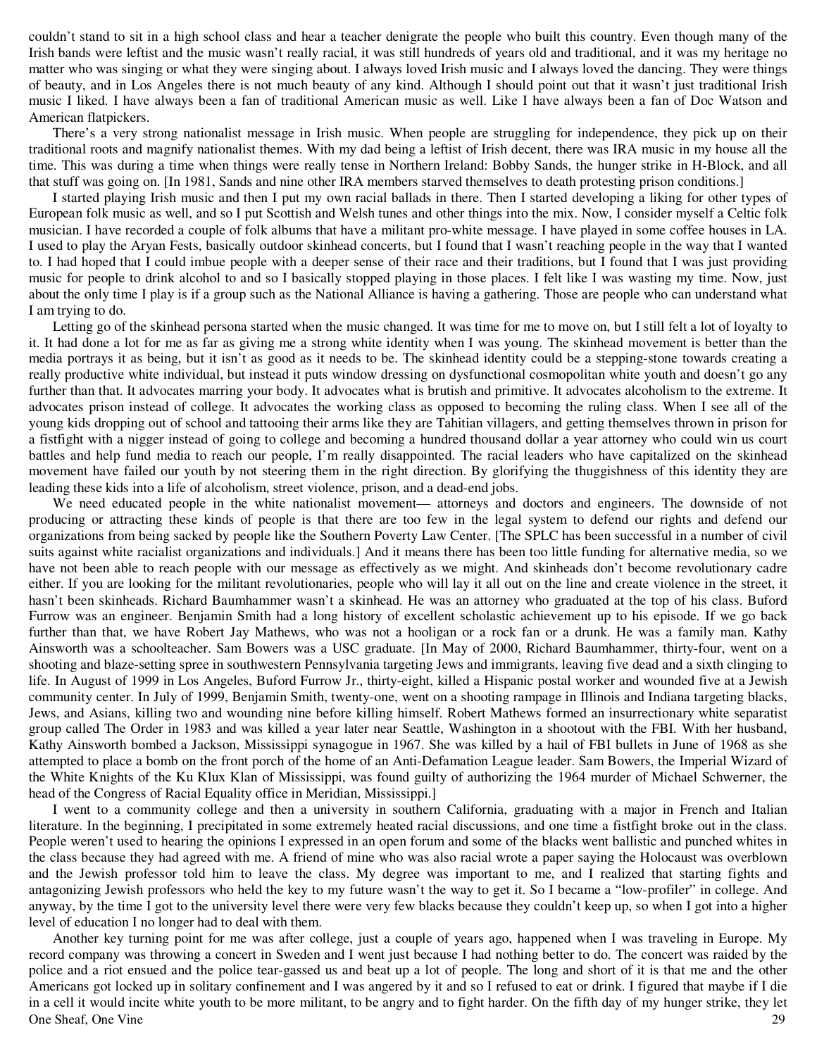couldn't stand to sit in a high school class and hear a teacher denigrate the people who built this country. Even though many of the Irish bands were leftist and the music wasn't really racial, it was still hundreds of years old and traditional, and it was my heritage no matter who was singing or what they were singing about. I always loved Irish music and I always loved the dancing. They were things of beauty, and in Los Angeles there is not much beauty of any kind. Although I should point out that it wasn't just traditional Irish music I liked. I have always been a fan of traditional American music as well. Like I have always been a fan of Doc Watson and American flatpickers.

There's a very strong nationalist message in Irish music. When people are struggling for independence, they pick up on their traditional roots and magnify nationalist themes. With my dad being a leftist of Irish decent, there was IRA music in my house all the time. This was during a time when things were really tense in Northern Ireland: Bobby Sands, the hunger strike in H-Block, and all that stuff was going on. [In 1981, Sands and nine other IRA members starved themselves to death protesting prison conditions.]

I started playing Irish music and then I put my own racial ballads in there. Then I started developing a liking for other types of European folk music as well, and so I put Scottish and Welsh tunes and other things into the mix. Now, I consider myself a Celtic folk musician. I have recorded a couple of folk albums that have a militant pro-white message. I have played in some coffee houses in LA. I used to play the Aryan Fests, basically outdoor skinhead concerts, but I found that I wasn't reaching people in the way that I wanted to. I had hoped that I could imbue people with a deeper sense of their race and their traditions, but I found that I was just providing music for people to drink alcohol to and so I basically stopped playing in those places. I felt like I was wasting my time. Now, just about the only time I play is if a group such as the National Alliance is having a gathering. Those are people who can understand what I am trying to do.

Letting go of the skinhead persona started when the music changed. It was time for me to move on, but I still felt a lot of loyalty to it. It had done a lot for me as far as giving me a strong white identity when I was young. The skinhead movement is better than the media portrays it as being, but it isn't as good as it needs to be. The skinhead identity could be a stepping-stone towards creating a really productive white individual, but instead it puts window dressing on dysfunctional cosmopolitan white youth and doesn't go any further than that. It advocates marring your body. It advocates what is brutish and primitive. It advocates alcoholism to the extreme. It advocates prison instead of college. It advocates the working class as opposed to becoming the ruling class. When I see all of the young kids dropping out of school and tattooing their arms like they are Tahitian villagers, and getting themselves thrown in prison for a fistfight with a nigger instead of going to college and becoming a hundred thousand dollar a year attorney who could win us court battles and help fund media to reach our people, I'm really disappointed. The racial leaders who have capitalized on the skinhead movement have failed our youth by not steering them in the right direction. By glorifying the thuggishness of this identity they are leading these kids into a life of alcoholism, street violence, prison, and a dead-end jobs.

We need educated people in the white nationalist movement— attorneys and doctors and engineers. The downside of not producing or attracting these kinds of people is that there are too few in the legal system to defend our rights and defend our organizations from being sacked by people like the Southern Poverty Law Center. [The SPLC has been successful in a number of civil suits against white racialist organizations and individuals.] And it means there has been too little funding for alternative media, so we have not been able to reach people with our message as effectively as we might. And skinheads don't become revolutionary cadre either. If you are looking for the militant revolutionaries, people who will lay it all out on the line and create violence in the street, it hasn't been skinheads. Richard Baumhammer wasn't a skinhead. He was an attorney who graduated at the top of his class. Buford Furrow was an engineer. Benjamin Smith had a long history of excellent scholastic achievement up to his episode. If we go back further than that, we have Robert Jay Mathews, who was not a hooligan or a rock fan or a drunk. He was a family man. Kathy Ainsworth was a schoolteacher. Sam Bowers was a USC graduate. [In May of 2000, Richard Baumhammer, thirty-four, went on a shooting and blaze-setting spree in southwestern Pennsylvania targeting Jews and immigrants, leaving five dead and a sixth clinging to life. In August of 1999 in Los Angeles, Buford Furrow Jr., thirty-eight, killed a Hispanic postal worker and wounded five at a Jewish community center. In July of 1999, Benjamin Smith, twenty-one, went on a shooting rampage in Illinois and Indiana targeting blacks, Jews, and Asians, killing two and wounding nine before killing himself. Robert Mathews formed an insurrectionary white separatist group called The Order in 1983 and was killed a year later near Seattle, Washington in a shootout with the FBI. With her husband, Kathy Ainsworth bombed a Jackson, Mississippi synagogue in 1967. She was killed by a hail of FBI bullets in June of 1968 as she attempted to place a bomb on the front porch of the home of an Anti-Defamation League leader. Sam Bowers, the Imperial Wizard of the White Knights of the Ku Klux Klan of Mississippi, was found guilty of authorizing the 1964 murder of Michael Schwerner, the head of the Congress of Racial Equality office in Meridian, Mississippi.]

I went to a community college and then a university in southern California, graduating with a major in French and Italian literature. In the beginning, I precipitated in some extremely heated racial discussions, and one time a fistfight broke out in the class. People weren't used to hearing the opinions I expressed in an open forum and some of the blacks went ballistic and punched whites in the class because they had agreed with me. A friend of mine who was also racial wrote a paper saying the Holocaust was overblown and the Jewish professor told him to leave the class. My degree was important to me, and I realized that starting fights and antagonizing Jewish professors who held the key to my future wasn't the way to get it. So I became a "low-profiler" in college. And anyway, by the time I got to the university level there were very few blacks because they couldn't keep up, so when I got into a higher level of education I no longer had to deal with them.

Another key turning point for me was after college, just a couple of years ago, happened when I was traveling in Europe. My record company was throwing a concert in Sweden and I went just because I had nothing better to do. The concert was raided by the police and a riot ensued and the police tear-gassed us and beat up a lot of people. The long and short of it is that me and the other Americans got locked up in solitary confinement and I was angered by it and so I refused to eat or drink. I figured that maybe if I die in a cell it would incite white youth to be more militant, to be angry and to fight harder. On the fifth day of my hunger strike, they let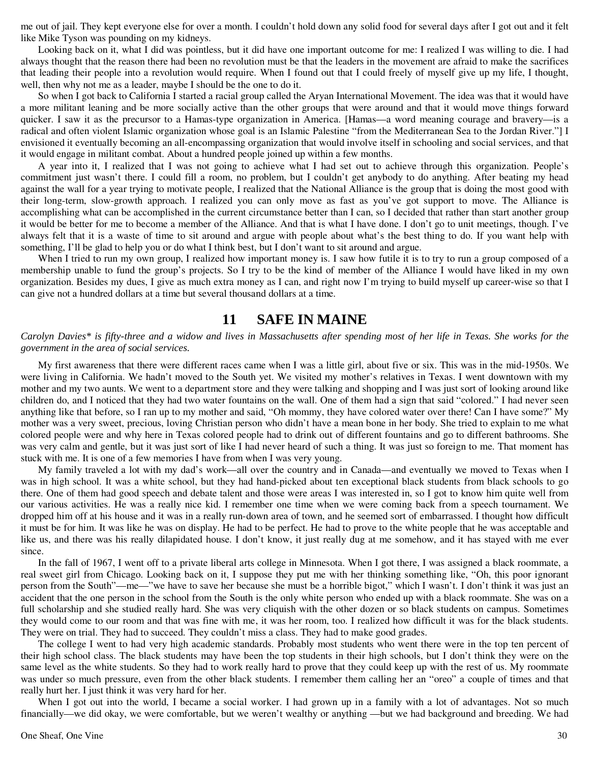me out of jail. They kept everyone else for over a month. I couldn't hold down any solid food for several days after I got out and it felt like Mike Tyson was pounding on my kidneys.

Looking back on it, what I did was pointless, but it did have one important outcome for me: I realized I was willing to die. I had always thought that the reason there had been no revolution must be that the leaders in the movement are afraid to make the sacrifices that leading their people into a revolution would require. When I found out that I could freely of myself give up my life, I thought, well, then why not me as a leader, maybe I should be the one to do it.

So when I got back to California I started a racial group called the Aryan International Movement. The idea was that it would have a more militant leaning and be more socially active than the other groups that were around and that it would move things forward quicker. I saw it as the precursor to a Hamas-type organization in America. [Hamas—a word meaning courage and bravery—is a radical and often violent Islamic organization whose goal is an Islamic Palestine "from the Mediterranean Sea to the Jordan River."] I envisioned it eventually becoming an all-encompassing organization that would involve itself in schooling and social services, and that it would engage in militant combat. About a hundred people joined up within a few months.

A year into it, I realized that I was not going to achieve what I had set out to achieve through this organization. People's commitment just wasn't there. I could fill a room, no problem, but I couldn't get anybody to do anything. After beating my head against the wall for a year trying to motivate people, I realized that the National Alliance is the group that is doing the most good with their long-term, slow-growth approach. I realized you can only move as fast as you've got support to move. The Alliance is accomplishing what can be accomplished in the current circumstance better than I can, so I decided that rather than start another group it would be better for me to become a member of the Alliance. And that is what I have done. I don't go to unit meetings, though. I've always felt that it is a waste of time to sit around and argue with people about what's the best thing to do. If you want help with something, I'll be glad to help you or do what I think best, but I don't want to sit around and argue.

When I tried to run my own group, I realized how important money is. I saw how futile it is to try to run a group composed of a membership unable to fund the group's projects. So I try to be the kind of member of the Alliance I would have liked in my own organization. Besides my dues, I give as much extra money as I can, and right now I'm trying to build myself up career-wise so that I can give not a hundred dollars at a time but several thousand dollars at a time.

## 11 SAFE IN MAINE

*Carolyn Davies\* is fifty-three and a widow and lives in Massachusetts after spending most of her life in Texas. She works for the government in the area of social services.*

My first awareness that there were different races came when I was a little girl, about five or six. This was in the mid-1950s. We were living in California. We hadn't moved to the South yet. We visited my mother's relatives in Texas. I went downtown with my mother and my two aunts. We went to a department store and they were talking and shopping and I was just sort of looking around like children do, and I noticed that they had two water fountains on the wall. One of them had a sign that said "colored." I had never seen anything like that before, so I ran up to my mother and said, "Oh mommy, they have colored water over there! Can I have some?" My mother was a very sweet, precious, loving Christian person who didn't have a mean bone in her body. She tried to explain to me what colored people were and why here in Texas colored people had to drink out of different fountains and go to different bathrooms. She was very calm and gentle, but it was just sort of like I had never heard of such a thing. It was just so foreign to me. That moment has stuck with me. It is one of a few memories I have from when I was very young.

My family traveled a lot with my dad's work—all over the country and in Canada—and eventually we moved to Texas when I was in high school. It was a white school, but they had hand-picked about ten exceptional black students from black schools to go there. One of them had good speech and debate talent and those were areas I was interested in, so I got to know him quite well from our various activities. He was a really nice kid. I remember one time when we were coming back from a speech tournament. We dropped him off at his house and it was in a really run-down area of town, and he seemed sort of embarrassed. I thought how difficult it must be for him. It was like he was on display. He had to be perfect. He had to prove to the white people that he was acceptable and like us, and there was his really dilapidated house. I don't know, it just really dug at me somehow, and it has stayed with me ever since.

In the fall of 1967, I went off to a private liberal arts college in Minnesota. When I got there, I was assigned a black roommate, a real sweet girl from Chicago. Looking back on it, I suppose they put me with her thinking something like, "Oh, this poor ignorant person from the South"—me—"we have to save her because she must be a horrible bigot," which I wasn't. I don't think it was just an accident that the one person in the school from the South is the only white person who ended up with a black roommate. She was on a full scholarship and she studied really hard. She was very cliquish with the other dozen or so black students on campus. Sometimes they would come to our room and that was fine with me, it was her room, too. I realized how difficult it was for the black students. They were on trial. They had to succeed. They couldn't miss a class. They had to make good grades.

The college I went to had very high academic standards. Probably most students who went there were in the top ten percent of their high school class. The black students may have been the top students in their high schools, but I don't think they were on the same level as the white students. So they had to work really hard to prove that they could keep up with the rest of us. My roommate was under so much pressure, even from the other black students. I remember them calling her an "oreo" a couple of times and that really hurt her. I just think it was very hard for her.

When I got out into the world, I became a social worker. I had grown up in a family with a lot of advantages. Not so much financially—we did okay, we were comfortable, but we weren't wealthy or anything —but we had background and breeding. We had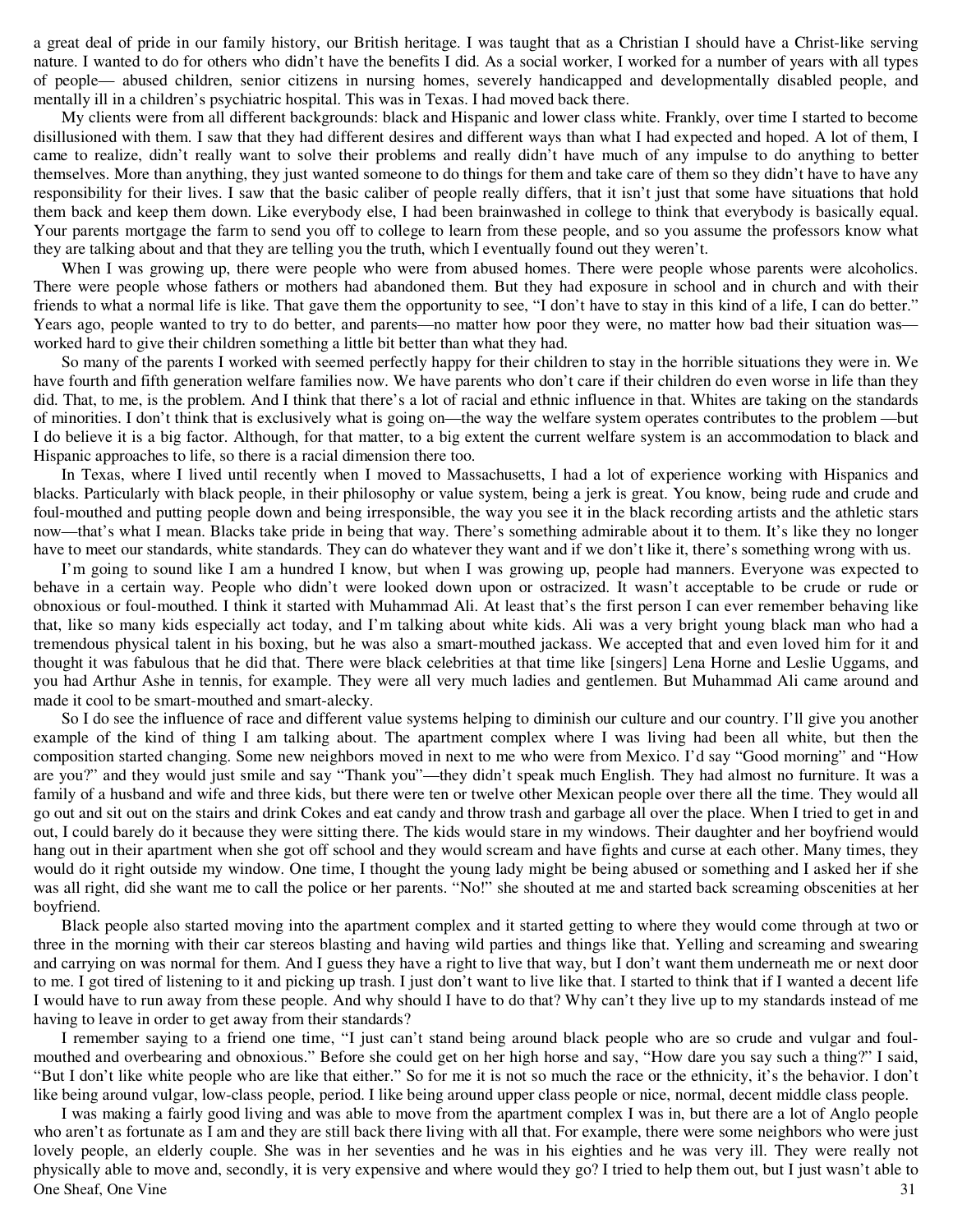a great deal of pride in our family history, our British heritage. I was taught that as a Christian I should have a Christ-like serving nature. I wanted to do for others who didn't have the benefits I did. As a social worker, I worked for a number of years with all types of people— abused children, senior citizens in nursing homes, severely handicapped and developmentally disabled people, and mentally ill in a children's psychiatric hospital. This was in Texas. I had moved back there.

My clients were from all different backgrounds: black and Hispanic and lower class white. Frankly, over time I started to become disillusioned with them. I saw that they had different desires and different ways than what I had expected and hoped. A lot of them, I came to realize, didn't really want to solve their problems and really didn't have much of any impulse to do anything to better themselves. More than anything, they just wanted someone to do things for them and take care of them so they didn't have to have any responsibility for their lives. I saw that the basic caliber of people really differs, that it isn't just that some have situations that hold them back and keep them down. Like everybody else, I had been brainwashed in college to think that everybody is basically equal. Your parents mortgage the farm to send you off to college to learn from these people, and so you assume the professors know what they are talking about and that they are telling you the truth, which I eventually found out they weren't.

When I was growing up, there were people who were from abused homes. There were people whose parents were alcoholics. There were people whose fathers or mothers had abandoned them. But they had exposure in school and in church and with their friends to what a normal life is like. That gave them the opportunity to see, "I don't have to stay in this kind of a life, I can do better." Years ago, people wanted to try to do better, and parents—no matter how poor they were, no matter how bad their situation was—worked hard to give their children something a little bit better than what they had.

So many of the parents I worked with seemed perfectly happy for their children to stay in the horrible situations they were in. We have fourth and fifth generation welfare families now. We have parents who don't care if their children do even worse in life than they did. That, to me, is the problem. And I think that there's a lot of racial and ethnic influence in that. Whites are taking on the standards of minorities. I don't think that is exclusively what is going on—the way the welfare system operates contributes to the problem —but I do believe it is a big factor. Although, for that matter, to a big extent the current welfare system is an accommodation to black and Hispanic approaches to life, so there is a racial dimension there too.

In Texas, where I lived until recently when I moved to Massachusetts, I had a lot of experience working with Hispanics and blacks. Particularly with black people, in their philosophy or value system, being a jerk is great. You know, being rude and crude and foul-mouthed and putting people down and being irresponsible, the way you see it in the black recording artists and the athletic stars now—that's what I mean. Blacks take pride in being that way. There's something admirable about it to them. It's like they no longer have to meet our standards, white standards. They can do whatever they want and if we don't like it, there's something wrong with us.

I'm going to sound like I am a hundred I know, but when I was growing up, people had manners. Everyone was expected to behave in a certain way. People who didn't were looked down upon or ostracized. It wasn't acceptable to be crude or rude or obnoxious or foul-mouthed. I think it started with Muhammad Ali. At least that's the first person I can ever remember behaving like that, like so many kids especially act today, and I'm talking about white kids. Ali was a very bright young black man who had a tremendous physical talent in his boxing, but he was also a smart-mouthed jackass. We accepted that and even loved him for it and thought it was fabulous that he did that. There were black celebrities at that time like [singers] Lena Horne and Leslie Uggams, and you had Arthur Ashe in tennis, for example. They were all very much ladies and gentlemen. But Muhammad Ali came around and made it cool to be smart-mouthed and smart-alecky.

So I do see the influence of race and different value systems helping to diminish our culture and our country. I'll give you another example of the kind of thing I am talking about. The apartment complex where I was living had been all white, but then the composition started changing. Some new neighbors moved in next to me who were from Mexico. I'd say "Good morning" and "How are you?" and they would just smile and say "Thank you"—they didn't speak much English. They had almost no furniture. It was a family of a husband and wife and three kids, but there were ten or twelve other Mexican people over there all the time. They would all go out and sit out on the stairs and drink Cokes and eat candy and throw trash and garbage all over the place. When I tried to get in and out, I could barely do it because they were sitting there. The kids would stare in my windows. Their daughter and her boyfriend would hang out in their apartment when she got off school and they would scream and have fights and curse at each other. Many times, they would do it right outside my window. One time, I thought the young lady might be being abused or something and I asked her if she was all right, did she want me to call the police or her parents. "No!" she shouted at me and started back screaming obscenities at her boyfriend.

Black people also started moving into the apartment complex and it started getting to where they would come through at two or three in the morning with their car stereos blasting and having wild parties and things like that. Yelling and screaming and swearing and carrying on was normal for them. And I guess they have a right to live that way, but I don't want them underneath me or next door to me. I got tired of listening to it and picking up trash. I just don't want to live like that. I started to think that if I wanted a decent life I would have to run away from these people. And why should I have to do that? Why can't they live up to my standards instead of me having to leave in order to get away from their standards?

I remember saying to a friend one time, "I just can't stand being around black people who are so crude and vulgar and foul-mouthed and overbearing and obnoxious." Before she could get on her high horse and say, "How dare you say such a thing?" I said, "But I don't like white people who are like that either." So for me it is not so much the race or the ethnicity, it's the behavior. I don't like being around vulgar, low-class people, period. I like being around upper class people or nice, normal, decent middle class people.

I was making a fairly good living and was able to move from the apartment complex I was in, but there are a lot of Anglo people who aren't as fortunate as I am and they are still back there living with all that. For example, there were some neighbors who were just lovely people, an elderly couple. She was in her seventies and he was in his eighties and he was very ill. They were really not physically able to move and, secondly, it is very expensive and where would they go? I tried to help them out, but I just wasn't able to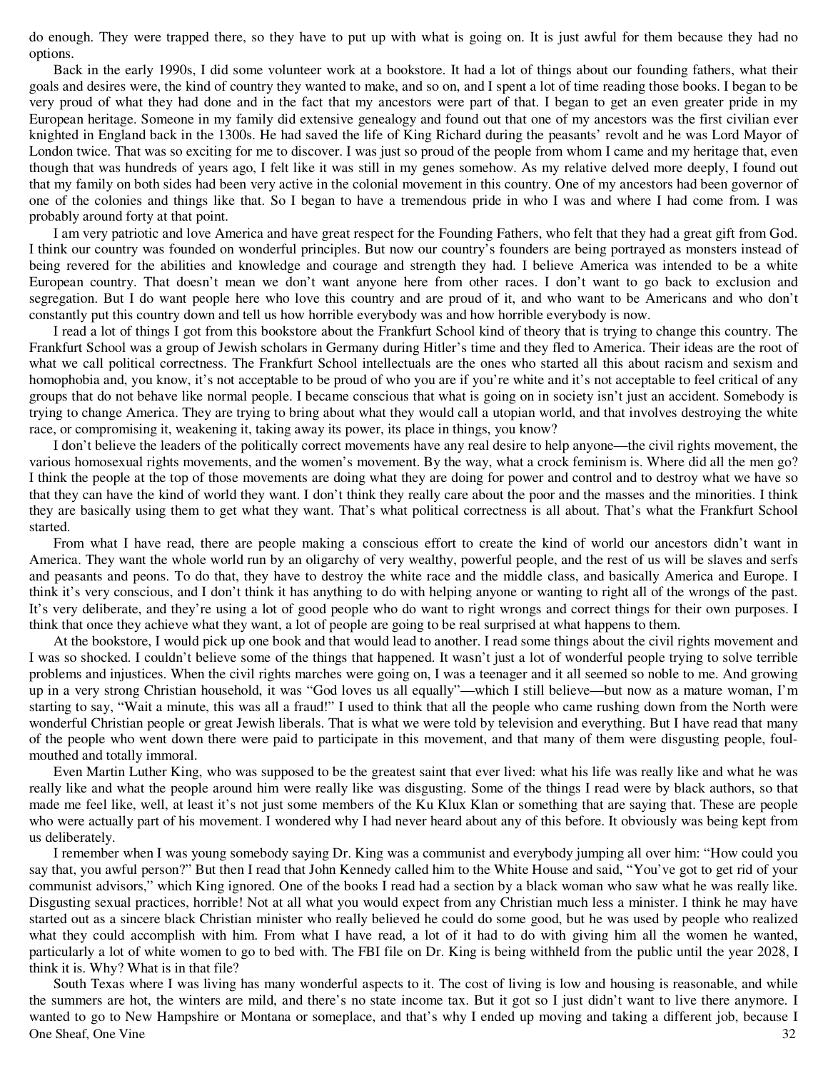do enough. They were trapped there, so they have to put up with what is going on. It is just awful for them because they had no options.

Back in the early 1990s, I did some volunteer work at a bookstore. It had a lot of things about our founding fathers, what their goals and desires were, the kind of country they wanted to make, and so on, and I spent a lot of time reading those books. I began to be very proud of what they had done and in the fact that my ancestors were part of that. I began to get an even greater pride in my European heritage. Someone in my family did extensive genealogy and found out that one of my ancestors was the first civilian ever knighted in England back in the 1300s. He had saved the life of King Richard during the peasants' revolt and he was Lord Mayor of London twice. That was so exciting for me to discover. I was just so proud of the people from whom I came and my heritage that, even though that was hundreds of years ago, I felt like it was still in my genes somehow. As my relative delved more deeply, I found out that my family on both sides had been very active in the colonial movement in this country. One of my ancestors had been governor of one of the colonies and things like that. So I began to have a tremendous pride in who I was and where I had come from. I was probably around forty at that point.

I am very patriotic and love America and have great respect for the Founding Fathers, who felt that they had a great gift from God. I think our country was founded on wonderful principles. But now our country's founders are being portrayed as monsters instead of being revered for the abilities and knowledge and courage and strength they had. I believe America was intended to be a white European country. That doesn't mean we don't want anyone here from other races. I don't want to go back to exclusion and segregation. But I do want people here who love this country and are proud of it, and who want to be Americans and who don't constantly put this country down and tell us how horrible everybody was and how horrible everybody is now.

I read a lot of things I got from this bookstore about the Frankfurt School kind of theory that is trying to change this country. The Frankfurt School was a group of Jewish scholars in Germany during Hitler's time and they fled to America. Their ideas are the root of what we call political correctness. The Frankfurt School intellectuals are the ones who started all this about racism and sexism and homophobia and, you know, it's not acceptable to be proud of who you are if you're white and it's not acceptable to feel critical of any groups that do not behave like normal people. I became conscious that what is going on in society isn't just an accident. Somebody is trying to change America. They are trying to bring about what they would call a utopian world, and that involves destroying the white race, or compromising it, weakening it, taking away its power, its place in things, you know?

I don't believe the leaders of the politically correct movements have any real desire to help anyone—the civil rights movement, the various homosexual rights movements, and the women's movement. By the way, what a crock feminism is. Where did all the men go? I think the people at the top of those movements are doing what they are doing for power and control and to destroy what we have so that they can have the kind of world they want. I don't think they really care about the poor and the masses and the minorities. I think they are basically using them to get what they want. That's what political correctness is all about. That's what the Frankfurt School started.

From what I have read, there are people making a conscious effort to create the kind of world our ancestors didn't want in America. They want the whole world run by an oligarchy of very wealthy, powerful people, and the rest of us will be slaves and serfs and peasants and peons. To do that, they have to destroy the white race and the middle class, and basically America and Europe. I think it's very conscious, and I don't think it has anything to do with helping anyone or wanting to right all of the wrongs of the past. It's very deliberate, and they're using a lot of good people who do want to right wrongs and correct things for their own purposes. I think that once they achieve what they want, a lot of people are going to be real surprised at what happens to them.

At the bookstore, I would pick up one book and that would lead to another. I read some things about the civil rights movement and I was so shocked. I couldn't believe some of the things that happened. It wasn't just a lot of wonderful people trying to solve terrible problems and injustices. When the civil rights marches were going on, I was a teenager and it all seemed so noble to me. And growing up in a very strong Christian household, it was "God loves us all equally"—which I still believe—but now as a mature woman, I'm starting to say, "Wait a minute, this was all a fraud!" I used to think that all the people who came rushing down from the North were wonderful Christian people or great Jewish liberals. That is what we were told by television and everything. But I have read that many of the people who went down there were paid to participate in this movement, and that many of them were disgusting people, foul-mouthed and totally immoral.

Even Martin Luther King, who was supposed to be the greatest saint that ever lived: what his life was really like and what he was really like and what the people around him were really like was disgusting. Some of the things I read were by black authors, so that made me feel like, well, at least it's not just some members of the Ku Klux Klan or something that are saying that. These are people who were actually part of his movement. I wondered why I had never heard about any of this before. It obviously was being kept from us deliberately.

I remember when I was young somebody saying Dr. King was a communist and everybody jumping all over him: "How could you say that, you awful person?" But then I read that John Kennedy called him to the White House and said, "You've got to get rid of your communist advisors," which King ignored. One of the books I read had a section by a black woman who saw what he was really like. Disgusting sexual practices, horrible! Not at all what you would expect from any Christian much less a minister. I think he may have started out as a sincere black Christian minister who really believed he could do some good, but he was used by people who realized what they could accomplish with him. From what I have read, a lot of it had to do with giving him all the women he wanted, particularly a lot of white women to go to bed with. The FBI file on Dr. King is being withheld from the public until the year 2028, I think it is. Why? What is in that file?

South Texas where I was living has many wonderful aspects to it. The cost of living is low and housing is reasonable, and while the summers are hot, the winters are mild, and there's no state income tax. But it got so I just didn't want to live there anymore. I wanted to go to New Hampshire or Montana or someplace, and that's why I ended up moving and taking a different job, because I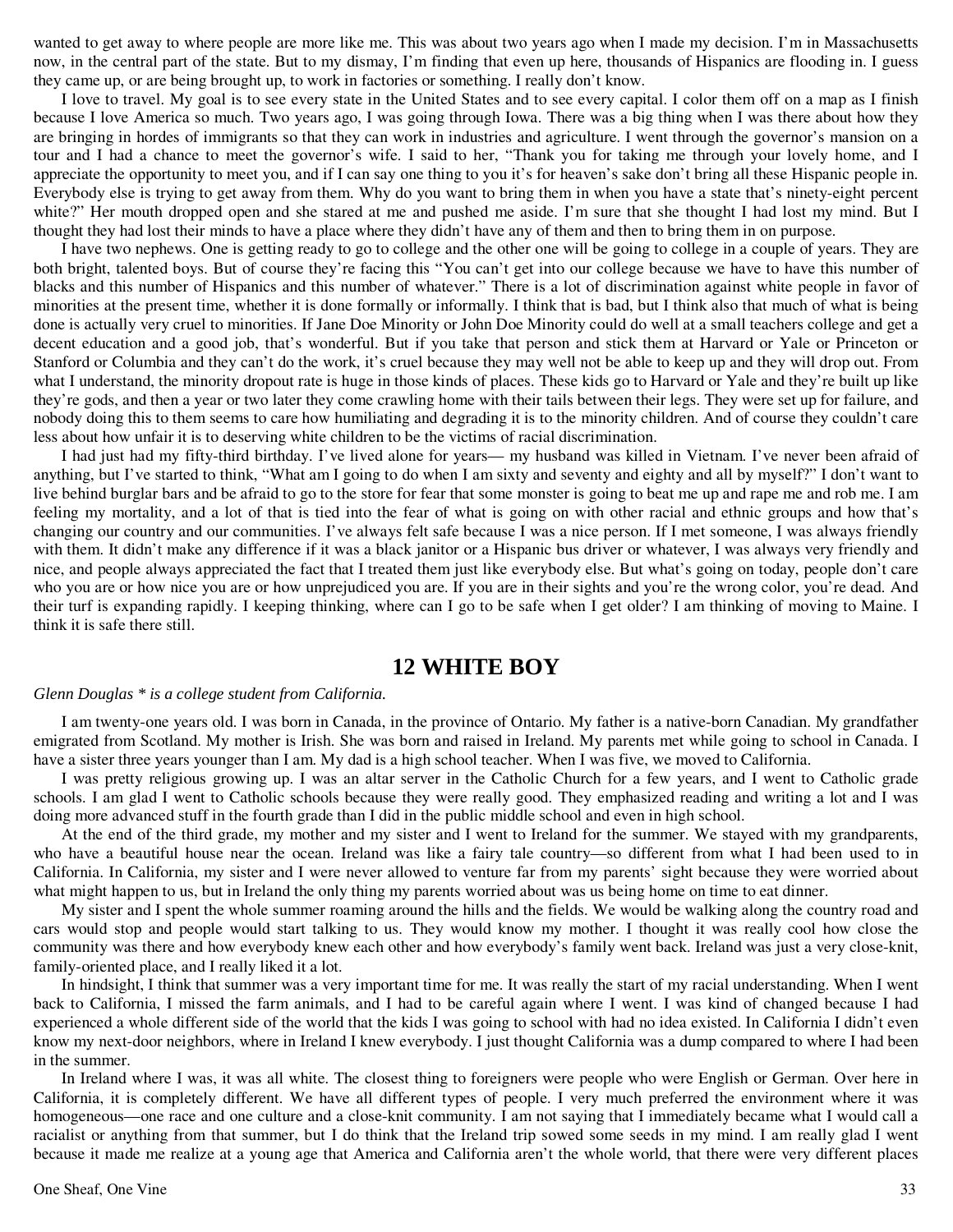wanted to get away to where people are more like me. This was about two years ago when I made my decision. I'm in Massachusetts now, in the central part of the state. But to my dismay, I'm finding that even up here, thousands of Hispanics are flooding in. I guess they came up, or are being brought up, to work in factories or something. I really don't know.

I love to travel. My goal is to see every state in the United States and to see every capital. I color them off on a map as I finish because I love America so much. Two years ago, I was going through Iowa. There was a big thing when I was there about how they are bringing in hordes of immigrants so that they can work in industries and agriculture. I went through the governor's mansion on a tour and I had a chance to meet the governor's wife. I said to her, "Thank you for taking me through your lovely home, and I appreciate the opportunity to meet you, and if I can say one thing to you it's for heaven's sake don't bring all these Hispanic people in. Everybody else is trying to get away from them. Why do you want to bring them in when you have a state that's ninety-eight percent white?" Her mouth dropped open and she stared at me and pushed me aside. I'm sure that she thought I had lost my mind. But I thought they had lost their minds to have a place where they didn't have any of them and then to bring them in on purpose.

I have two nephews. One is getting ready to go to college and the other one will be going to college in a couple of years. They are both bright, talented boys. But of course they're facing this "You can't get into our college because we have to have this number of blacks and this number of Hispanics and this number of whatever." There is a lot of discrimination against white people in favor of minorities at the present time, whether it is done formally or informally. I think that is bad, but I think also that much of what is being done is actually very cruel to minorities. If Jane Doe Minority or John Doe Minority could do well at a small teachers college and get a decent education and a good job, that's wonderful. But if you take that person and stick them at Harvard or Yale or Princeton or Stanford or Columbia and they can't do the work, it's cruel because they may well not be able to keep up and they will drop out. From what I understand, the minority dropout rate is huge in those kinds of places. These kids go to Harvard or Yale and they're built up like they're gods, and then a year or two later they come crawling home with their tails between their legs. They were set up for failure, and nobody doing this to them seems to care how humiliating and degrading it is to the minority children. And of course they couldn't care less about how unfair it is to deserving white children to be the victims of racial discrimination.

I had just had my fifty-third birthday. I've lived alone for years— my husband was killed in Vietnam. I've never been afraid of anything, but I've started to think, "What am I going to do when I am sixty and seventy and eighty and all by myself?" I don't want to live behind burglar bars and be afraid to go to the store for fear that some monster is going to beat me up and rape me and rob me. I am feeling my mortality, and a lot of that is tied into the fear of what is going on with other racial and ethnic groups and how that's changing our country and our communities. I've always felt safe because I was a nice person. If I met someone, I was always friendly with them. It didn't make any difference if it was a black janitor or a Hispanic bus driver or whatever, I was always very friendly and nice, and people always appreciated the fact that I treated them just like everybody else. But what's going on today, people don't care who you are or how nice you are or how unprejudiced you are. If you are in their sights and you're the wrong color, you're dead. And their turf is expanding rapidly. I keeping thinking, where can I go to be safe when I get older? I am thinking of moving to Maine. I think it is safe there still.

## 12 WHITE BOY

*Glenn Douglas * is a college student from California.*

I am twenty-one years old. I was born in Canada, in the province of Ontario. My father is a native-born Canadian. My grandfather emigrated from Scotland. My mother is Irish. She was born and raised in Ireland. My parents met while going to school in Canada. I have a sister three years younger than I am. My dad is a high school teacher. When I was five, we moved to California.

I was pretty religious growing up. I was an altar server in the Catholic Church for a few years, and I went to Catholic grade schools. I am glad I went to Catholic schools because they were really good. They emphasized reading and writing a lot and I was doing more advanced stuff in the fourth grade than I did in the public middle school and even in high school.

At the end of the third grade, my mother and my sister and I went to Ireland for the summer. We stayed with my grandparents, who have a beautiful house near the ocean. Ireland was like a fairy tale country—so different from what I had been used to in California. In California, my sister and I were never allowed to venture far from my parents' sight because they were worried about what might happen to us, but in Ireland the only thing my parents worried about was us being home on time to eat dinner.

My sister and I spent the whole summer roaming around the hills and the fields. We would be walking along the country road and cars would stop and people would start talking to us. They would know my mother. I thought it was really cool how close the community was there and how everybody knew each other and how everybody's family went back. Ireland was just a very close-knit, family-oriented place, and I really liked it a lot.

In hindsight, I think that summer was a very important time for me. It was really the start of my racial understanding. When I went back to California, I missed the farm animals, and I had to be careful again where I went. I was kind of changed because I had experienced a whole different side of the world that the kids I was going to school with had no idea existed. In California I didn't even know my next-door neighbors, where in Ireland I knew everybody. I just thought California was a dump compared to where I had been in the summer.

In Ireland where I was, it was all white. The closest thing to foreigners were people who were English or German. Over here in California, it is completely different. We have all different types of people. I very much preferred the environment where it was homogeneous—one race and one culture and a close-knit community. I am not saying that I immediately became what I would call a racialist or anything from that summer, but I do think that the Ireland trip sowed some seeds in my mind. I am really glad I went because it made me realize at a young age that America and California aren't the whole world, that there were very different places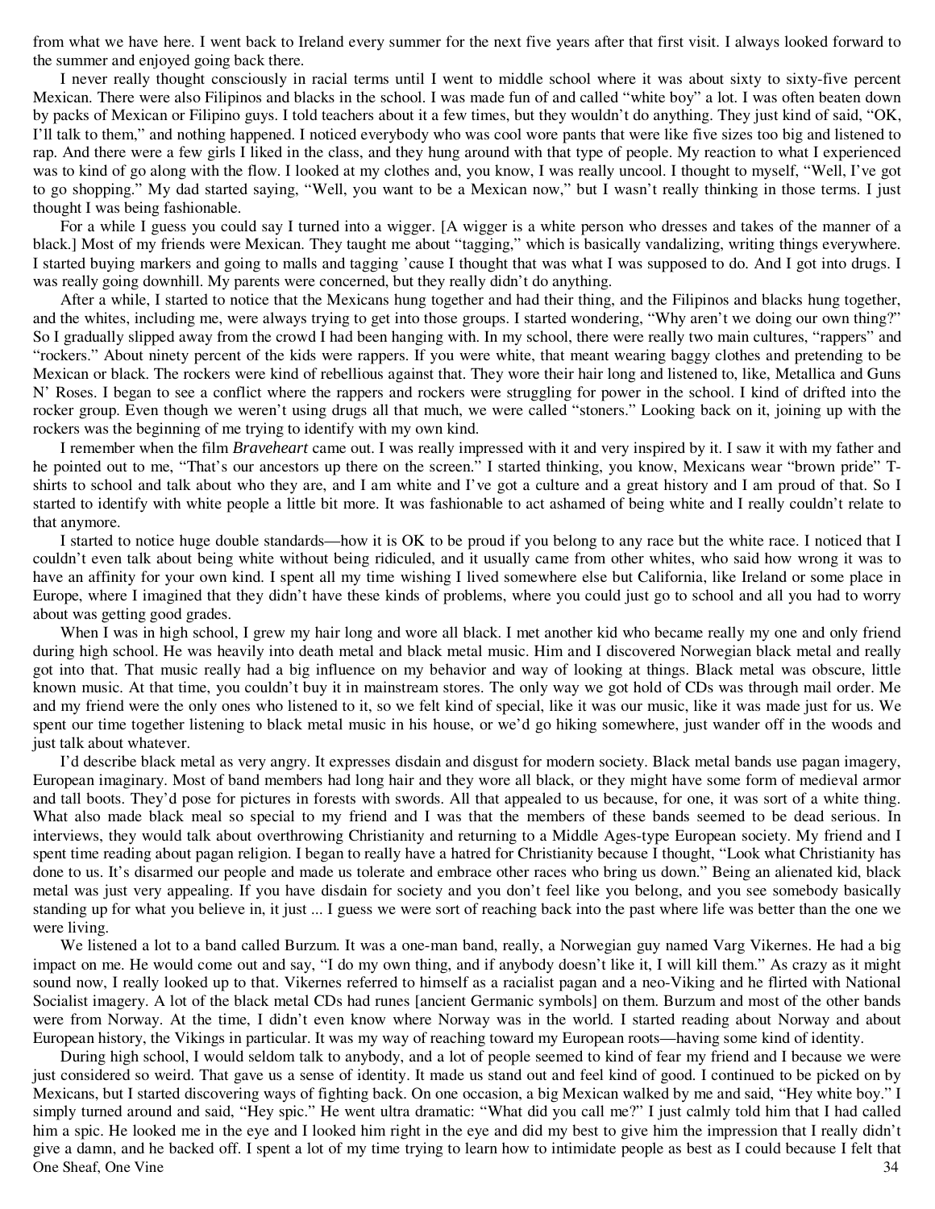from what we have here. I went back to Ireland every summer for the next five years after that first visit. I always looked forward to the summer and enjoyed going back there.

I never really thought consciously in racial terms until I went to middle school where it was about sixty to sixty-five percent Mexican. There were also Filipinos and blacks in the school. I was made fun of and called "white boy" a lot. I was often beaten down by packs of Mexican or Filipino guys. I told teachers about it a few times, but they wouldn't do anything. They just kind of said, "OK, I'll talk to them," and nothing happened. I noticed everybody who was cool wore pants that were like five sizes too big and listened to rap. And there were a few girls I liked in the class, and they hung around with that type of people. My reaction to what I experienced was to kind of go along with the flow. I looked at my clothes and, you know, I was really uncool. I thought to myself, "Well, I've got to go shopping." My dad started saying, "Well, you want to be a Mexican now," but I wasn't really thinking in those terms. I just thought I was being fashionable.

For a while I guess you could say I turned into a wigger. [A wigger is a white person who dresses and takes of the manner of a black.] Most of my friends were Mexican. They taught me about "tagging," which is basically vandalizing, writing things everywhere. I started buying markers and going to malls and tagging 'cause I thought that was what I was supposed to do. And I got into drugs. I was really going downhill. My parents were concerned, but they really didn't do anything.

After a while, I started to notice that the Mexicans hung together and had their thing, and the Filipinos and blacks hung together, and the whites, including me, were always trying to get into those groups. I started wondering, "Why aren't we doing our own thing?" So I gradually slipped away from the crowd I had been hanging with. In my school, there were really two main cultures, "rappers" and "rockers." About ninety percent of the kids were rappers. If you were white, that meant wearing baggy clothes and pretending to be Mexican or black. The rockers were kind of rebellious against that. They wore their hair long and listened to, like, Metallica and Guns N' Roses. I began to see a conflict where the rappers and rockers were struggling for power in the school. I kind of drifted into the rocker group. Even though we weren't using drugs all that much, we were called "stoners." Looking back on it, joining up with the rockers was the beginning of me trying to identify with my own kind.

I remember when the film *Braveheart* came out. I was really impressed with it and very inspired by it. I saw it with my father and he pointed out to me, "That's our ancestors up there on the screen." I started thinking, you know, Mexicans wear "brown pride" T-shirts to school and talk about who they are, and I am white and I've got a culture and a great history and I am proud of that. So I started to identify with white people a little bit more. It was fashionable to act ashamed of being white and I really couldn't relate to that anymore.

I started to notice huge double standards—how it is OK to be proud if you belong to any race but the white race. I noticed that I couldn't even talk about being white without being ridiculed, and it usually came from other whites, who said how wrong it was to have an affinity for your own kind. I spent all my time wishing I lived somewhere else but California, like Ireland or some place in Europe, where I imagined that they didn't have these kinds of problems, where you could just go to school and all you had to worry about was getting good grades.

When I was in high school, I grew my hair long and wore all black. I met another kid who became really my one and only friend during high school. He was heavily into death metal and black metal music. Him and I discovered Norwegian black metal and really got into that. That music really had a big influence on my behavior and way of looking at things. Black metal was obscure, little known music. At that time, you couldn't buy it in mainstream stores. The only way we got hold of CDs was through mail order. Me and my friend were the only ones who listened to it, so we felt kind of special, like it was our music, like it was made just for us. We spent our time together listening to black metal music in his house, or we'd go hiking somewhere, just wander off in the woods and just talk about whatever.

I'd describe black metal as very angry. It expresses disdain and disgust for modern society. Black metal bands use pagan imagery, European imaginary. Most of band members had long hair and they wore all black, or they might have some form of medieval armor and tall boots. They'd pose for pictures in forests with swords. All that appealed to us because, for one, it was sort of a white thing. What also made black meal so special to my friend and I was that the members of these bands seemed to be dead serious. In interviews, they would talk about overthrowing Christianity and returning to a Middle Ages-type European society. My friend and I spent time reading about pagan religion. I began to really have a hatred for Christianity because I thought, "Look what Christianity has done to us. It's disarmed our people and made us tolerate and embrace other races who bring us down." Being an alienated kid, black metal was just very appealing. If you have disdain for society and you don't feel like you belong, and you see somebody basically standing up for what you believe in, it just ... I guess we were sort of reaching back into the past where life was better than the one we were living.

We listened a lot to a band called Burzum. It was a one-man band, really, a Norwegian guy named Varg Vikernes. He had a big impact on me. He would come out and say, "I do my own thing, and if anybody doesn't like it, I will kill them." As crazy as it might sound now, I really looked up to that. Vikernes referred to himself as a racialist pagan and a neo-Viking and he flirted with National Socialist imagery. A lot of the black metal CDs had runes [ancient Germanic symbols] on them. Burzum and most of the other bands were from Norway. At the time, I didn't even know where Norway was in the world. I started reading about Norway and about European history, the Vikings in particular. It was my way of reaching toward my European roots—having some kind of identity.

During high school, I would seldom talk to anybody, and a lot of people seemed to kind of fear my friend and I because we were just considered so weird. That gave us a sense of identity. It made us stand out and feel kind of good. I continued to be picked on by Mexicans, but I started discovering ways of fighting back. On one occasion, a big Mexican walked by me and said, "Hey white boy." I simply turned around and said, "Hey spic." He went ultra dramatic: "What did you call me?" I just calmly told him that I had called him a spic. He looked me in the eye and I looked him right in the eye and did my best to give him the impression that I really didn't give a damn, and he backed off. I spent a lot of my time trying to learn how to intimidate people as best as I could because I felt that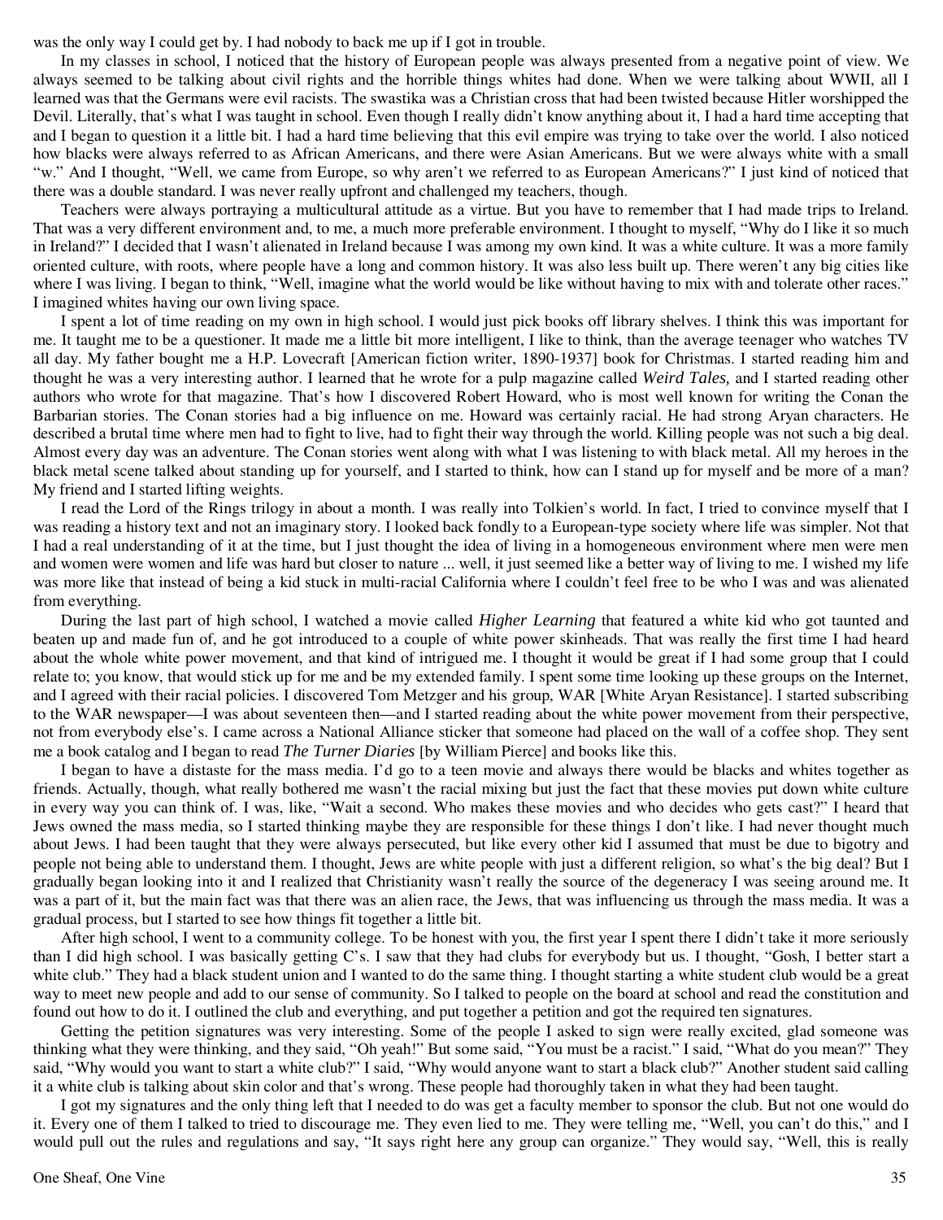was the only way I could get by. I had nobody to back me up if I got in trouble.

In my classes in school, I noticed that the history of European people was always presented from a negative point of view. We always seemed to be talking about civil rights and the horrible things whites had done. When we were talking about WWII, all I learned was that the Germans were evil racists. The swastika was a Christian cross that had been twisted because Hitler worshipped the Devil. Literally, that's what I was taught in school. Even though I really didn't know anything about it, I had a hard time accepting that and I began to question it a little bit. I had a hard time believing that this evil empire was trying to take over the world. I also noticed how blacks were always referred to as African Americans, and there were Asian Americans. But we were always white with a small "w." And I thought, "Well, we came from Europe, so why aren't we referred to as European Americans?" I just kind of noticed that there was a double standard. I was never really upfront and challenged my teachers, though.

Teachers were always portraying a multicultural attitude as a virtue. But you have to remember that I had made trips to Ireland. That was a very different environment and, to me, a much more preferable environment. I thought to myself, "Why do I like it so much in Ireland?" I decided that I wasn't alienated in Ireland because I was among my own kind. It was a white culture. It was a more family oriented culture, with roots, where people have a long and common history. It was also less built up. There weren't any big cities like where I was living. I began to think, "Well, imagine what the world would be like without having to mix with and tolerate other races." I imagined whites having our own living space.

I spent a lot of time reading on my own in high school. I would just pick books off library shelves. I think this was important for me. It taught me to be a questioner. It made me a little bit more intelligent, I like to think, than the average teenager who watches TV all day. My father bought me a H.P. Lovecraft [American fiction writer, 1890-1937] book for Christmas. I started reading him and thought he was a very interesting author. I learned that he wrote for a pulp magazine called *Weird Tales,* and I started reading other authors who wrote for that magazine. That's how I discovered Robert Howard, who is most well known for writing the Conan the Barbarian stories. The Conan stories had a big influence on me. Howard was certainly racial. He had strong Aryan characters. He described a brutal time where men had to fight to live, had to fight their way through the world. Killing people was not such a big deal. Almost every day was an adventure. The Conan stories went along with what I was listening to with black metal. All my heroes in the black metal scene talked about standing up for yourself, and I started to think, how can I stand up for myself and be more of a man? My friend and I started lifting weights.

I read the Lord of the Rings trilogy in about a month. I was really into Tolkien's world. In fact, I tried to convince myself that I was reading a history text and not an imaginary story. I looked back fondly to a European-type society where life was simpler. Not that I had a real understanding of it at the time, but I just thought the idea of living in a homogeneous environment where men were men and women were women and life was hard but closer to nature ... well, it just seemed like a better way of living to me. I wished my life was more like that instead of being a kid stuck in multi-racial California where I couldn't feel free to be who I was and was alienated from everything.

During the last part of high school, I watched a movie called *Higher Learning* that featured a white kid who got taunted and beaten up and made fun of, and he got introduced to a couple of white power skinheads. That was really the first time I had heard about the whole white power movement, and that kind of intrigued me. I thought it would be great if I had some group that I could relate to; you know, that would stick up for me and be my extended family. I spent some time looking up these groups on the Internet, and I agreed with their racial policies. I discovered Tom Metzger and his group, WAR [White Aryan Resistance]. I started subscribing to the WAR newspaper—I was about seventeen then—and I started reading about the white power movement from their perspective, not from everybody else's. I came across a National Alliance sticker that someone had placed on the wall of a coffee shop. They sent me a book catalog and I began to read *The Turner Diaries* [by William Pierce] and books like this.

I began to have a distaste for the mass media. I'd go to a teen movie and always there would be blacks and whites together as friends. Actually, though, what really bothered me wasn't the racial mixing but just the fact that these movies put down white culture in every way you can think of. I was, like, "Wait a second. Who makes these movies and who decides who gets cast?" I heard that Jews owned the mass media, so I started thinking maybe they are responsible for these things I don't like. I had never thought much about Jews. I had been taught that they were always persecuted, but like every other kid I assumed that must be due to bigotry and people not being able to understand them. I thought, Jews are white people with just a different religion, so what's the big deal? But I gradually began looking into it and I realized that Christianity wasn't really the source of the degeneracy I was seeing around me. It was a part of it, but the main fact was that there was an alien race, the Jews, that was influencing us through the mass media. It was a gradual process, but I started to see how things fit together a little bit.

After high school, I went to a community college. To be honest with you, the first year I spent there I didn't take it more seriously than I did high school. I was basically getting C's. I saw that they had clubs for everybody but us. I thought, "Gosh, I better start a white club." They had a black student union and I wanted to do the same thing. I thought starting a white student club would be a great way to meet new people and add to our sense of community. So I talked to people on the board at school and read the constitution and found out how to do it. I outlined the club and everything, and put together a petition and got the required ten signatures.

Getting the petition signatures was very interesting. Some of the people I asked to sign were really excited, glad someone was thinking what they were thinking, and they said, "Oh yeah!" But some said, "You must be a racist." I said, "What do you mean?" They said, "Why would you want to start a white club?" I said, "Why would anyone want to start a black club?" Another student said calling it a white club is talking about skin color and that's wrong. These people had thoroughly taken in what they had been taught.

I got my signatures and the only thing left that I needed to do was get a faculty member to sponsor the club. But not one would do it. Every one of them I talked to tried to discourage me. They even lied to me. They were telling me, "Well, you can't do this," and I would pull out the rules and regulations and say, "It says right here any group can organize." They would say, "Well, this is really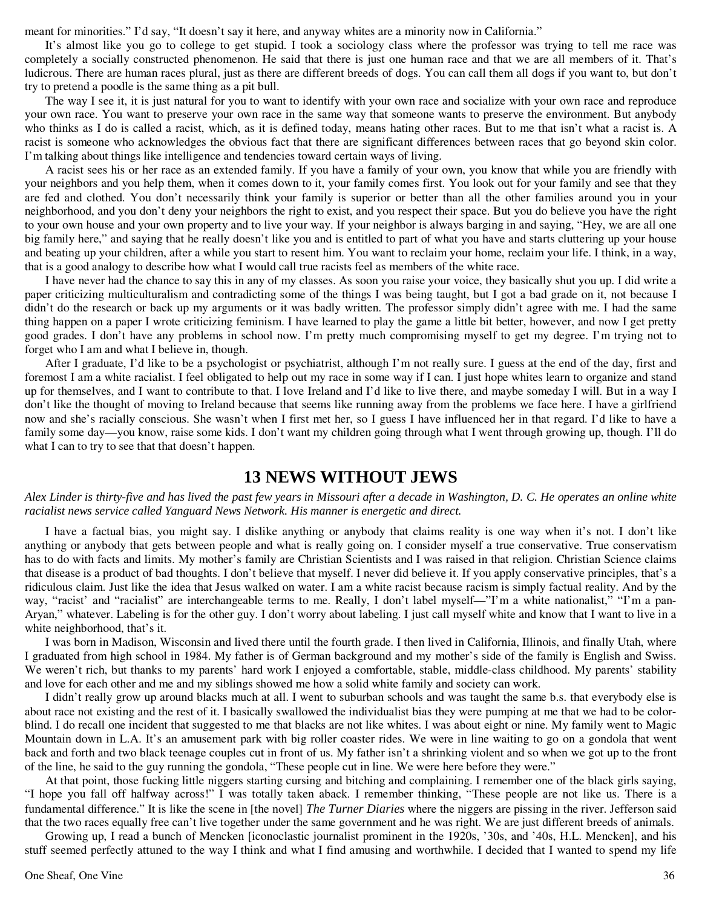meant for minorities." I'd say, "It doesn't say it here, and anyway whites are a minority now in California."

It's almost like you go to college to get stupid. I took a sociology class where the professor was trying to tell me race was completely a socially constructed phenomenon. He said that there is just one human race and that we are all members of it. That's ludicrous. There are human races plural, just as there are different breeds of dogs. You can call them all dogs if you want to, but don't try to pretend a poodle is the same thing as a pit bull.

The way I see it, it is just natural for you to want to identify with your own race and socialize with your own race and reproduce your own race. You want to preserve your own race in the same way that someone wants to preserve the environment. But anybody who thinks as I do is called a racist, which, as it is defined today, means hating other races. But to me that isn't what a racist is. A racist is someone who acknowledges the obvious fact that there are significant differences between races that go beyond skin color. I'm talking about things like intelligence and tendencies toward certain ways of living.

A racist sees his or her race as an extended family. If you have a family of your own, you know that while you are friendly with your neighbors and you help them, when it comes down to it, your family comes first. You look out for your family and see that they are fed and clothed. You don't necessarily think your family is superior or better than all the other families around you in your neighborhood, and you don't deny your neighbors the right to exist, and you respect their space. But you do believe you have the right to your own house and your own property and to live your way. If your neighbor is always barging in and saying, "Hey, we are all one big family here," and saying that he really doesn't like you and is entitled to part of what you have and starts cluttering up your house and beating up your children, after a while you start to resent him. You want to reclaim your home, reclaim your life. I think, in a way, that is a good analogy to describe how what I would call true racists feel as members of the white race.

I have never had the chance to say this in any of my classes. As soon you raise your voice, they basically shut you up. I did write a paper criticizing multiculturalism and contradicting some of the things I was being taught, but I got a bad grade on it, not because I didn't do the research or back up my arguments or it was badly written. The professor simply didn't agree with me. I had the same thing happen on a paper I wrote criticizing feminism. I have learned to play the game a little bit better, however, and now I get pretty good grades. I don't have any problems in school now. I'm pretty much compromising myself to get my degree. I'm trying not to forget who I am and what I believe in, though.

After I graduate, I'd like to be a psychologist or psychiatrist, although I'm not really sure. I guess at the end of the day, first and foremost I am a white racialist. I feel obligated to help out my race in some way if I can. I just hope whites learn to organize and stand up for themselves, and I want to contribute to that. I love Ireland and I'd like to live there, and maybe someday I will. But in a way I don't like the thought of moving to Ireland because that seems like running away from the problems we face here. I have a girlfriend now and she's racially conscious. She wasn't when I first met her, so I guess I have influenced her in that regard. I'd like to have a family some day—you know, raise some kids. I don't want my children going through what I went through growing up, though. I'll do what I can to try to see that that doesn't happen.

## 13 NEWS WITHOUT JEWS

*Alex Linder is thirty-five and has lived the past few years in Missouri after a decade in Washington, D. C. He operates an online white racialist news service called Yanguard News Network. His manner is energetic and direct.*

I have a factual bias, you might say. I dislike anything or anybody that claims reality is one way when it's not. I don't like anything or anybody that gets between people and what is really going on. I consider myself a true conservative. True conservatism has to do with facts and limits. My mother's family are Christian Scientists and I was raised in that religion. Christian Science claims that disease is a product of bad thoughts. I don't believe that myself. I never did believe it. If you apply conservative principles, that's a ridiculous claim. Just like the idea that Jesus walked on water. I am a white racist because racism is simply factual reality. And by the way, "racist' and "racialist" are interchangeable terms to me. Really, I don't label myself—"I'm a white nationalist," "I'm a pan-Aryan," whatever. Labeling is for the other guy. I don't worry about labeling. I just call myself white and know that I want to live in a white neighborhood, that's it.

I was born in Madison, Wisconsin and lived there until the fourth grade. I then lived in California, Illinois, and finally Utah, where I graduated from high school in 1984. My father is of German background and my mother's side of the family is English and Swiss. We weren't rich, but thanks to my parents' hard work I enjoyed a comfortable, stable, middle-class childhood. My parents' stability and love for each other and me and my siblings showed me how a solid white family and society can work.

I didn't really grow up around blacks much at all. I went to suburban schools and was taught the same b.s. that everybody else is about race not existing and the rest of it. I basically swallowed the individualist bias they were pumping at me that we had to be color-blind. I do recall one incident that suggested to me that blacks are not like whites. I was about eight or nine. My family went to Magic Mountain down in L.A. It's an amusement park with big roller coaster rides. We were in line waiting to go on a gondola that went back and forth and two black teenage couples cut in front of us. My father isn't a shrinking violent and so when we got up to the front of the line, he said to the guy running the gondola, "These people cut in line. We were here before they were."

At that point, those fucking little niggers starting cursing and bitching and complaining. I remember one of the black girls saying, "I hope you fall off halfway across!" I was totally taken aback. I remember thinking, "These people are not like us. There is a fundamental difference." It is like the scene in [the novel] *The Turner Diaries* where the niggers are pissing in the river. Jefferson said that the two races equally free can't live together under the same government and he was right. We are just different breeds of animals.

Growing up, I read a bunch of Mencken [iconoclastic journalist prominent in the 1920s, '30s, and '40s, H.L. Mencken], and his stuff seemed perfectly attuned to the way I think and what I find amusing and worthwhile. I decided that I wanted to spend my life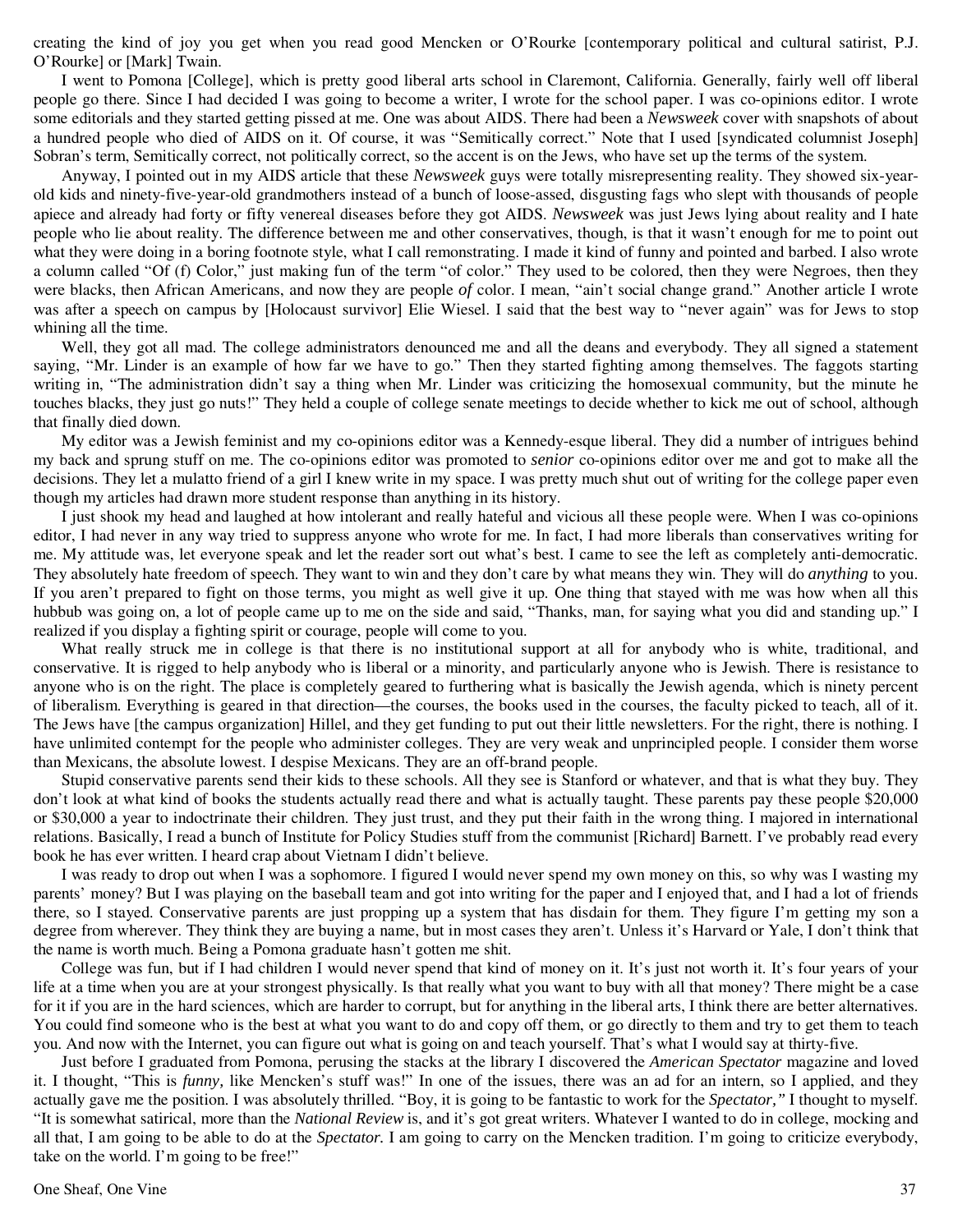creating the kind of joy you get when you read good Mencken or O'Rourke [contemporary political and cultural satirist, P.J. O'Rourke] or [Mark] Twain.

I went to Pomona [College], which is pretty good liberal arts school in Claremont, California. Generally, fairly well off liberal people go there. Since I had decided I was going to become a writer, I wrote for the school paper. I was co-opinions editor. I wrote some editorials and they started getting pissed at me. One was about AIDS. There had been a *Newsweek* cover with snapshots of about a hundred people who died of AIDS on it. Of course, it was "Semitically correct." Note that I used [syndicated columnist Joseph] Sobran's term, Semitically correct, not politically correct, so the accent is on the Jews, who have set up the terms of the system.

Anyway, I pointed out in my AIDS article that these *Newsweek* guys were totally misrepresenting reality. They showed six-year-old kids and ninety-five-year-old grandmothers instead of a bunch of loose-assed, disgusting fags who slept with thousands of people apiece and already had forty or fifty venereal diseases before they got AIDS. *Newsweek* was just Jews lying about reality and I hate people who lie about reality. The difference between me and other conservatives, though, is that it wasn't enough for me to point out what they were doing in a boring footnote style, what I call remonstrating. I made it kind of funny and pointed and barbed. I also wrote a column called "Of (f) Color," just making fun of the term "of color." They used to be colored, then they were Negroes, then they were blacks, then African Americans, and now they are people *of* color. I mean, "ain't social change grand." Another article I wrote was after a speech on campus by [Holocaust survivor] Elie Wiesel. I said that the best way to "never again" was for Jews to stop whining all the time.

Well, they got all mad. The college administrators denounced me and all the deans and everybody. They all signed a statement saying, "Mr. Linder is an example of how far we have to go." Then they started fighting among themselves. The faggots starting writing in, "The administration didn't say a thing when Mr. Linder was criticizing the homosexual community, but the minute he touches blacks, they just go nuts!" They held a couple of college senate meetings to decide whether to kick me out of school, although that finally died down.

My editor was a Jewish feminist and my co-opinions editor was a Kennedy-esque liberal. They did a number of intrigues behind my back and sprung stuff on me. The co-opinions editor was promoted to *senior* co-opinions editor over me and got to make all the decisions. They let a mulatto friend of a girl I knew write in my space. I was pretty much shut out of writing for the college paper even though my articles had drawn more student response than anything in its history.

I just shook my head and laughed at how intolerant and really hateful and vicious all these people were. When I was co-opinions editor, I had never in any way tried to suppress anyone who wrote for me. In fact, I had more liberals than conservatives writing for me. My attitude was, let everyone speak and let the reader sort out what's best. I came to see the left as completely anti-democratic. They absolutely hate freedom of speech. They want to win and they don't care by what means they win. They will do *anything* to you. If you aren't prepared to fight on those terms, you might as well give it up. One thing that stayed with me was how when all this hubbub was going on, a lot of people came up to me on the side and said, "Thanks, man, for saying what you did and standing up." I realized if you display a fighting spirit or courage, people will come to you.

What really struck me in college is that there is no institutional support at all for anybody who is white, traditional, and conservative. It is rigged to help anybody who is liberal or a minority, and particularly anyone who is Jewish. There is resistance to anyone who is on the right. The place is completely geared to furthering what is basically the Jewish agenda, which is ninety percent of liberalism. Everything is geared in that direction—the courses, the books used in the courses, the faculty picked to teach, all of it. The Jews have [the campus organization] Hillel, and they get funding to put out their little newsletters. For the right, there is nothing. I have unlimited contempt for the people who administer colleges. They are very weak and unprincipled people. I consider them worse than Mexicans, the absolute lowest. I despise Mexicans. They are an off-brand people.

Stupid conservative parents send their kids to these schools. All they see is Stanford or whatever, and that is what they buy. They don't look at what kind of books the students actually read there and what is actually taught. These parents pay these people $20,000 or $30,000 a year to indoctrinate their children. They just trust, and they put their faith in the wrong thing. I majored in international relations. Basically, I read a bunch of Institute for Policy Studies stuff from the communist [Richard] Barnett. I've probably read every book he has ever written. I heard crap about Vietnam I didn't believe.

I was ready to drop out when I was a sophomore. I figured I would never spend my own money on this, so why was I wasting my parents' money? But I was playing on the baseball team and got into writing for the paper and I enjoyed that, and I had a lot of friends there, so I stayed. Conservative parents are just propping up a system that has disdain for them. They figure I'm getting my son a degree from wherever. They think they are buying a name, but in most cases they aren't. Unless it's Harvard or Yale, I don't think that the name is worth much. Being a Pomona graduate hasn't gotten me shit.

College was fun, but if I had children I would never spend that kind of money on it. It's just not worth it. It's four years of your life at a time when you are at your strongest physically. Is that really what you want to buy with all that money? There might be a case for it if you are in the hard sciences, which are harder to corrupt, but for anything in the liberal arts, I think there are better alternatives. You could find someone who is the best at what you want to do and copy off them, or go directly to them and try to get them to teach you. And now with the Internet, you can figure out what is going on and teach yourself. That's what I would say at thirty-five.

Just before I graduated from Pomona, perusing the stacks at the library I discovered the *American Spectator* magazine and loved it. I thought, "This is *funny,* like Mencken's stuff was!" In one of the issues, there was an ad for an intern, so I applied, and they actually gave me the position. I was absolutely thrilled. "Boy, it is going to be fantastic to work for the *Spectator,"* I thought to myself. "It is somewhat satirical, more than the *National Review* is, and it's got great writers. Whatever I wanted to do in college, mocking and all that, I am going to be able to do at the *Spectator.* I am going to carry on the Mencken tradition. I'm going to criticize everybody, take on the world. I'm going to be free!"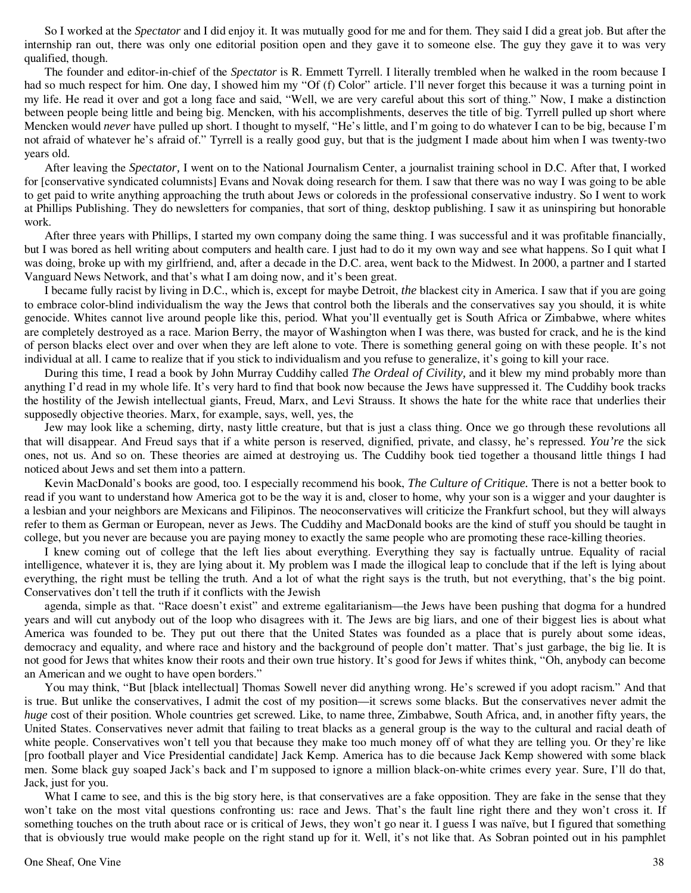So I worked at the *Spectator* and I did enjoy it. It was mutually good for me and for them. They said I did a great job. But after the internship ran out, there was only one editorial position open and they gave it to someone else. The guy they gave it to was very qualified, though.

The founder and editor-in-chief of the *Spectator* is R. Emmett Tyrrell. I literally trembled when he walked in the room because I had so much respect for him. One day, I showed him my "Of (f) Color" article. I'll never forget this because it was a turning point in my life. He read it over and got a long face and said, "Well, we are very careful about this sort of thing." Now, I make a distinction between people being little and being big. Mencken, with his accomplishments, deserves the title of big. Tyrrell pulled up short where Mencken would *never* have pulled up short. I thought to myself, "He's little, and I'm going to do whatever I can to be big, because I'm not afraid of whatever he's afraid of." Tyrrell is a really good guy, but that is the judgment I made about him when I was twenty-two years old.

After leaving the *Spectator,* I went on to the National Journalism Center, a journalist training school in D.C. After that, I worked for [conservative syndicated columnists] Evans and Novak doing research for them. I saw that there was no way I was going to be able to get paid to write anything approaching the truth about Jews or coloreds in the professional conservative industry. So I went to work at Phillips Publishing. They do newsletters for companies, that sort of thing, desktop publishing. I saw it as uninspiring but honorable work.

After three years with Phillips, I started my own company doing the same thing. I was successful and it was profitable financially, but I was bored as hell writing about computers and health care. I just had to do it my own way and see what happens. So I quit what I was doing, broke up with my girlfriend, and, after a decade in the D.C. area, went back to the Midwest. In 2000, a partner and I started Vanguard News Network, and that's what I am doing now, and it's been great.

I became fully racist by living in D.C., which is, except for maybe Detroit, *the* blackest city in America. I saw that if you are going to embrace color-blind individualism the way the Jews that control both the liberals and the conservatives say you should, it is white genocide. Whites cannot live around people like this, period. What you'll eventually get is South Africa or Zimbabwe, where whites are completely destroyed as a race. Marion Berry, the mayor of Washington when I was there, was busted for crack, and he is the kind of person blacks elect over and over when they are left alone to vote. There is something general going on with these people. It's not individual at all. I came to realize that if you stick to individualism and you refuse to generalize, it's going to kill your race.

During this time, I read a book by John Murray Cuddihy called *The Ordeal of Civility,* and it blew my mind probably more than anything I'd read in my whole life. It's very hard to find that book now because the Jews have suppressed it. The Cuddihy book tracks the hostility of the Jewish intellectual giants, Freud, Marx, and Levi Strauss. It shows the hate for the white race that underlies their supposedly objective theories. Marx, for example, says, well, yes, the Jew may look like a scheming, dirty, nasty little creature, but that is just a class thing. Once we go through these revolutions all that will disappear. And Freud says that if a white person is reserved, dignified, private, and classy, he's repressed. *You're* the sick ones, not us. And so on. These theories are aimed at destroying us. The Cuddihy book tied together a thousand little things I had noticed about Jews and set them into a pattern.

Kevin MacDonald's books are good, too. I especially recommend his book, *The Culture of Critique.* There is not a better book to read if you want to understand how America got to be the way it is and, closer to home, why your son is a wigger and your daughter is a lesbian and your neighbors are Mexicans and Filipinos. The neoconservatives will criticize the Frankfurt school, but they will always refer to them as German or European, never as Jews. The Cuddihy and MacDonald books are the kind of stuff you should be taught in college, but you never are because you are paying money to exactly the same people who are promoting these race-killing theories.

I knew coming out of college that the left lies about everything. Everything they say is factually untrue. Equality of racial intelligence, whatever it is, they are lying about it. My problem was I made the illogical leap to conclude that if the left is lying about everything, the right must be telling the truth. And a lot of what the right says is the truth, but not everything, that's the big point. Conservatives don't tell the truth if it conflicts with the Jewish agenda, simple as that. "Race doesn't exist" and extreme egalitarianism—the Jews have been pushing that dogma for a hundred years and will cut anybody out of the loop who disagrees with it. The Jews are big liars, and one of their biggest lies is about what America was founded to be. They put out there that the United States was founded as a place that is purely about some ideas, democracy and equality, and where race and history and the background of people don't matter. That's just garbage, the big lie. It is not good for Jews that whites know their roots and their own true history. It's good for Jews if whites think, "Oh, anybody can become an American and we ought to have open borders."

You may think, "But [black intellectual] Thomas Sowell never did anything wrong. He's screwed if you adopt racism." And that is true. But unlike the conservatives, I admit the cost of my position—it screws some blacks. But the conservatives never admit the *huge* cost of their position. Whole countries get screwed. Like, to name three, Zimbabwe, South Africa, and, in another fifty years, the United States. Conservatives never admit that failing to treat blacks as a general group is the way to the cultural and racial death of white people. Conservatives won't tell you that because they make too much money off of what they are telling you. Or they're like [pro football player and Vice Presidential candidate] Jack Kemp. America has to die because Jack Kemp showered with some black men. Some black guy soaped Jack's back and I'm supposed to ignore a million black-on-white crimes every year. Sure, I'll do that, Jack, just for you.

What I came to see, and this is the big story here, is that conservatives are a fake opposition. They are fake in the sense that they won't take on the most vital questions confronting us: race and Jews. That's the fault line right there and they won't cross it. If something touches on the truth about race or is critical of Jews, they won't go near it. I guess I was naïve, but I figured that something that is obviously true would make people on the right stand up for it. Well, it's not like that. As Sobran pointed out in his pamphlet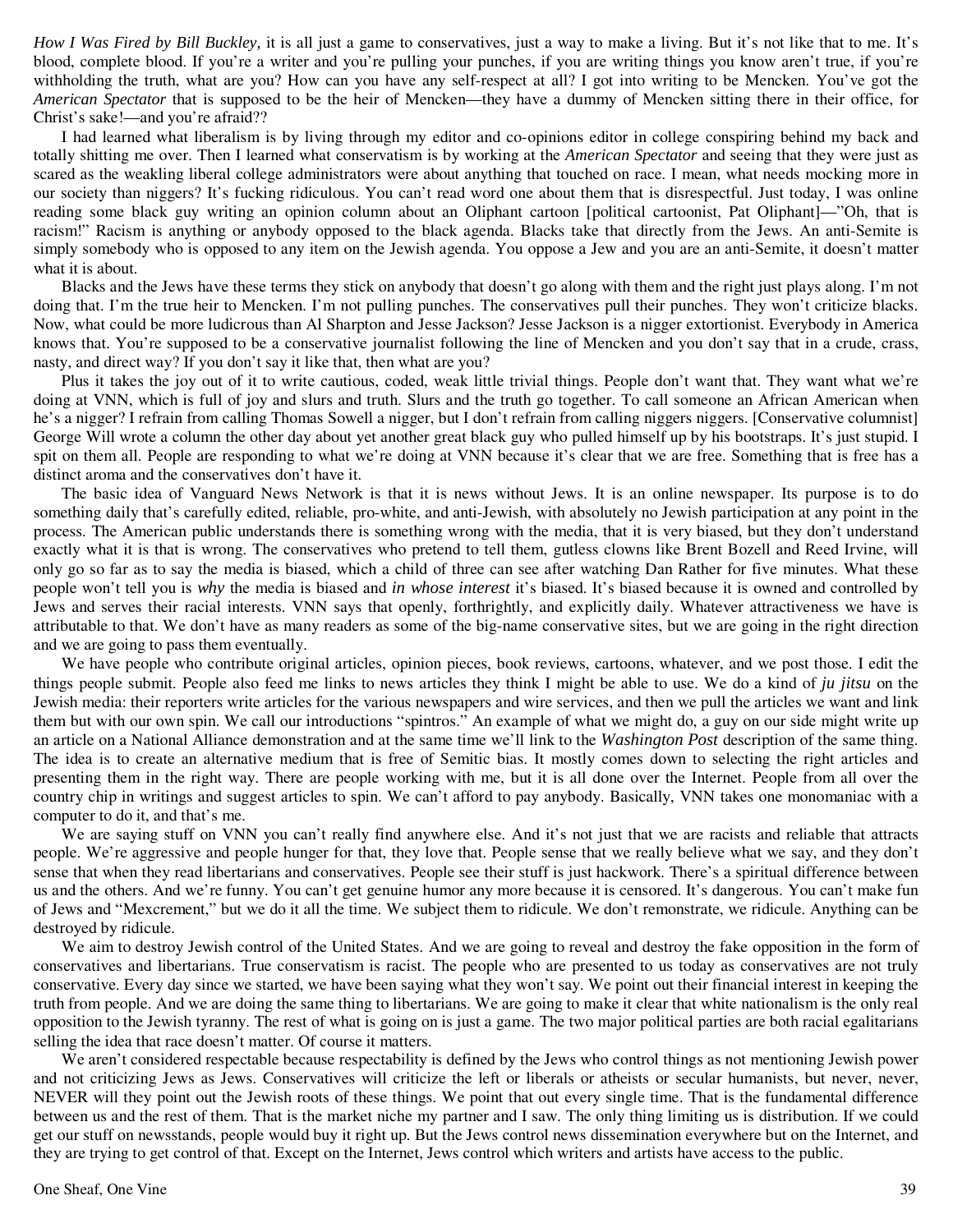*How I Was Fired by Bill Buckley,* it is all just a game to conservatives, just a way to make a living. But it's not like that to me. It's blood, complete blood. If you're a writer and you're pulling your punches, if you are writing things you know aren't true, if you're withholding the truth, what are you? How can you have any self-respect at all? I got into writing to be Mencken. You've got the *American Spectator* that is supposed to be the heir of Mencken—they have a dummy of Mencken sitting there in their office, for Christ's sake!—and you're afraid??

I had learned what liberalism is by living through my editor and co-opinions editor in college conspiring behind my back and totally shitting me over. Then I learned what conservatism is by working at the *American Spectator* and seeing that they were just as scared as the weakling liberal college administrators were about anything that touched on race. I mean, what needs mocking more in our society than niggers? It's fucking ridiculous. You can't read word one about them that is disrespectful. Just today, I was online reading some black guy writing an opinion column about an Oliphant cartoon [political cartoonist, Pat Oliphant]—"Oh, that is racism!" Racism is anything or anybody opposed to the black agenda. Blacks take that directly from the Jews. An anti-Semite is simply somebody who is opposed to any item on the Jewish agenda. You oppose a Jew and you are an anti-Semite, it doesn't matter what it is about.

Blacks and the Jews have these terms they stick on anybody that doesn't go along with them and the right just plays along. I'm not doing that. I'm the true heir to Mencken. I'm not pulling punches. The conservatives pull their punches. They won't criticize blacks. Now, what could be more ludicrous than Al Sharpton and Jesse Jackson? Jesse Jackson is a nigger extortionist. Everybody in America knows that. You're supposed to be a conservative journalist following the line of Mencken and you don't say that in a crude, crass, nasty, and direct way? If you don't say it like that, then what are you?

Plus it takes the joy out of it to write cautious, coded, weak little trivial things. People don't want that. They want what we're doing at VNN, which is full of joy and slurs and truth. Slurs and the truth go together. To call someone an African American when he's a nigger? I refrain from calling Thomas Sowell a nigger, but I don't refrain from calling niggers niggers. [Conservative columnist] George Will wrote a column the other day about yet another great black guy who pulled himself up by his bootstraps. It's just stupid. I spit on them all. People are responding to what we're doing at VNN because it's clear that we are free. Something that is free has a distinct aroma and the conservatives don't have it.

The basic idea of Vanguard News Network is that it is news without Jews. It is an online newspaper. Its purpose is to do something daily that's carefully edited, reliable, pro-white, and anti-Jewish, with absolutely no Jewish participation at any point in the process. The American public understands there is something wrong with the media, that it is very biased, but they don't understand exactly what it is that is wrong. The conservatives who pretend to tell them, gutless clowns like Brent Bozell and Reed Irvine, will only go so far as to say the media is biased, which a child of three can see after watching Dan Rather for five minutes. What these people won't tell you is *why* the media is biased and *in whose interest* it's biased. It's biased because it is owned and controlled by Jews and serves their racial interests. VNN says that openly, forthrightly, and explicitly daily. Whatever attractiveness we have is attributable to that. We don't have as many readers as some of the big-name conservative sites, but we are going in the right direction and we are going to pass them eventually.

We have people who contribute original articles, opinion pieces, book reviews, cartoons, whatever, and we post those. I edit the things people submit. People also feed me links to news articles they think I might be able to use. We do a kind of *ju jitsu* on the Jewish media: their reporters write articles for the various newspapers and wire services, and then we pull the articles we want and link them but with our own spin. We call our introductions "spintros." An example of what we might do, a guy on our side might write up an article on a National Alliance demonstration and at the same time we'll link to the *Washington Post* description of the same thing. The idea is to create an alternative medium that is free of Semitic bias. It mostly comes down to selecting the right articles and presenting them in the right way. There are people working with me, but it is all done over the Internet. People from all over the country chip in writings and suggest articles to spin. We can't afford to pay anybody. Basically, VNN takes one monomaniac with a computer to do it, and that's me.

We are saying stuff on VNN you can't really find anywhere else. And it's not just that we are racists and reliable that attracts people. We're aggressive and people hunger for that, they love that. People sense that we really believe what we say, and they don't sense that when they read libertarians and conservatives. People see their stuff is just hackwork. There's a spiritual difference between us and the others. And we're funny. You can't get genuine humor any more because it is censored. It's dangerous. You can't make fun of Jews and "Mexcrement," but we do it all the time. We subject them to ridicule. We don't remonstrate, we ridicule. Anything can be destroyed by ridicule.

We aim to destroy Jewish control of the United States. And we are going to reveal and destroy the fake opposition in the form of conservatives and libertarians. True conservatism is racist. The people who are presented to us today as conservatives are not truly conservative. Every day since we started, we have been saying what they won't say. We point out their financial interest in keeping the truth from people. And we are doing the same thing to libertarians. We are going to make it clear that white nationalism is the only real opposition to the Jewish tyranny. The rest of what is going on is just a game. The two major political parties are both racial egalitarians selling the idea that race doesn't matter. Of course it matters.

We aren't considered respectable because respectability is defined by the Jews who control things as not mentioning Jewish power and not criticizing Jews as Jews. Conservatives will criticize the left or liberals or atheists or secular humanists, but never, never, NEVER will they point out the Jewish roots of these things. We point that out every single time. That is the fundamental difference between us and the rest of them. That is the market niche my partner and I saw. The only thing limiting us is distribution. If we could get our stuff on newsstands, people would buy it right up. But the Jews control news dissemination everywhere but on the Internet, and they are trying to get control of that. Except on the Internet, Jews control which writers and artists have access to the public.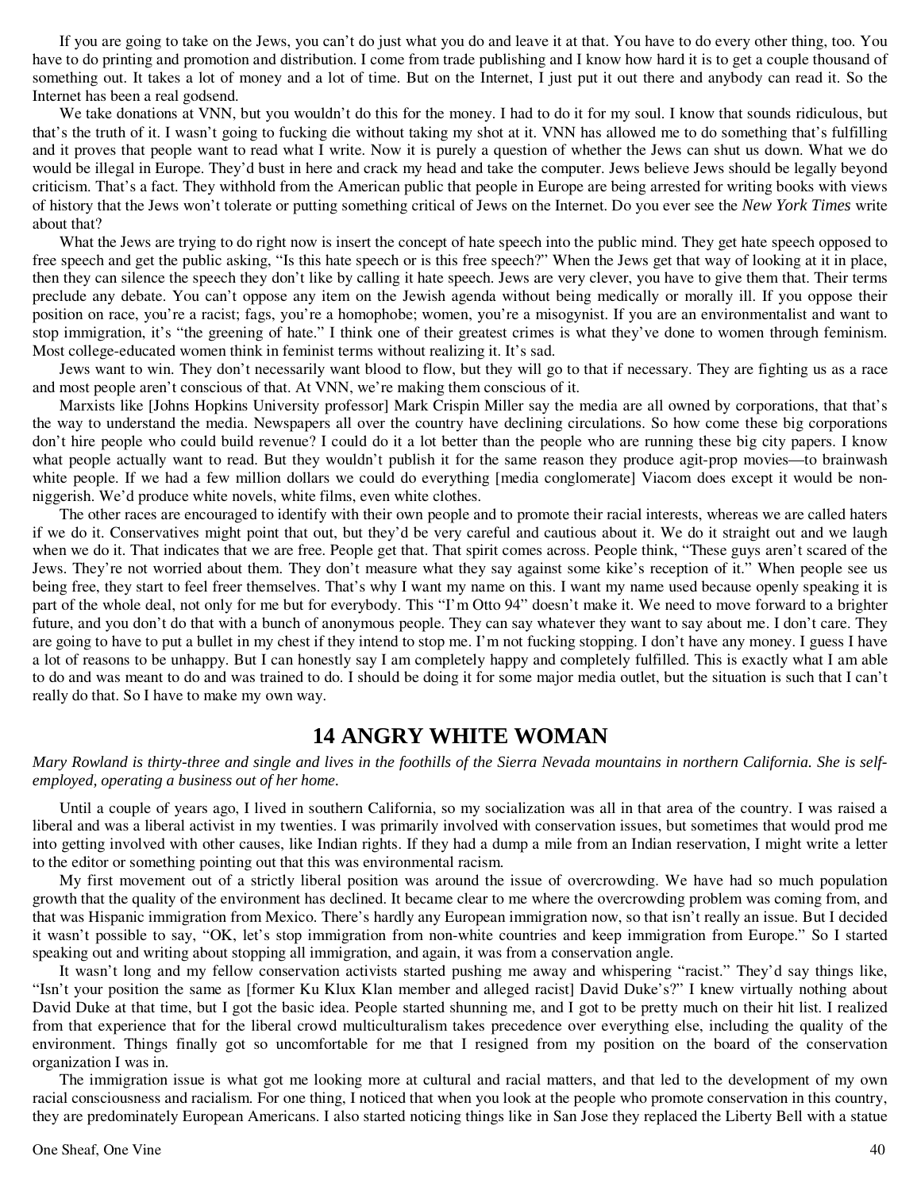If you are going to take on the Jews, you can't do just what you do and leave it at that. You have to do every other thing, too. You have to do printing and promotion and distribution. I come from trade publishing and I know how hard it is to get a couple thousand of something out. It takes a lot of money and a lot of time. But on the Internet, I just put it out there and anybody can read it. So the Internet has been a real godsend.

We take donations at VNN, but you wouldn't do this for the money. I had to do it for my soul. I know that sounds ridiculous, but that's the truth of it. I wasn't going to fucking die without taking my shot at it. VNN has allowed me to do something that's fulfilling and it proves that people want to read what I write. Now it is purely a question of whether the Jews can shut us down. What we do would be illegal in Europe. They'd bust in here and crack my head and take the computer. Jews believe Jews should be legally beyond criticism. That's a fact. They withhold from the American public that people in Europe are being arrested for writing books with views of history that the Jews won't tolerate or putting something critical of Jews on the Internet. Do you ever see the *New York Times* write about that?

What the Jews are trying to do right now is insert the concept of hate speech into the public mind. They get hate speech opposed to free speech and get the public asking, "Is this hate speech or is this free speech?" When the Jews get that way of looking at it in place, then they can silence the speech they don't like by calling it hate speech. Jews are very clever, you have to give them that. Their terms preclude any debate. You can't oppose any item on the Jewish agenda without being medically or morally ill. If you oppose their position on race, you're a racist; fags, you're a homophobe; women, you're a misogynist. If you are an environmentalist and want to stop immigration, it's "the greening of hate." I think one of their greatest crimes is what they've done to women through feminism. Most college-educated women think in feminist terms without realizing it. It's sad.

Jews want to win. They don't necessarily want blood to flow, but they will go to that if necessary. They are fighting us as a race and most people aren't conscious of that. At VNN, we're making them conscious of it.

Marxists like [Johns Hopkins University professor] Mark Crispin Miller say the media are all owned by corporations, that that's the way to understand the media. Newspapers all over the country have declining circulations. So how come these big corporations don't hire people who could build revenue? I could do it a lot better than the people who are running these big city papers. I know what people actually want to read. But they wouldn't publish it for the same reason they produce agit-prop movies—to brainwash white people. If we had a few million dollars we could do everything [media conglomerate] Viacom does except it would be non-niggerish. We'd produce white novels, white films, even white clothes.

The other races are encouraged to identify with their own people and to promote their racial interests, whereas we are called haters if we do it. Conservatives might point that out, but they'd be very careful and cautious about it. We do it straight out and we laugh when we do it. That indicates that we are free. People get that. That spirit comes across. People think, "These guys aren't scared of the Jews. They're not worried about them. They don't measure what they say against some kike's reception of it." When people see us being free, they start to feel freer themselves. That's why I want my name on this. I want my name used because openly speaking it is part of the whole deal, not only for me but for everybody. This "I'm Otto 94" doesn't make it. We need to move forward to a brighter future, and you don't do that with a bunch of anonymous people. They can say whatever they want to say about me. I don't care. They are going to have to put a bullet in my chest if they intend to stop me. I'm not fucking stopping. I don't have any money. I guess I have a lot of reasons to be unhappy. But I can honestly say I am completely happy and completely fulfilled. This is exactly what I am able to do and was meant to do and was trained to do. I should be doing it for some major media outlet, but the situation is such that I can't really do that. So I have to make my own way.

## 14 ANGRY WHITE WOMAN

*Mary Rowland is thirty-three and single and lives in the foothills of the Sierra Nevada mountains in northern California. She is self-employed, operating a business out of her home.*

Until a couple of years ago, I lived in southern California, so my socialization was all in that area of the country. I was raised a liberal and was a liberal activist in my twenties. I was primarily involved with conservation issues, but sometimes that would prod me into getting involved with other causes, like Indian rights. If they had a dump a mile from an Indian reservation, I might write a letter to the editor or something pointing out that this was environmental racism.

My first movement out of a strictly liberal position was around the issue of overcrowding. We have had so much population growth that the quality of the environment has declined. It became clear to me where the overcrowding problem was coming from, and that was Hispanic immigration from Mexico. There's hardly any European immigration now, so that isn't really an issue. But I decided it wasn't possible to say, "OK, let's stop immigration from non-white countries and keep immigration from Europe." So I started speaking out and writing about stopping all immigration, and again, it was from a conservation angle.

It wasn't long and my fellow conservation activists started pushing me away and whispering "racist." They'd say things like, "Isn't your position the same as [former Ku Klux Klan member and alleged racist] David Duke's?" I knew virtually nothing about David Duke at that time, but I got the basic idea. People started shunning me, and I got to be pretty much on their hit list. I realized from that experience that for the liberal crowd multiculturalism takes precedence over everything else, including the quality of the environment. Things finally got so uncomfortable for me that I resigned from my position on the board of the conservation organization I was in.

The immigration issue is what got me looking more at cultural and racial matters, and that led to the development of my own racial consciousness and racialism. For one thing, I noticed that when you look at the people who promote conservation in this country, they are predominately European Americans. I also started noticing things like in San Jose they replaced the Liberty Bell with a statue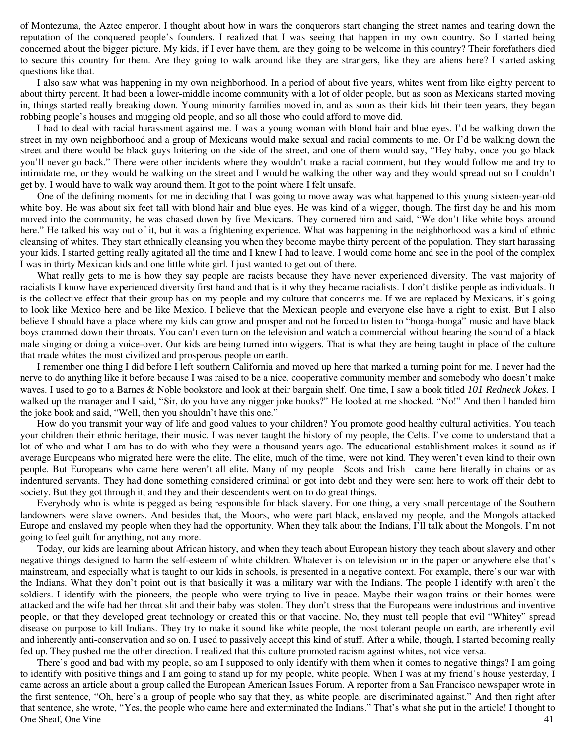of Montezuma, the Aztec emperor. I thought about how in wars the conquerors start changing the street names and tearing down the reputation of the conquered people's founders. I realized that I was seeing that happen in my own country. So I started being concerned about the bigger picture. My kids, if I ever have them, are they going to be welcome in this country? Their forefathers died to secure this country for them. Are they going to walk around like they are strangers, like they are aliens here? I started asking questions like that.

I also saw what was happening in my own neighborhood. In a period of about five years, whites went from like eighty percent to about thirty percent. It had been a lower-middle income community with a lot of older people, but as soon as Mexicans started moving in, things started really breaking down. Young minority families moved in, and as soon as their kids hit their teen years, they began robbing people's houses and mugging old people, and so all those who could afford to move did.

I had to deal with racial harassment against me. I was a young woman with blond hair and blue eyes. I'd be walking down the street in my own neighborhood and a group of Mexicans would make sexual and racial comments to me. Or I'd be walking down the street and there would be black guys loitering on the side of the street, and one of them would say, "Hey baby, once you go black you'll never go back." There were other incidents where they wouldn't make a racial comment, but they would follow me and try to intimidate me, or they would be walking on the street and I would be walking the other way and they would spread out so I couldn't get by. I would have to walk way around them. It got to the point where I felt unsafe.

One of the defining moments for me in deciding that I was going to move away was what happened to this young sixteen-year-old white boy. He was about six feet tall with blond hair and blue eyes. He was kind of a wigger, though. The first day he and his mom moved into the community, he was chased down by five Mexicans. They cornered him and said, "We don't like white boys around here." He talked his way out of it, but it was a frightening experience. What was happening in the neighborhood was a kind of ethnic cleansing of whites. They start ethnically cleansing you when they become maybe thirty percent of the population. They start harassing your kids. I started getting really agitated all the time and I knew I had to leave. I would come home and see in the pool of the complex I was in thirty Mexican kids and one little white girl. I just wanted to get out of there.

What really gets to me is how they say people are racists because they have never experienced diversity. The vast majority of racialists I know have experienced diversity first hand and that is it why they became racialists. I don't dislike people as individuals. It is the collective effect that their group has on my people and my culture that concerns me. If we are replaced by Mexicans, it's going to look like Mexico here and be like Mexico. I believe that the Mexican people and everyone else have a right to exist. But I also believe I should have a place where my kids can grow and prosper and not be forced to listen to "booga-booga" music and have black boys crammed down their throats. You can't even turn on the television and watch a commercial without hearing the sound of a black male singing or doing a voice-over. Our kids are being turned into wiggers. That is what they are being taught in place of the culture that made whites the most civilized and prosperous people on earth.

I remember one thing I did before I left southern California and moved up here that marked a turning point for me. I never had the nerve to do anything like it before because I was raised to be a nice, cooperative community member and somebody who doesn't make waves. I used to go to a Barnes & Noble bookstore and look at their bargain shelf. One time, I saw a book titled *101 Redneck Jokes.* I walked up the manager and I said, "Sir, do you have any nigger joke books?" He looked at me shocked. "No!" And then I handed him the joke book and said, "Well, then you shouldn't have this one."

How do you transmit your way of life and good values to your children? You promote good healthy cultural activities. You teach your children their ethnic heritage, their music. I was never taught the history of my people, the Celts. I've come to understand that a lot of who and what I am has to do with who they were a thousand years ago. The educational establishment makes it sound as if average Europeans who migrated here were the elite. The elite, much of the time, were not kind. They weren't even kind to their own people. But Europeans who came here weren't all elite. Many of my people—Scots and Irish—came here literally in chains or as indentured servants. They had done something considered criminal or got into debt and they were sent here to work off their debt to society. But they got through it, and they and their descendents went on to do great things.

Everybody who is white is pegged as being responsible for black slavery. For one thing, a very small percentage of the Southern landowners were slave owners. And besides that, the Moors, who were part black, enslaved my people, and the Mongols attacked Europe and enslaved my people when they had the opportunity. When they talk about the Indians, I'll talk about the Mongols. I'm not going to feel guilt for anything, not any more.

Today, our kids are learning about African history, and when they teach about European history they teach about slavery and other negative things designed to harm the self-esteem of white children. Whatever is on television or in the paper or anywhere else that's mainstream, and especially what is taught to our kids in schools, is presented in a negative context. For example, there's our war with the Indians. What they don't point out is that basically it was a military war with the Indians. The people I identify with aren't the soldiers. I identify with the pioneers, the people who were trying to live in peace. Maybe their wagon trains or their homes were attacked and the wife had her throat slit and their baby was stolen. They don't stress that the Europeans were industrious and inventive people, or that they developed great technology or created this or that vaccine. No, they must tell people that evil "Whitey" spread disease on purpose to kill Indians. They try to make it sound like white people, the most tolerant people on earth, are inherently evil and inherently anti-conservation and so on. I used to passively accept this kind of stuff. After a while, though, I started becoming really fed up. They pushed me the other direction. I realized that this culture promoted racism against whites, not vice versa.

There's good and bad with my people, so am I supposed to only identify with them when it comes to negative things? I am going to identify with positive things and I am going to stand up for my people, white people. When I was at my friend's house yesterday, I came across an article about a group called the European American Issues Forum. A reporter from a San Francisco newspaper wrote in the first sentence, "Oh, here's a group of people who say that they, as white people, are discriminated against." And then right after that sentence, she wrote, "Yes, the people who came here and exterminated the Indians." That's what she put in the article! I thought to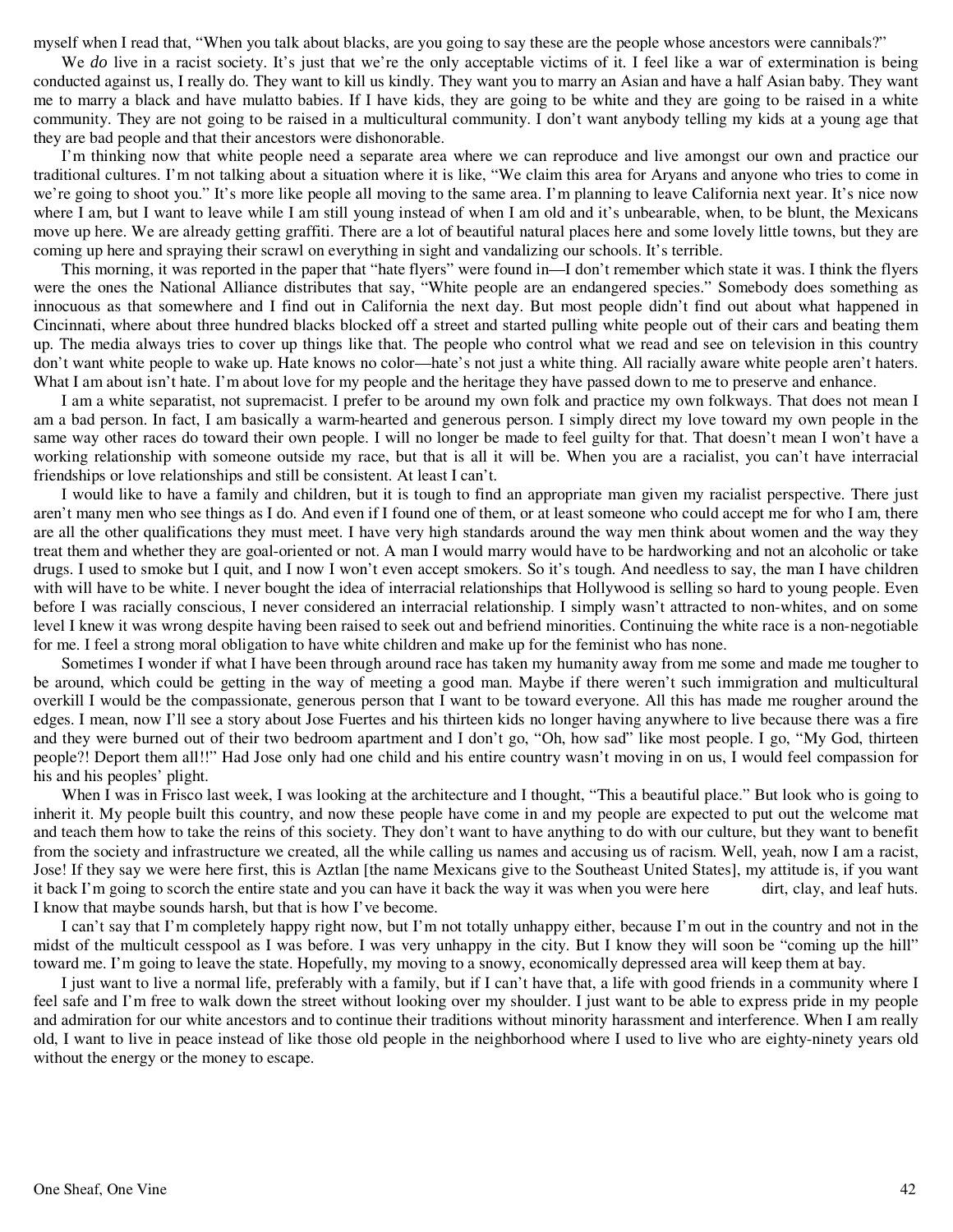myself when I read that, "When you talk about blacks, are you going to say these are the people whose ancestors were cannibals?"

We *do* live in a racist society. It's just that we're the only acceptable victims of it. I feel like a war of extermination is being conducted against us, I really do. They want to kill us kindly. They want you to marry an Asian and have a half Asian baby. They want me to marry a black and have mulatto babies. If I have kids, they are going to be white and they are going to be raised in a white community. They are not going to be raised in a multicultural community. I don't want anybody telling my kids at a young age that they are bad people and that their ancestors were dishonorable.

I'm thinking now that white people need a separate area where we can reproduce and live amongst our own and practice our traditional cultures. I'm not talking about a situation where it is like, "We claim this area for Aryans and anyone who tries to come in we're going to shoot you." It's more like people all moving to the same area. I'm planning to leave California next year. It's nice now where I am, but I want to leave while I am still young instead of when I am old and it's unbearable, when, to be blunt, the Mexicans move up here. We are already getting graffiti. There are a lot of beautiful natural places here and some lovely little towns, but they are coming up here and spraying their scrawl on everything in sight and vandalizing our schools. It's terrible.

This morning, it was reported in the paper that "hate flyers" were found in—I don't remember which state it was. I think the flyers were the ones the National Alliance distributes that say, "White people are an endangered species." Somebody does something as innocuous as that somewhere and I find out in California the next day. But most people didn't find out about what happened in Cincinnati, where about three hundred blacks blocked off a street and started pulling white people out of their cars and beating them up. The media always tries to cover up things like that. The people who control what we read and see on television in this country don't want white people to wake up. Hate knows no color—hate's not just a white thing. All racially aware white people aren't haters. What I am about isn't hate. I'm about love for my people and the heritage they have passed down to me to preserve and enhance.

I am a white separatist, not supremacist. I prefer to be around my own folk and practice my own folkways. That does not mean I am a bad person. In fact, I am basically a warm-hearted and generous person. I simply direct my love toward my own people in the same way other races do toward their own people. I will no longer be made to feel guilty for that. That doesn't mean I won't have a working relationship with someone outside my race, but that is all it will be. When you are a racialist, you can't have interracial friendships or love relationships and still be consistent. At least I can't.

I would like to have a family and children, but it is tough to find an appropriate man given my racialist perspective. There just aren't many men who see things as I do. And even if I found one of them, or at least someone who could accept me for who I am, there are all the other qualifications they must meet. I have very high standards around the way men think about women and the way they treat them and whether they are goal-oriented or not. A man I would marry would have to be hardworking and not an alcoholic or take drugs. I used to smoke but I quit, and I now I won't even accept smokers. So it's tough. And needless to say, the man I have children with will have to be white. I never bought the idea of interracial relationships that Hollywood is selling so hard to young people. Even before I was racially conscious, I never considered an interracial relationship. I simply wasn't attracted to non-whites, and on some level I knew it was wrong despite having been raised to seek out and befriend minorities. Continuing the white race is a non-negotiable for me. I feel a strong moral obligation to have white children and make up for the feminist who has none.

Sometimes I wonder if what I have been through around race has taken my humanity away from me some and made me tougher to be around, which could be getting in the way of meeting a good man. Maybe if there weren't such immigration and multicultural overkill I would be the compassionate, generous person that I want to be toward everyone. All this has made me rougher around the edges. I mean, now I'll see a story about Jose Fuertes and his thirteen kids no longer having anywhere to live because there was a fire and they were burned out of their two bedroom apartment and I don't go, "Oh, how sad" like most people. I go, "My God, thirteen people?! Deport them all!!" Had Jose only had one child and his entire country wasn't moving in on us, I would feel compassion for his and his peoples' plight.

When I was in Frisco last week, I was looking at the architecture and I thought, "This a beautiful place." But look who is going to inherit it. My people built this country, and now these people have come in and my people are expected to put out the welcome mat and teach them how to take the reins of this society. They don't want to have anything to do with our culture, but they want to benefit from the society and infrastructure we created, all the while calling us names and accusing us of racism. Well, yeah, now I am a racist, Jose! If they say we were here first, this is Aztlan [the name Mexicans give to the Southeast United States], my attitude is, if you want it back I'm going to scorch the entire state and you can have it back the way it was when you were here dirt, clay, and leaf huts. I know that maybe sounds harsh, but that is how I've become.

I can't say that I'm completely happy right now, but I'm not totally unhappy either, because I'm out in the country and not in the midst of the multicult cesspool as I was before. I was very unhappy in the city. But I know they will soon be "coming up the hill" toward me. I'm going to leave the state. Hopefully, my moving to a snowy, economically depressed area will keep them at bay.

I just want to live a normal life, preferably with a family, but if I can't have that, a life with good friends in a community where I feel safe and I'm free to walk down the street without looking over my shoulder. I just want to be able to express pride in my people and admiration for our white ancestors and to continue their traditions without minority harassment and interference. When I am really old, I want to live in peace instead of like those old people in the neighborhood where I used to live who are eighty-ninety years old without the energy or the money to escape.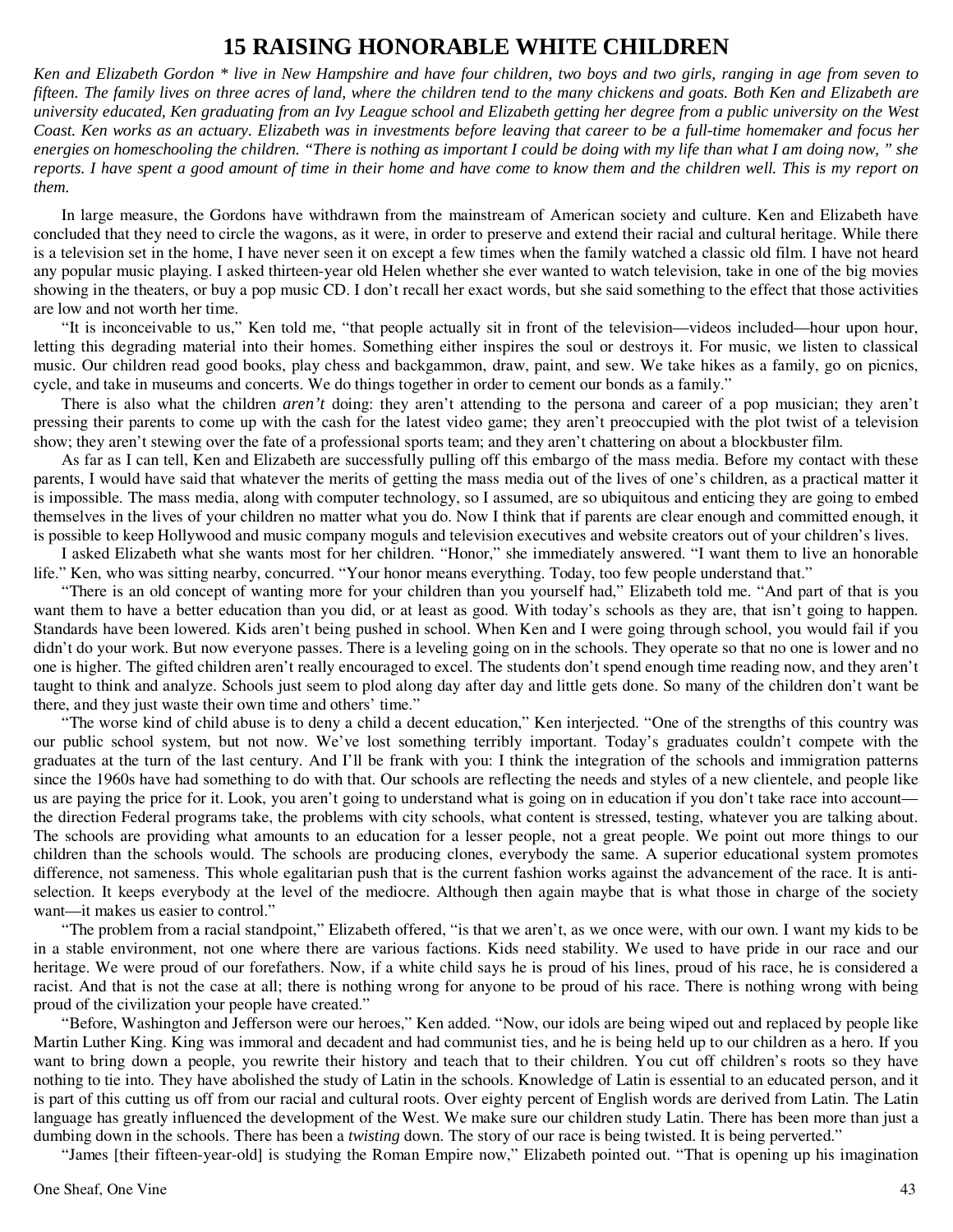# 15 RAISING HONORABLE WHITE CHILDREN

*Ken and Elizabeth Gordon * live in New Hampshire and have four children, two boys and two girls, ranging in age from seven to fifteen. The family lives on three acres of land, where the children tend to the many chickens and goats. Both Ken and Elizabeth are university educated, Ken graduating from an Ivy League school and Elizabeth getting her degree from a public university on the West Coast. Ken works as an actuary. Elizabeth was in investments before leaving that career to be a full-time homemaker and focus her energies on homeschooling the children. "There is nothing as important I could be doing with my life than what I am doing now, " she reports. I have spent a good amount of time in their home and have come to know them and the children well. This is my report on them.*

In large measure, the Gordons have withdrawn from the mainstream of American society and culture. Ken and Elizabeth have concluded that they need to circle the wagons, as it were, in order to preserve and extend their racial and cultural heritage. While there is a television set in the home, I have never seen it on except a few times when the family watched a classic old film. I have not heard any popular music playing. I asked thirteen-year old Helen whether she ever wanted to watch television, take in one of the big movies showing in the theaters, or buy a pop music CD. I don't recall her exact words, but she said something to the effect that those activities are low and not worth her time.

"It is inconceivable to us," Ken told me, "that people actually sit in front of the television—videos included—hour upon hour, letting this degrading material into their homes. Something either inspires the soul or destroys it. For music, we listen to classical music. Our children read good books, play chess and backgammon, draw, paint, and sew. We take hikes as a family, go on picnics, cycle, and take in museums and concerts. We do things together in order to cement our bonds as a family."

There is also what the children *aren't* doing: they aren't attending to the persona and career of a pop musician; they aren't pressing their parents to come up with the cash for the latest video game; they aren't preoccupied with the plot twist of a television show; they aren't stewing over the fate of a professional sports team; and they aren't chattering on about a blockbuster film.

As far as I can tell, Ken and Elizabeth are successfully pulling off this embargo of the mass media. Before my contact with these parents, I would have said that whatever the merits of getting the mass media out of the lives of one's children, as a practical matter it is impossible. The mass media, along with computer technology, so I assumed, are so ubiquitous and enticing they are going to embed themselves in the lives of your children no matter what you do. Now I think that if parents are clear enough and committed enough, it is possible to keep Hollywood and music company moguls and television executives and website creators out of your children's lives.

I asked Elizabeth what she wants most for her children. "Honor," she immediately answered. "I want them to live an honorable life." Ken, who was sitting nearby, concurred. "Your honor means everything. Today, too few people understand that."

"There is an old concept of wanting more for your children than you yourself had," Elizabeth told me. "And part of that is you want them to have a better education than you did, or at least as good. With today's schools as they are, that isn't going to happen. Standards have been lowered. Kids aren't being pushed in school. When Ken and I were going through school, you would fail if you didn't do your work. But now everyone passes. There is a leveling going on in the schools. They operate so that no one is lower and no one is higher. The gifted children aren't really encouraged to excel. The students don't spend enough time reading now, and they aren't taught to think and analyze. Schools just seem to plod along day after day and little gets done. So many of the children don't want be there, and they just waste their own time and others' time."

"The worse kind of child abuse is to deny a child a decent education," Ken interjected. "One of the strengths of this country was our public school system, but not now. We've lost something terribly important. Today's graduates couldn't compete with the graduates at the turn of the last century. And I'll be frank with you: I think the integration of the schools and immigration patterns since the 1960s have had something to do with that. Our schools are reflecting the needs and styles of a new clientele, and people like us are paying the price for it. Look, you aren't going to understand what is going on in education if you don't take race into account—the direction Federal programs take, the problems with city schools, what content is stressed, testing, whatever you are talking about. The schools are providing what amounts to an education for a lesser people, not a great people. We point out more things to our children than the schools would. The schools are producing clones, everybody the same. A superior educational system promotes difference, not sameness. This whole egalitarian push that is the current fashion works against the advancement of the race. It is anti-selection. It keeps everybody at the level of the mediocre. Although then again maybe that is what those in charge of the society want—it makes us easier to control."

"The problem from a racial standpoint," Elizabeth offered, "is that we aren't, as we once were, with our own. I want my kids to be in a stable environment, not one where there are various factions. Kids need stability. We used to have pride in our race and our heritage. We were proud of our forefathers. Now, if a white child says he is proud of his lines, proud of his race, he is considered a racist. And that is not the case at all; there is nothing wrong for anyone to be proud of his race. There is nothing wrong with being proud of the civilization your people have created."

"Before, Washington and Jefferson were our heroes," Ken added. "Now, our idols are being wiped out and replaced by people like Martin Luther King. King was immoral and decadent and had communist ties, and he is being held up to our children as a hero. If you want to bring down a people, you rewrite their history and teach that to their children. You cut off children's roots so they have nothing to tie into. They have abolished the study of Latin in the schools. Knowledge of Latin is essential to an educated person, and it is part of this cutting us off from our racial and cultural roots. Over eighty percent of English words are derived from Latin. The Latin language has greatly influenced the development of the West. We make sure our children study Latin. There has been more than just a dumbing down in the schools. There has been a *twisting* down. The story of our race is being twisted. It is being perverted."

"James [their fifteen-year-old] is studying the Roman Empire now," Elizabeth pointed out. "That is opening up his imagination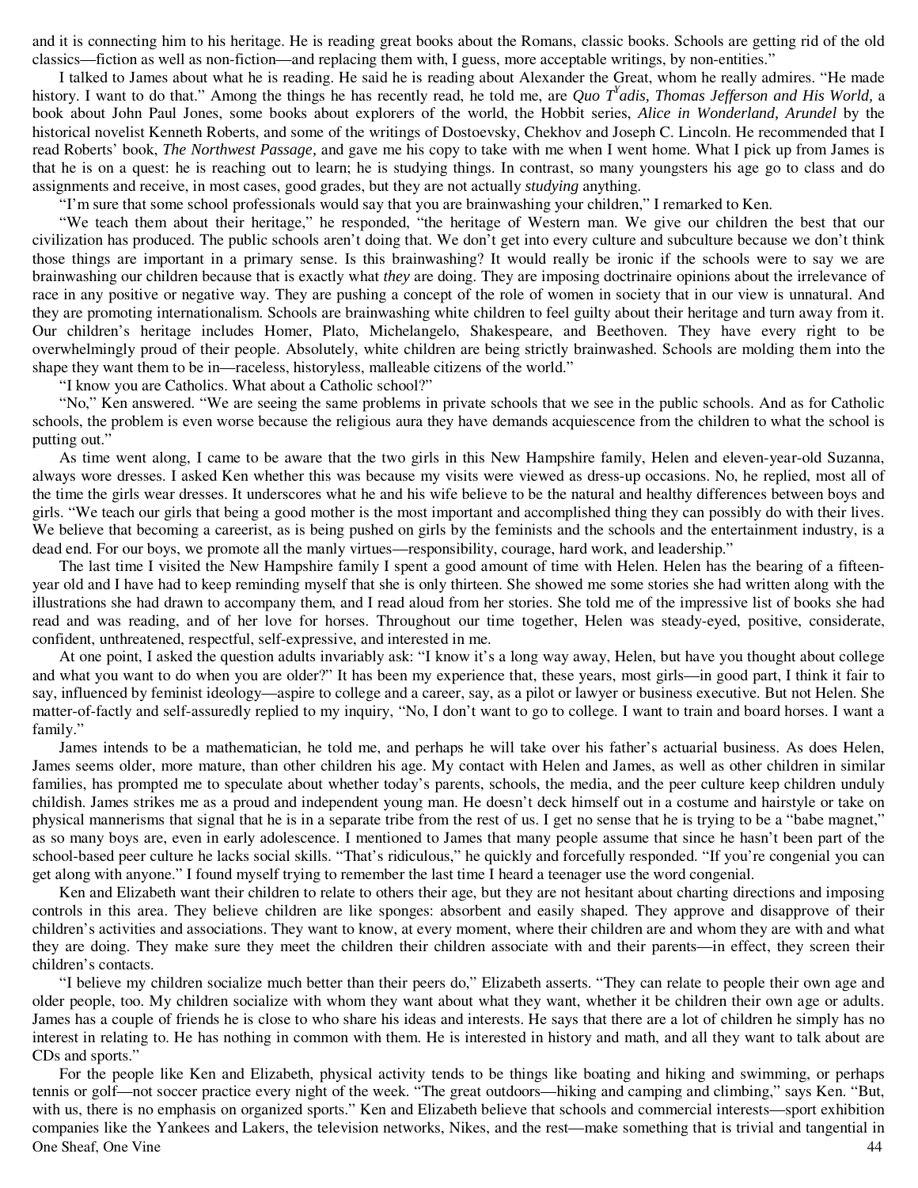and it is connecting him to his heritage. He is reading great books about the Romans, classic books. Schools are getting rid of the old classics—fiction as well as non-fiction—and replacing them with, I guess, more acceptable writings, by non-entities."

I talked to James about what he is reading. He said he is reading about Alexander the Great, whom he really admires. "He made history. I want to do that." Among the things he has recently read, he told me, are *Quo Vadis, Thomas Jefferson and His World,* a book about John Paul Jones, some books about explorers of the world, the Hobbit series, *Alice in Wonderland, Arundel* by the historical novelist Kenneth Roberts, and some of the writings of Dostoevsky, Chekhov and Joseph C. Lincoln. He recommended that I read Roberts' book, *The Northwest Passage,* and gave me his copy to take with me when I went home. What I pick up from James is that he is on a quest: he is reaching out to learn; he is studying things. In contrast, so many youngsters his age go to class and do assignments and receive, in most cases, good grades, but they are not actually *studying* anything.

"I'm sure that some school professionals would say that you are brainwashing your children," I remarked to Ken.

"We teach them about their heritage," he responded, "the heritage of Western man. We give our children the best that our civilization has produced. The public schools aren't doing that. We don't get into every culture and subculture because we don't think those things are important in a primary sense. Is this brainwashing? It would really be ironic if the schools were to say we are brainwashing our children because that is exactly what *they* are doing. They are imposing doctrinaire opinions about the irrelevance of race in any positive or negative way. They are pushing a concept of the role of women in society that in our view is unnatural. And they are promoting internationalism. Schools are brainwashing white children to feel guilty about their heritage and turn away from it. Our children's heritage includes Homer, Plato, Michelangelo, Shakespeare, and Beethoven. They have every right to be overwhelmingly proud of their people. Absolutely, white children are being strictly brainwashed. Schools are molding them into the shape they want them to be in—raceless, historyless, malleable citizens of the world."

"I know you are Catholics. What about a Catholic school?"

"No," Ken answered. "We are seeing the same problems in private schools that we see in the public schools. And as for Catholic schools, the problem is even worse because the religious aura they have demands acquiescence from the children to what the school is putting out."

As time went along, I came to be aware that the two girls in this New Hampshire family, Helen and eleven-year-old Suzanna, always wore dresses. I asked Ken whether this was because my visits were viewed as dress-up occasions. No, he replied, most all of the time the girls wear dresses. It underscores what he and his wife believe to be the natural and healthy differences between boys and girls. "We teach our girls that being a good mother is the most important and accomplished thing they can possibly do with their lives. We believe that becoming a careerist, as is being pushed on girls by the feminists and the schools and the entertainment industry, is a dead end. For our boys, we promote all the manly virtues—responsibility, courage, hard work, and leadership."

The last time I visited the New Hampshire family I spent a good amount of time with Helen. Helen has the bearing of a fifteen-year old and I have had to keep reminding myself that she is only thirteen. She showed me some stories she had written along with the illustrations she had drawn to accompany them, and I read aloud from her stories. She told me of the impressive list of books she had read and was reading, and of her love for horses. Throughout our time together, Helen was steady-eyed, positive, considerate, confident, unthreatened, respectful, self-expressive, and interested in me.

At one point, I asked the question adults invariably ask: "I know it's a long way away, Helen, but have you thought about college and what you want to do when you are older?" It has been my experience that, these years, most girls—in good part, I think it fair to say, influenced by feminist ideology—aspire to college and a career, say, as a pilot or lawyer or business executive. But not Helen. She matter-of-factly and self-assuredly replied to my inquiry, "No, I don't want to go to college. I want to train and board horses. I want a family."

James intends to be a mathematician, he told me, and perhaps he will take over his father's actuarial business. As does Helen, James seems older, more mature, than other children his age. My contact with Helen and James, as well as other children in similar families, has prompted me to speculate about whether today's parents, schools, the media, and the peer culture keep children unduly childish. James strikes me as a proud and independent young man. He doesn't deck himself out in a costume and hairstyle or take on physical mannerisms that signal that he is in a separate tribe from the rest of us. I get no sense that he is trying to be a "babe magnet," as so many boys are, even in early adolescence. I mentioned to James that many people assume that since he hasn't been part of the school-based peer culture he lacks social skills. "That's ridiculous," he quickly and forcefully responded. "If you're congenial you can get along with anyone." I found myself trying to remember the last time I heard a teenager use the word congenial.

Ken and Elizabeth want their children to relate to others their age, but they are not hesitant about charting directions and imposing controls in this area. They believe children are like sponges: absorbent and easily shaped. They approve and disapprove of their children's activities and associations. They want to know, at every moment, where their children are and whom they are with and what they are doing. They make sure they meet the children their children associate with and their parents—in effect, they screen their children's contacts.

"I believe my children socialize much better than their peers do," Elizabeth asserts. "They can relate to people their own age and older people, too. My children socialize with whom they want about what they want, whether it be children their own age or adults. James has a couple of friends he is close to who share his ideas and interests. He says that there are a lot of children he simply has no interest in relating to. He has nothing in common with them. He is interested in history and math, and all they want to talk about are CDs and sports."

For the people like Ken and Elizabeth, physical activity tends to be things like boating and hiking and swimming, or perhaps tennis or golf—not soccer practice every night of the week. "The great outdoors—hiking and camping and climbing," says Ken. "But, with us, there is no emphasis on organized sports." Ken and Elizabeth believe that schools and commercial interests—sport exhibition companies like the Yankees and Lakers, the television networks, Nikes, and the rest—make something that is trivial and tangential in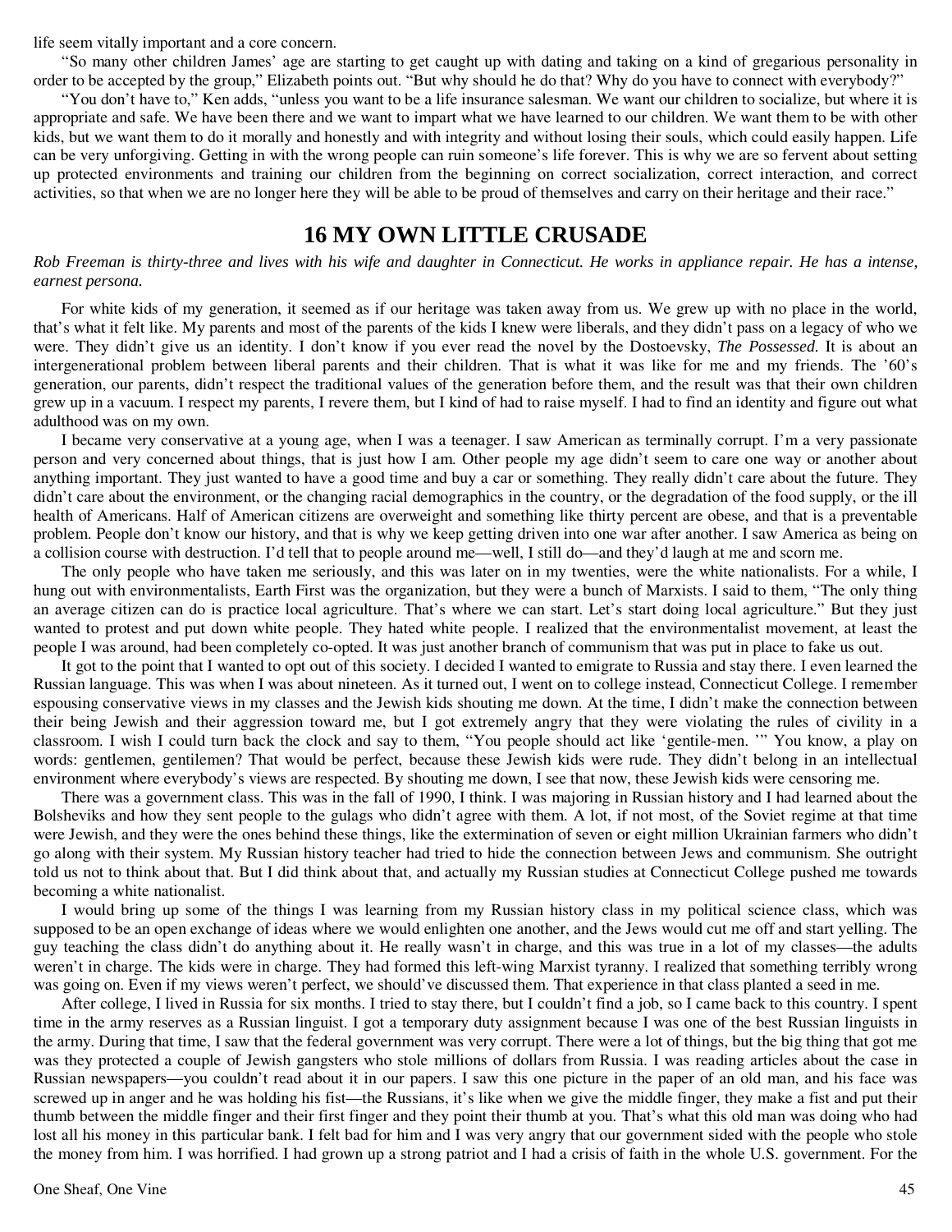life seem vitally important and a core concern.

"So many other children James' age are starting to get caught up with dating and taking on a kind of gregarious personality in order to be accepted by the group," Elizabeth points out. "But why should he do that? Why do you have to connect with everybody?"

"You don't have to," Ken adds, "unless you want to be a life insurance salesman. We want our children to socialize, but where it is appropriate and safe. We have been there and we want to impart what we have learned to our children. We want them to be with other kids, but we want them to do it morally and honestly and with integrity and without losing their souls, which could easily happen. Life can be very unforgiving. Getting in with the wrong people can ruin someone's life forever. This is why we are so fervent about setting up protected environments and training our children from the beginning on correct socialization, correct interaction, and correct activities, so that when we are no longer here they will be able to be proud of themselves and carry on their heritage and their race."

## 16 MY OWN LITTLE CRUSADE

*Rob Freeman is thirty-three and lives with his wife and daughter in Connecticut. He works in appliance repair. He has a intense, earnest persona.*

For white kids of my generation, it seemed as if our heritage was taken away from us. We grew up with no place in the world, that's what it felt like. My parents and most of the parents of the kids I knew were liberals, and they didn't pass on a legacy of who we were. They didn't give us an identity. I don't know if you ever read the novel by the Dostoevsky, *The Possessed.* It is about an intergenerational problem between liberal parents and their children. That is what it was like for me and my friends. The '60's generation, our parents, didn't respect the traditional values of the generation before them, and the result was that their own children grew up in a vacuum. I respect my parents, I revere them, but I kind of had to raise myself. I had to find an identity and figure out what adulthood was on my own.

I became very conservative at a young age, when I was a teenager. I saw American as terminally corrupt. I'm a very passionate person and very concerned about things, that is just how I am. Other people my age didn't seem to care one way or another about anything important. They just wanted to have a good time and buy a car or something. They really didn't care about the future. They didn't care about the environment, or the changing racial demographics in the country, or the degradation of the food supply, or the ill health of Americans. Half of American citizens are overweight and something like thirty percent are obese, and that is a preventable problem. People don't know our history, and that is why we keep getting driven into one war after another. I saw America as being on a collision course with destruction. I'd tell that to people around me—well, I still do—and they'd laugh at me and scorn me.

The only people who have taken me seriously, and this was later on in my twenties, were the white nationalists. For a while, I hung out with environmentalists, Earth First was the organization, but they were a bunch of Marxists. I said to them, "The only thing an average citizen can do is practice local agriculture. That's where we can start. Let's start doing local agriculture." But they just wanted to protest and put down white people. They hated white people. I realized that the environmentalist movement, at least the people I was around, had been completely co-opted. It was just another branch of communism that was put in place to fake us out.

It got to the point that I wanted to opt out of this society. I decided I wanted to emigrate to Russia and stay there. I even learned the Russian language. This was when I was about nineteen. As it turned out, I went on to college instead, Connecticut College. I remember espousing conservative views in my classes and the Jewish kids shouting me down. At the time, I didn't make the connection between their being Jewish and their aggression toward me, but I got extremely angry that they were violating the rules of civility in a classroom. I wish I could turn back the clock and say to them, "You people should act like 'gentile-men. '" You know, a play on words: gentlemen, gentilemen? That would be perfect, because these Jewish kids were rude. They didn't belong in an intellectual environment where everybody's views are respected. By shouting me down, I see that now, these Jewish kids were censoring me.

There was a government class. This was in the fall of 1990, I think. I was majoring in Russian history and I had learned about the Bolsheviks and how they sent people to the gulags who didn't agree with them. A lot, if not most, of the Soviet regime at that time were Jewish, and they were the ones behind these things, like the extermination of seven or eight million Ukrainian farmers who didn't go along with their system. My Russian history teacher had tried to hide the connection between Jews and communism. She outright told us not to think about that. But I did think about that, and actually my Russian studies at Connecticut College pushed me towards becoming a white nationalist.

I would bring up some of the things I was learning from my Russian history class in my political science class, which was supposed to be an open exchange of ideas where we would enlighten one another, and the Jews would cut me off and start yelling. The guy teaching the class didn't do anything about it. He really wasn't in charge, and this was true in a lot of my classes—the adults weren't in charge. The kids were in charge. They had formed this left-wing Marxist tyranny. I realized that something terribly wrong was going on. Even if my views weren't perfect, we should've discussed them. That experience in that class planted a seed in me.

After college, I lived in Russia for six months. I tried to stay there, but I couldn't find a job, so I came back to this country. I spent time in the army reserves as a Russian linguist. I got a temporary duty assignment because I was one of the best Russian linguists in the army. During that time, I saw that the federal government was very corrupt. There were a lot of things, but the big thing that got me was they protected a couple of Jewish gangsters who stole millions of dollars from Russia. I was reading articles about the case in Russian newspapers—you couldn't read about it in our papers. I saw this one picture in the paper of an old man, and his face was screwed up in anger and he was holding his fist—the Russians, it's like when we give the middle finger, they make a fist and put their thumb between the middle finger and their first finger and they point their thumb at you. That's what this old man was doing who had lost all his money in this particular bank. I felt bad for him and I was very angry that our government sided with the people who stole the money from him. I was horrified. I had grown up a strong patriot and I had a crisis of faith in the whole U.S. government. For the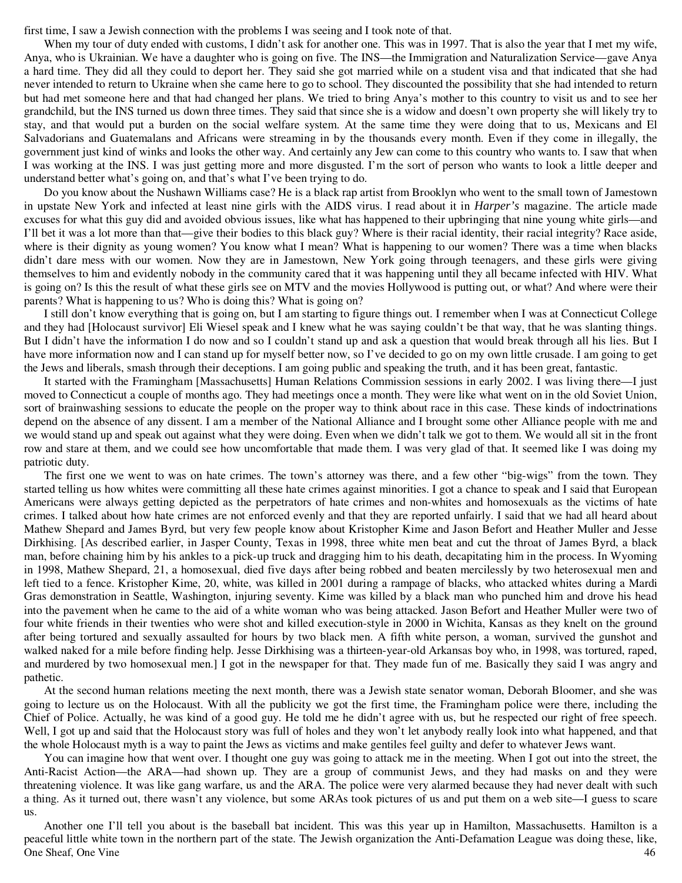first time, I saw a Jewish connection with the problems I was seeing and I took note of that.

When my tour of duty ended with customs, I didn't ask for another one. This was in 1997. That is also the year that I met my wife, Anya, who is Ukrainian. We have a daughter who is going on five. The INS—the Immigration and Naturalization Service—gave Anya a hard time. They did all they could to deport her. They said she got married while on a student visa and that indicated that she had never intended to return to Ukraine when she came here to go to school. They discounted the possibility that she had intended to return but had met someone here and that had changed her plans. We tried to bring Anya's mother to this country to visit us and to see her grandchild, but the INS turned us down three times. They said that since she is a widow and doesn't own property she will likely try to stay, and that would put a burden on the social welfare system. At the same time they were doing that to us, Mexicans and El Salvadorians and Guatemalans and Africans were streaming in by the thousands every month. Even if they come in illegally, the government just kind of winks and looks the other way. And certainly any Jew can come to this country who wants to. I saw that when I was working at the INS. I was just getting more and more disgusted. I'm the sort of person who wants to look a little deeper and understand better what's going on, and that's what I've been trying to do.

Do you know about the Nushawn Williams case? He is a black rap artist from Brooklyn who went to the small town of Jamestown in upstate New York and infected at least nine girls with the AIDS virus. I read about it in *Harper's* magazine. The article made excuses for what this guy did and avoided obvious issues, like what has happened to their upbringing that nine young white girls—and I'll bet it was a lot more than that—give their bodies to this black guy? Where is their racial identity, their racial integrity? Race aside, where is their dignity as young women? You know what I mean? What is happening to our women? There was a time when blacks didn't dare mess with our women. Now they are in Jamestown, New York going through teenagers, and these girls were giving themselves to him and evidently nobody in the community cared that it was happening until they all became infected with HIV. What is going on? Is this the result of what these girls see on MTV and the movies Hollywood is putting out, or what? And where were their parents? What is happening to us? Who is doing this? What is going on?

I still don't know everything that is going on, but I am starting to figure things out. I remember when I was at Connecticut College and they had [Holocaust survivor] Eli Wiesel speak and I knew what he was saying couldn't be that way, that he was slanting things. But I didn't have the information I do now and so I couldn't stand up and ask a question that would break through all his lies. But I have more information now and I can stand up for myself better now, so I've decided to go on my own little crusade. I am going to get the Jews and liberals, smash through their deceptions. I am going public and speaking the truth, and it has been great, fantastic.

It started with the Framingham [Massachusetts] Human Relations Commission sessions in early 2002. I was living there—I just moved to Connecticut a couple of months ago. They had meetings once a month. They were like what went on in the old Soviet Union, sort of brainwashing sessions to educate the people on the proper way to think about race in this case. These kinds of indoctrinations depend on the absence of any dissent. I am a member of the National Alliance and I brought some other Alliance people with me and we would stand up and speak out against what they were doing. Even when we didn't talk we got to them. We would all sit in the front row and stare at them, and we could see how uncomfortable that made them. I was very glad of that. It seemed like I was doing my patriotic duty.

The first one we went to was on hate crimes. The town's attorney was there, and a few other "big-wigs" from the town. They started telling us how whites were committing all these hate crimes against minorities. I got a chance to speak and I said that European Americans were always getting depicted as the perpetrators of hate crimes and non-whites and homosexuals as the victims of hate crimes. I talked about how hate crimes are not enforced evenly and that they are reported unfairly. I said that we had all heard about Mathew Shepard and James Byrd, but very few people know about Kristopher Kime and Jason Befort and Heather Muller and Jesse Dirkhising. [As described earlier, in Jasper County, Texas in 1998, three white men beat and cut the throat of James Byrd, a black man, before chaining him by his ankles to a pick-up truck and dragging him to his death, decapitating him in the process. In Wyoming in 1998, Mathew Shepard, 21, a homosexual, died five days after being robbed and beaten mercilessly by two heterosexual men and left tied to a fence. Kristopher Kime, 20, white, was killed in 2001 during a rampage of blacks, who attacked whites during a Mardi Gras demonstration in Seattle, Washington, injuring seventy. Kime was killed by a black man who punched him and drove his head into the pavement when he came to the aid of a white woman who was being attacked. Jason Befort and Heather Muller were two of four white friends in their twenties who were shot and killed execution-style in 2000 in Wichita, Kansas as they knelt on the ground after being tortured and sexually assaulted for hours by two black men. A fifth white person, a woman, survived the gunshot and walked naked for a mile before finding help. Jesse Dirkhising was a thirteen-year-old Arkansas boy who, in 1998, was tortured, raped, and murdered by two homosexual men.] I got in the newspaper for that. They made fun of me. Basically they said I was angry and pathetic.

At the second human relations meeting the next month, there was a Jewish state senator woman, Deborah Bloomer, and she was going to lecture us on the Holocaust. With all the publicity we got the first time, the Framingham police were there, including the Chief of Police. Actually, he was kind of a good guy. He told me he didn't agree with us, but he respected our right of free speech. Well, I got up and said that the Holocaust story was full of holes and they won't let anybody really look into what happened, and that the whole Holocaust myth is a way to paint the Jews as victims and make gentiles feel guilty and defer to whatever Jews want.

You can imagine how that went over. I thought one guy was going to attack me in the meeting. When I got out into the street, the Anti-Racist Action—the ARA—had shown up. They are a group of communist Jews, and they had masks on and they were threatening violence. It was like gang warfare, us and the ARA. The police were very alarmed because they had never dealt with such a thing. As it turned out, there wasn't any violence, but some ARAs took pictures of us and put them on a web site—I guess to scare us.

Another one I'll tell you about is the baseball bat incident. This was this year up in Hamilton, Massachusetts. Hamilton is a peaceful little white town in the northern part of the state. The Jewish organization the Anti-Defamation League was doing these, like,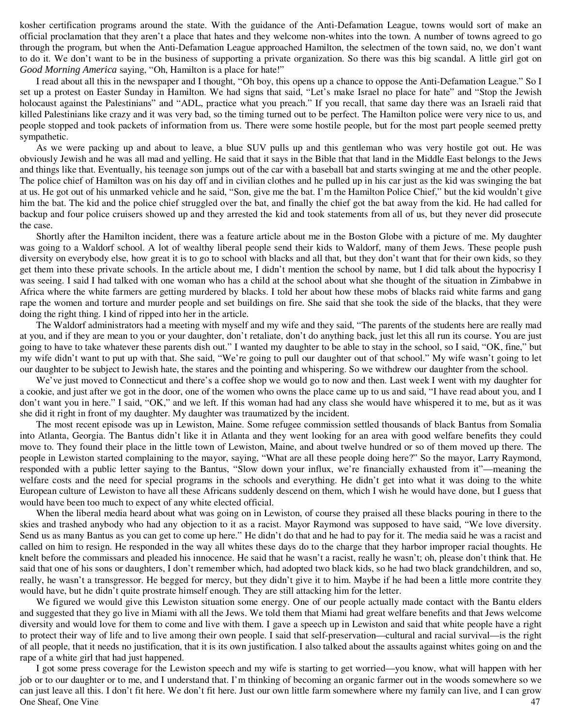kosher certification programs around the state. With the guidance of the Anti-Defamation League, towns would sort of make an official proclamation that they aren't a place that hates and they welcome non-whites into the town. A number of towns agreed to go through the program, but when the Anti-Defamation League approached Hamilton, the selectmen of the town said, no, we don't want to do it. We don't want to be in the business of supporting a private organization. So there was this big scandal. A little girl got on *Good Morning America* saying, "Oh, Hamilton is a place for hate!"

I read about all this in the newspaper and I thought, "Oh boy, this opens up a chance to oppose the Anti-Defamation League." So I set up a protest on Easter Sunday in Hamilton. We had signs that said, "Let's make Israel no place for hate" and "Stop the Jewish holocaust against the Palestinians" and "ADL, practice what you preach." If you recall, that same day there was an Israeli raid that killed Palestinians like crazy and it was very bad, so the timing turned out to be perfect. The Hamilton police were very nice to us, and people stopped and took packets of information from us. There were some hostile people, but for the most part people seemed pretty sympathetic.

As we were packing up and about to leave, a blue SUV pulls up and this gentleman who was very hostile got out. He was obviously Jewish and he was all mad and yelling. He said that it says in the Bible that that land in the Middle East belongs to the Jews and things like that. Eventually, his teenage son jumps out of the car with a baseball bat and starts swinging at me and the other people. The police chief of Hamilton was on his day off and in civilian clothes and he pulled up in his car just as the kid was swinging the bat at us. He got out of his unmarked vehicle and he said, "Son, give me the bat. I'm the Hamilton Police Chief," but the kid wouldn't give him the bat. The kid and the police chief struggled over the bat, and finally the chief got the bat away from the kid. He had called for backup and four police cruisers showed up and they arrested the kid and took statements from all of us, but they never did prosecute the case.

Shortly after the Hamilton incident, there was a feature article about me in the Boston Globe with a picture of me. My daughter was going to a Waldorf school. A lot of wealthy liberal people send their kids to Waldorf, many of them Jews. These people push diversity on everybody else, how great it is to go to school with blacks and all that, but they don't want that for their own kids, so they get them into these private schools. In the article about me, I didn't mention the school by name, but I did talk about the hypocrisy I was seeing. I said I had talked with one woman who has a child at the school about what she thought of the situation in Zimbabwe in Africa where the white farmers are getting murdered by blacks. I told her about how these mobs of blacks raid white farms and gang rape the women and torture and murder people and set buildings on fire. She said that she took the side of the blacks, that they were doing the right thing. I kind of ripped into her in the article.

The Waldorf administrators had a meeting with myself and my wife and they said, "The parents of the students here are really mad at you, and if they are mean to you or your daughter, don't retaliate, don't do anything back, just let this all run its course. You are just going to have to take whatever these parents dish out." I wanted my daughter to be able to stay in the school, so I said, "OK, fine," but my wife didn't want to put up with that. She said, "We're going to pull our daughter out of that school." My wife wasn't going to let our daughter to be subject to Jewish hate, the stares and the pointing and whispering. So we withdrew our daughter from the school.

We've just moved to Connecticut and there's a coffee shop we would go to now and then. Last week I went with my daughter for a cookie, and just after we got in the door, one of the women who owns the place came up to us and said, "I have read about you, and I don't want you in here." I said, "OK," and we left. If this woman had had any class she would have whispered it to me, but as it was she did it right in front of my daughter. My daughter was traumatized by the incident.

The most recent episode was up in Lewiston, Maine. Some refugee commission settled thousands of black Bantus from Somalia into Atlanta, Georgia. The Bantus didn't like it in Atlanta and they went looking for an area with good welfare benefits they could move to. They found their place in the little town of Lewiston, Maine, and about twelve hundred or so of them moved up there. The people in Lewiston started complaining to the mayor, saying, "What are all these people doing here?" So the mayor, Larry Raymond, responded with a public letter saying to the Bantus, "Slow down your influx, we're financially exhausted from it"—meaning the welfare costs and the need for special programs in the schools and everything. He didn't get into what it was doing to the white European culture of Lewiston to have all these Africans suddenly descend on them, which I wish he would have done, but I guess that would have been too much to expect of any white elected official.

When the liberal media heard about what was going on in Lewiston, of course they praised all these blacks pouring in there to the skies and trashed anybody who had any objection to it as a racist. Mayor Raymond was supposed to have said, "We love diversity. Send us as many Bantus as you can get to come up here." He didn't do that and he had to pay for it. The media said he was a racist and called on him to resign. He responded in the way all whites these days do to the charge that they harbor improper racial thoughts. He knelt before the commissars and pleaded his innocence. He said that he wasn't a racist, really he wasn't; oh, please don't think that. He said that one of his sons or daughters, I don't remember which, had adopted two black kids, so he had two black grandchildren, and so, really, he wasn't a transgressor. He begged for mercy, but they didn't give it to him. Maybe if he had been a little more contrite they would have, but he didn't quite prostrate himself enough. They are still attacking him for the letter.

We figured we would give this Lewiston situation some energy. One of our people actually made contact with the Bantu elders and suggested that they go live in Miami with all the Jews. We told them that Miami had great welfare benefits and that Jews welcome diversity and would love for them to come and live with them. I gave a speech up in Lewiston and said that white people have a right to protect their way of life and to live among their own people. I said that self-preservation—cultural and racial survival—is the right of all people, that it needs no justification, that it is its own justification. I also talked about the assaults against whites going on and the rape of a white girl that had just happened.

I got some press coverage for the Lewiston speech and my wife is starting to get worried—you know, what will happen with her job or to our daughter or to me, and I understand that. I'm thinking of becoming an organic farmer out in the woods somewhere so we can just leave all this. I don't fit here. We don't fit here. Just our own little farm somewhere where my family can live, and I can grow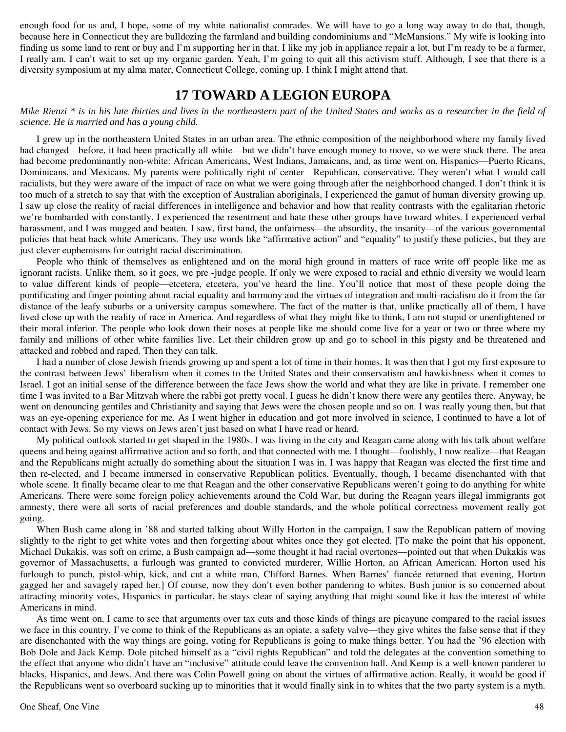enough food for us and, I hope, some of my white nationalist comrades. We will have to go a long way away to do that, though, because here in Connecticut they are bulldozing the farmland and building condominiums and "McMansions." My wife is looking into finding us some land to rent or buy and I'm supporting her in that. I like my job in appliance repair a lot, but I'm ready to be a farmer, I really am. I can't wait to set up my organic garden. Yeah, I'm going to quit all this activism stuff. Although, I see that there is a diversity symposium at my alma mater, Connecticut College, coming up. I think I might attend that.

## 17 TOWARD A LEGION EUROPA

*Mike Rienzi * is in his late thirties and lives in the northeastern part of the United States and works as a researcher in the field of science. He is married and has a young child.*

I grew up in the northeastern United States in an urban area. The ethnic composition of the neighborhood where my family lived had changed—before, it had been practically all white—but we didn't have enough money to move, so we were stuck there. The area had become predominantly non-white: African Americans, West Indians, Jamaicans, and, as time went on, Hispanics—Puerto Ricans, Dominicans, and Mexicans. My parents were politically right of center—Republican, conservative. They weren't what I would call racialists, but they were aware of the impact of race on what we were going through after the neighborhood changed. I don't think it is too much of a stretch to say that with the exception of Australian aboriginals, I experienced the gamut of human diversity growing up. I saw up close the reality of racial differences in intelligence and behavior and how that reality contrasts with the egalitarian rhetoric we're bombarded with constantly. I experienced the resentment and hate these other groups have toward whites. I experienced verbal harassment, and I was mugged and beaten. I saw, first hand, the unfairness—the absurdity, the insanity—of the various governmental policies that beat back white Americans. They use words like "affirmative action" and "equality" to justify these policies, but they are just clever euphemisms for outright racial discrimination.

People who think of themselves as enlightened and on the moral high ground in matters of race write off people like me as ignorant racists. Unlike them, so it goes, we pre -judge people. If only we were exposed to racial and ethnic diversity we would learn to value different kinds of people—etcetera, etcetera, you've heard the line. You'll notice that most of these people doing the pontificating and finger pointing about racial equality and harmony and the virtues of integration and multi-racialism do it from the far distance of the leafy suburbs or a university campus somewhere. The fact of the matter is that, unlike practically all of them, I have lived close up with the reality of race in America. And regardless of what they might like to think, I am not stupid or unenlightened or their moral inferior. The people who look down their noses at people like me should come live for a year or two or three where my family and millions of other white families live. Let their children grow up and go to school in this pigsty and be threatened and attacked and robbed and raped. Then they can talk.

I had a number of close Jewish friends growing up and spent a lot of time in their homes. It was then that I got my first exposure to the contrast between Jews' liberalism when it comes to the United States and their conservatism and hawkishness when it comes to Israel. I got an initial sense of the difference between the face Jews show the world and what they are like in private. I remember one time I was invited to a Bar Mitzvah where the rabbi got pretty vocal. I guess he didn't know there were any gentiles there. Anyway, he went on denouncing gentiles and Christianity and saying that Jews were the chosen people and so on. I was really young then, but that was an eye-opening experience for me. As I went higher in education and got more involved in science, I continued to have a lot of contact with Jews. So my views on Jews aren't just based on what I have read or heard.

My political outlook started to get shaped in the 1980s. I was living in the city and Reagan came along with his talk about welfare queens and being against affirmative action and so forth, and that connected with me. I thought—foolishly, I now realize—that Reagan and the Republicans might actually do something about the situation I was in. I was happy that Reagan was elected the first time and then re-elected, and I became immersed in conservative Republican politics. Eventually, though, I became disenchanted with that whole scene. It finally became clear to me that Reagan and the other conservative Republicans weren't going to do anything for white Americans. There were some foreign policy achievements around the Cold War, but during the Reagan years illegal immigrants got amnesty, there were all sorts of racial preferences and double standards, and the whole political correctness movement really got going.

When Bush came along in '88 and started talking about Willy Horton in the campaign, I saw the Republican pattern of moving slightly to the right to get white votes and then forgetting about whites once they got elected. [To make the point that his opponent, Michael Dukakis, was soft on crime, a Bush campaign ad—some thought it had racial overtones—pointed out that when Dukakis was governor of Massachusetts, a furlough was granted to convicted murderer, Willie Horton, an African American. Horton used his furlough to punch, pistol-whip, kick, and cut a white man, Clifford Barnes. When Barnes' fiancée returned that evening, Horton gagged her and savagely raped her.] Of course, now they don't even bother pandering to whites. Bush junior is so concerned about attracting minority votes, Hispanics in particular, he stays clear of saying anything that might sound like it has the interest of white Americans in mind.

As time went on, I came to see that arguments over tax cuts and those kinds of things are picayune compared to the racial issues we face in this country. I've come to think of the Republicans as an opiate, a safety valve—they give whites the false sense that if they are disenchanted with the way things are going, voting for Republicans is going to make things better. You had the '96 election with Bob Dole and Jack Kemp. Dole pitched himself as a "civil rights Republican" and told the delegates at the convention something to the effect that anyone who didn't have an "inclusive" attitude could leave the convention hall. And Kemp is a well-known panderer to blacks, Hispanics, and Jews. And there was Colin Powell going on about the virtues of affirmative action. Really, it would be good if the Republicans went so overboard sucking up to minorities that it would finally sink in to whites that the two party system is a myth.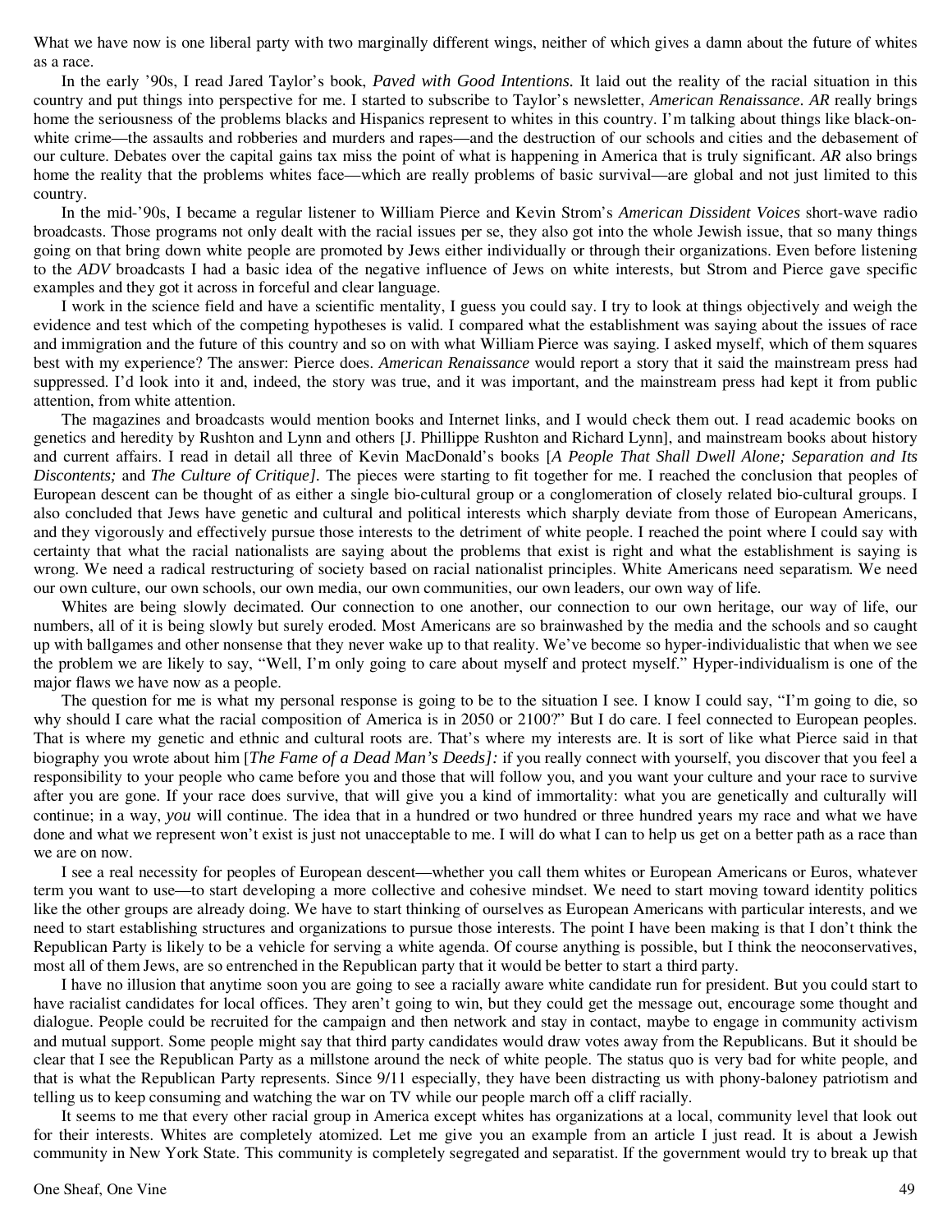What we have now is one liberal party with two marginally different wings, neither of which gives a damn about the future of whites as a race.

In the early '90s, I read Jared Taylor's book, *Paved with Good Intentions.* It laid out the reality of the racial situation in this country and put things into perspective for me. I started to subscribe to Taylor's newsletter, *American Renaissance. AR* really brings home the seriousness of the problems blacks and Hispanics represent to whites in this country. I'm talking about things like black-on-white crime—the assaults and robberies and murders and rapes—and the destruction of our schools and cities and the debasement of our culture. Debates over the capital gains tax miss the point of what is happening in America that is truly significant. *AR* also brings home the reality that the problems whites face—which are really problems of basic survival—are global and not just limited to this country.

In the mid-'90s, I became a regular listener to William Pierce and Kevin Strom's *American Dissident Voices* short-wave radio broadcasts. Those programs not only dealt with the racial issues per se, they also got into the whole Jewish issue, that so many things going on that bring down white people are promoted by Jews either individually or through their organizations. Even before listening to the *ADV* broadcasts I had a basic idea of the negative influence of Jews on white interests, but Strom and Pierce gave specific examples and they got it across in forceful and clear language.

I work in the science field and have a scientific mentality, I guess you could say. I try to look at things objectively and weigh the evidence and test which of the competing hypotheses is valid. I compared what the establishment was saying about the issues of race and immigration and the future of this country and so on with what William Pierce was saying. I asked myself, which of them squares best with my experience? The answer: Pierce does. *American Renaissance* would report a story that it said the mainstream press had suppressed. I'd look into it and, indeed, the story was true, and it was important, and the mainstream press had kept it from public attention, from white attention.

The magazines and broadcasts would mention books and Internet links, and I would check them out. I read academic books on genetics and heredity by Rushton and Lynn and others [J. Phillippe Rushton and Richard Lynn], and mainstream books about history and current affairs. I read in detail all three of Kevin MacDonald's books [*A People That Shall Dwell Alone; Separation and Its Discontents;* and *The Culture of Critique].* The pieces were starting to fit together for me. I reached the conclusion that peoples of European descent can be thought of as either a single bio-cultural group or a conglomeration of closely related bio-cultural groups. I also concluded that Jews have genetic and cultural and political interests which sharply deviate from those of European Americans, and they vigorously and effectively pursue those interests to the detriment of white people. I reached the point where I could say with certainty that what the racial nationalists are saying about the problems that exist is right and what the establishment is saying is wrong. We need a radical restructuring of society based on racial nationalist principles. White Americans need separatism. We need our own culture, our own schools, our own media, our own communities, our own leaders, our own way of life.

Whites are being slowly decimated. Our connection to one another, our connection to our own heritage, our way of life, our numbers, all of it is being slowly but surely eroded. Most Americans are so brainwashed by the media and the schools and so caught up with ballgames and other nonsense that they never wake up to that reality. We've become so hyper-individualistic that when we see the problem we are likely to say, "Well, I'm only going to care about myself and protect myself." Hyper-individualism is one of the major flaws we have now as a people.

The question for me is what my personal response is going to be to the situation I see. I know I could say, "I'm going to die, so why should I care what the racial composition of America is in 2050 or 2100?" But I do care. I feel connected to European peoples. That is where my genetic and ethnic and cultural roots are. That's where my interests are. It is sort of like what Pierce said in that biography you wrote about him [*The Fame of a Dead Man's Deeds]:* if you really connect with yourself, you discover that you feel a responsibility to your people who came before you and those that will follow you, and you want your culture and your race to survive after you are gone. If your race does survive, that will give you a kind of immortality: what you are genetically and culturally will continue; in a way, *you* will continue. The idea that in a hundred or two hundred or three hundred years my race and what we have done and what we represent won't exist is just not unacceptable to me. I will do what I can to help us get on a better path as a race than we are on now.

I see a real necessity for peoples of European descent—whether you call them whites or European Americans or Euros, whatever term you want to use—to start developing a more collective and cohesive mindset. We need to start moving toward identity politics like the other groups are already doing. We have to start thinking of ourselves as European Americans with particular interests, and we need to start establishing structures and organizations to pursue those interests. The point I have been making is that I don't think the Republican Party is likely to be a vehicle for serving a white agenda. Of course anything is possible, but I think the neoconservatives, most all of them Jews, are so entrenched in the Republican party that it would be better to start a third party.

I have no illusion that anytime soon you are going to see a racially aware white candidate run for president. But you could start to have racialist candidates for local offices. They aren't going to win, but they could get the message out, encourage some thought and dialogue. People could be recruited for the campaign and then network and stay in contact, maybe to engage in community activism and mutual support. Some people might say that third party candidates would draw votes away from the Republicans. But it should be clear that I see the Republican Party as a millstone around the neck of white people. The status quo is very bad for white people, and that is what the Republican Party represents. Since 9/11 especially, they have been distracting us with phony-baloney patriotism and telling us to keep consuming and watching the war on TV while our people march off a cliff racially.

It seems to me that every other racial group in America except whites has organizations at a local, community level that look out for their interests. Whites are completely atomized. Let me give you an example from an article I just read. It is about a Jewish community in New York State. This community is completely segregated and separatist. If the government would try to break up that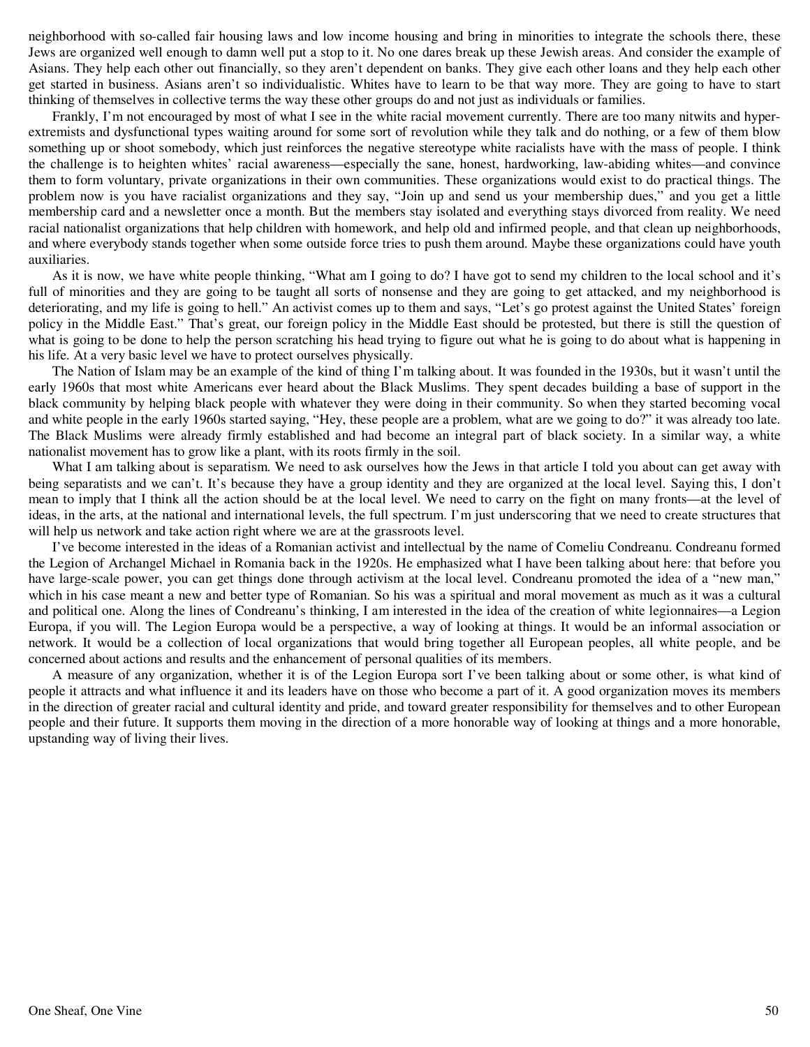neighborhood with so-called fair housing laws and low income housing and bring in minorities to integrate the schools there, these Jews are organized well enough to damn well put a stop to it. No one dares break up these Jewish areas. And consider the example of Asians. They help each other out financially, so they aren't dependent on banks. They give each other loans and they help each other get started in business. Asians aren't so individualistic. Whites have to learn to be that way more. They are going to have to start thinking of themselves in collective terms the way these other groups do and not just as individuals or families.

Frankly, I'm not encouraged by most of what I see in the white racial movement currently. There are too many nitwits and hyper-extremists and dysfunctional types waiting around for some sort of revolution while they talk and do nothing, or a few of them blow something up or shoot somebody, which just reinforces the negative stereotype white racialists have with the mass of people. I think the challenge is to heighten whites' racial awareness—especially the sane, honest, hardworking, law-abiding whites—and convince them to form voluntary, private organizations in their own communities. These organizations would exist to do practical things. The problem now is you have racialist organizations and they say, "Join up and send us your membership dues," and you get a little membership card and a newsletter once a month. But the members stay isolated and everything stays divorced from reality. We need racial nationalist organizations that help children with homework, and help old and infirmed people, and that clean up neighborhoods, and where everybody stands together when some outside force tries to push them around. Maybe these organizations could have youth auxiliaries.

As it is now, we have white people thinking, "What am I going to do? I have got to send my children to the local school and it's full of minorities and they are going to be taught all sorts of nonsense and they are going to get attacked, and my neighborhood is deteriorating, and my life is going to hell." An activist comes up to them and says, "Let's go protest against the United States' foreign policy in the Middle East." That's great, our foreign policy in the Middle East should be protested, but there is still the question of what is going to be done to help the person scratching his head trying to figure out what he is going to do about what is happening in his life. At a very basic level we have to protect ourselves physically.

The Nation of Islam may be an example of the kind of thing I'm talking about. It was founded in the 1930s, but it wasn't until the early 1960s that most white Americans ever heard about the Black Muslims. They spent decades building a base of support in the black community by helping black people with whatever they were doing in their community. So when they started becoming vocal and white people in the early 1960s started saying, "Hey, these people are a problem, what are we going to do?" it was already too late. The Black Muslims were already firmly established and had become an integral part of black society. In a similar way, a white nationalist movement has to grow like a plant, with its roots firmly in the soil.

What I am talking about is separatism. We need to ask ourselves how the Jews in that article I told you about can get away with being separatists and we can't. It's because they have a group identity and they are organized at the local level. Saying this, I don't mean to imply that I think all the action should be at the local level. We need to carry on the fight on many fronts—at the level of ideas, in the arts, at the national and international levels, the full spectrum. I'm just underscoring that we need to create structures that will help us network and take action right where we are at the grassroots level.

I've become interested in the ideas of a Romanian activist and intellectual by the name of Comeliu Condreanu. Condreanu formed the Legion of Archangel Michael in Romania back in the 1920s. He emphasized what I have been talking about here: that before you have large-scale power, you can get things done through activism at the local level. Condreanu promoted the idea of a "new man," which in his case meant a new and better type of Romanian. So his was a spiritual and moral movement as much as it was a cultural and political one. Along the lines of Condreanu's thinking, I am interested in the idea of the creation of white legionnaires—a Legion Europa, if you will. The Legion Europa would be a perspective, a way of looking at things. It would be an informal association or network. It would be a collection of local organizations that would bring together all European peoples, all white people, and be concerned about actions and results and the enhancement of personal qualities of its members.

A measure of any organization, whether it is of the Legion Europa sort I've been talking about or some other, is what kind of people it attracts and what influence it and its leaders have on those who become a part of it. A good organization moves its members in the direction of greater racial and cultural identity and pride, and toward greater responsibility for themselves and to other European people and their future. It supports them moving in the direction of a more honorable way of looking at things and a more honorable, upstanding way of living their lives.